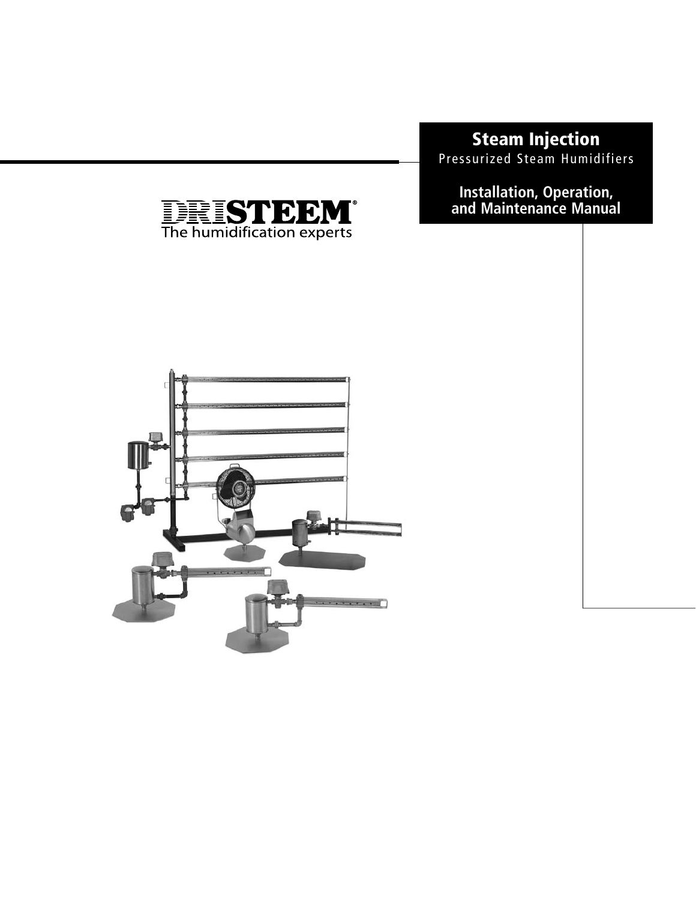# Steam Injection

Pressurized Steam Humidifiers

## Installation, Operation, and Maintenance Manual

DRISTEEM®

The humidification experts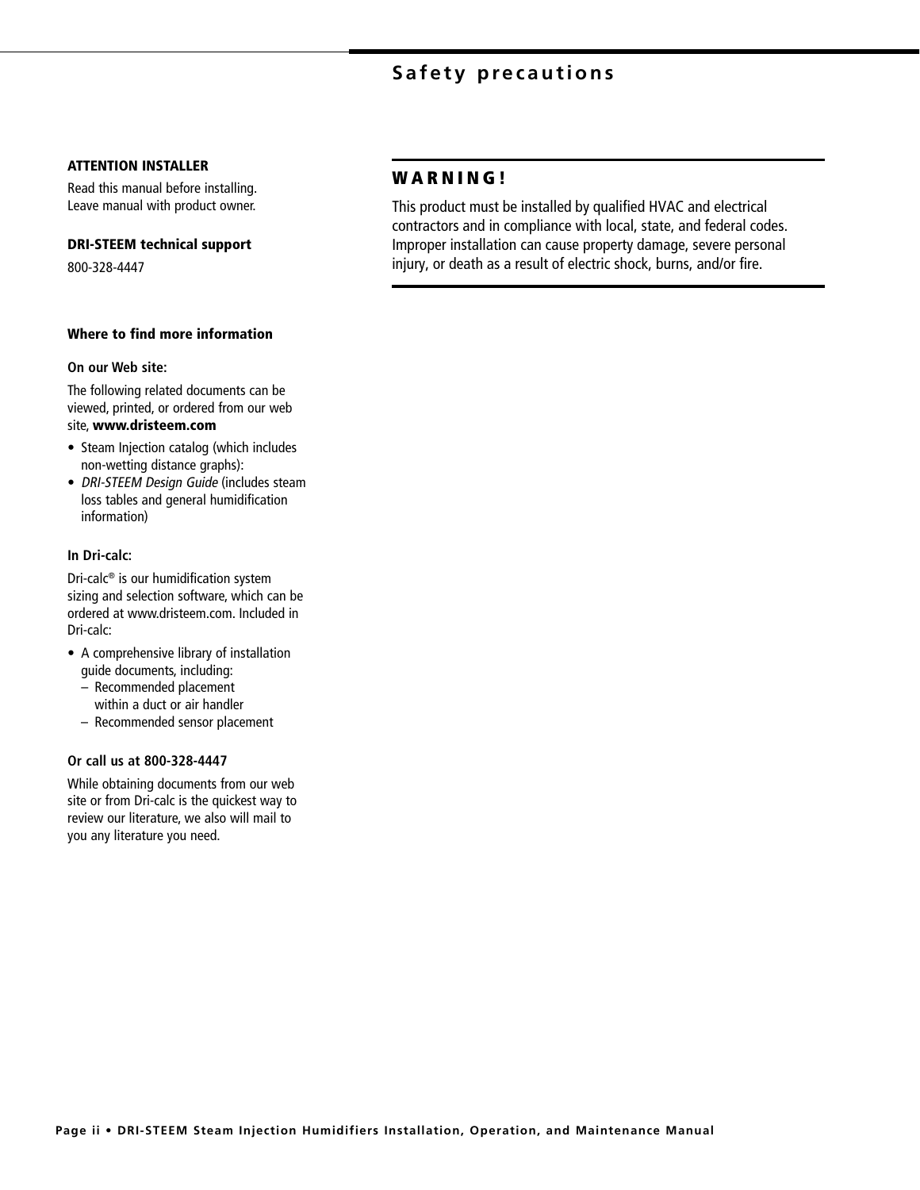# Safety precautions

**ATTENTION INSTALLER**

Read this manual before installing.
Leave manual with product owner.

**DRI-STEEM technical support**

800-328-4447

**Where to find more information**

**On our Web site:**

The following related documents can be viewed, printed, or ordered from our web site, **www.dristeem.com**

- Steam Injection catalog (which includes non-wetting distance graphs):
- *DRI-STEEM Design Guide* (includes steam loss tables and general humidification information)

**In Dri-calc:**

Dri-calc® is our humidification system sizing and selection software, which can be ordered at www.dristeem.com. Included in Dri-calc:

- A comprehensive library of installation guide documents, including:
  - Recommended placement within a duct or air handler
  - Recommended sensor placement

**Or call us at 800-328-4447**

While obtaining documents from our web site or from Dri-calc is the quickest way to review our literature, we also will mail to you any literature you need.

## WARNING!

This product must be installed by qualified HVAC and electrical contractors and in compliance with local, state, and federal codes. Improper installation can cause property damage, severe personal injury, or death as a result of electric shock, burns, and/or fire.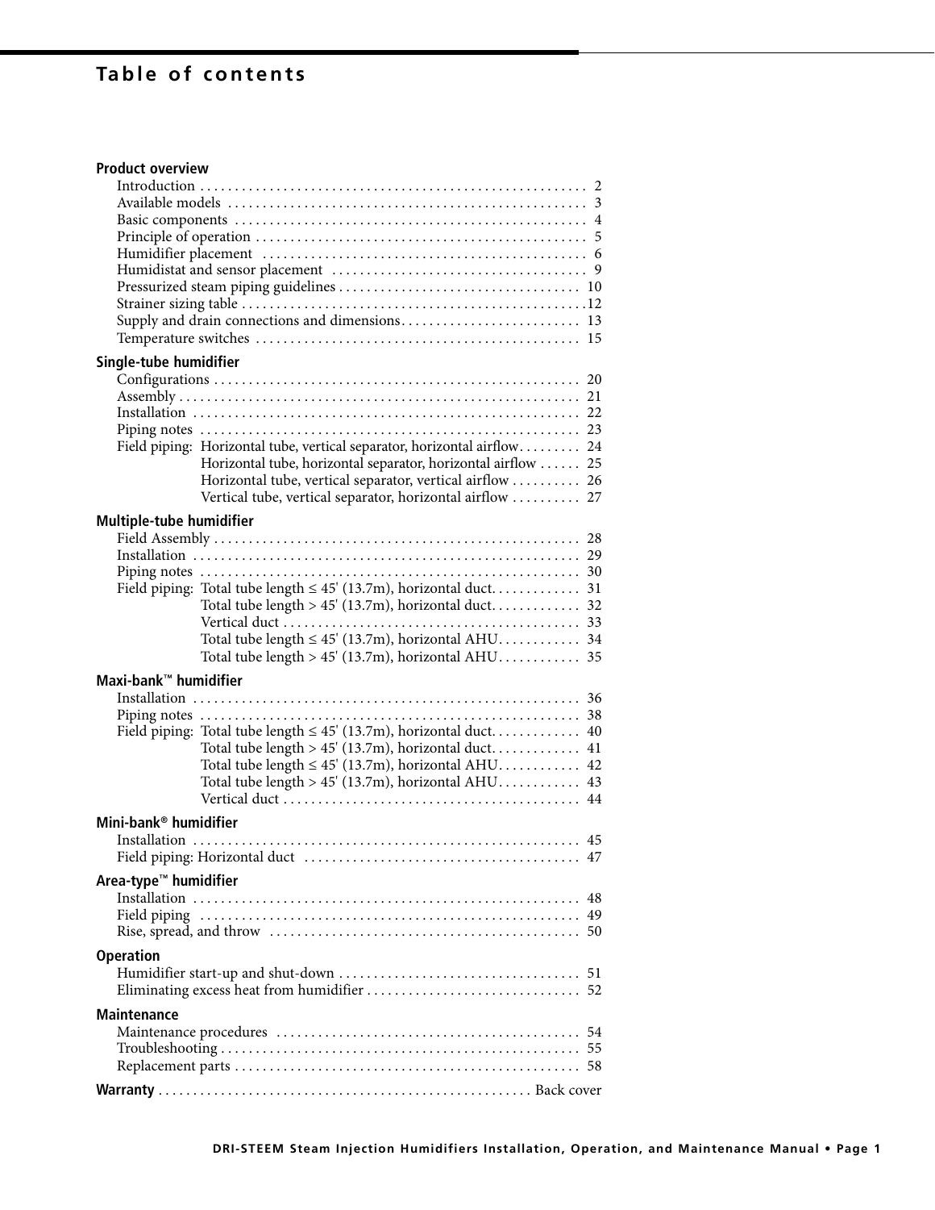# Table of contents

**Product overview**

- Introduction . . . . . . . . . . 2
- Available models . . . . . . . . . . 3
- Basic components . . . . . . . . . . 4
- Principle of operation . . . . . . . . . . 5
- Humidifier placement . . . . . . . . . . 6
- Humidistat and sensor placement . . . . . . . . . . 9
- Pressurized steam piping guidelines . . . . . . . . . . 10
- Strainer sizing table . . . . . . . . . . 12
- Supply and drain connections and dimensions . . . . . . . . . . 13
- Temperature switches . . . . . . . . . . 15

**Single-tube humidifier**

- Configurations . . . . . . . . . . 20
- Assembly . . . . . . . . . . 21
- Installation . . . . . . . . . . 22
- Piping notes . . . . . . . . . . 23
- Field piping: Horizontal tube, vertical separator, horizontal airflow . . . . . . . . . . 24
  - Horizontal tube, horizontal separator, horizontal airflow . . . . . . . . . . 25
  - Horizontal tube, vertical separator, vertical airflow . . . . . . . . . . 26
  - Vertical tube, vertical separator, horizontal airflow . . . . . . . . . . 27

**Multiple-tube humidifier**

- Field Assembly . . . . . . . . . . 28
- Installation . . . . . . . . . . 29
- Piping notes . . . . . . . . . . 30
- Field piping: Total tube length ≤ 45' (13.7m), horizontal duct . . . . . . . . . . 31
  - Total tube length > 45' (13.7m), horizontal duct . . . . . . . . . . 32
  - Vertical duct . . . . . . . . . . 33
  - Total tube length ≤ 45' (13.7m), horizontal AHU . . . . . . . . . . 34
  - Total tube length > 45' (13.7m), horizontal AHU . . . . . . . . . . 35

**Maxi-bank™ humidifier**

- Installation . . . . . . . . . . 36
- Piping notes . . . . . . . . . . 38
- Field piping: Total tube length ≤ 45' (13.7m), horizontal duct . . . . . . . . . . 40
  - Total tube length > 45' (13.7m), horizontal duct . . . . . . . . . . 41
  - Total tube length ≤ 45' (13.7m), horizontal AHU . . . . . . . . . . 42
  - Total tube length > 45' (13.7m), horizontal AHU . . . . . . . . . . 43
  - Vertical duct . . . . . . . . . . 44

**Mini-bank® humidifier**

- Installation . . . . . . . . . . 45
- Field piping: Horizontal duct . . . . . . . . . . 47

**Area-type™ humidifier**

- Installation . . . . . . . . . . 48
- Field piping . . . . . . . . . . 49
- Rise, spread, and throw . . . . . . . . . . 50

**Operation**

- Humidifier start-up and shut-down . . . . . . . . . . 51
- Eliminating excess heat from humidifier . . . . . . . . . . 52

**Maintenance**

- Maintenance procedures . . . . . . . . . . 54
- Troubleshooting . . . . . . . . . . 55
- Replacement parts . . . . . . . . . . 58

**Warranty** . . . . . . . . . . Back cover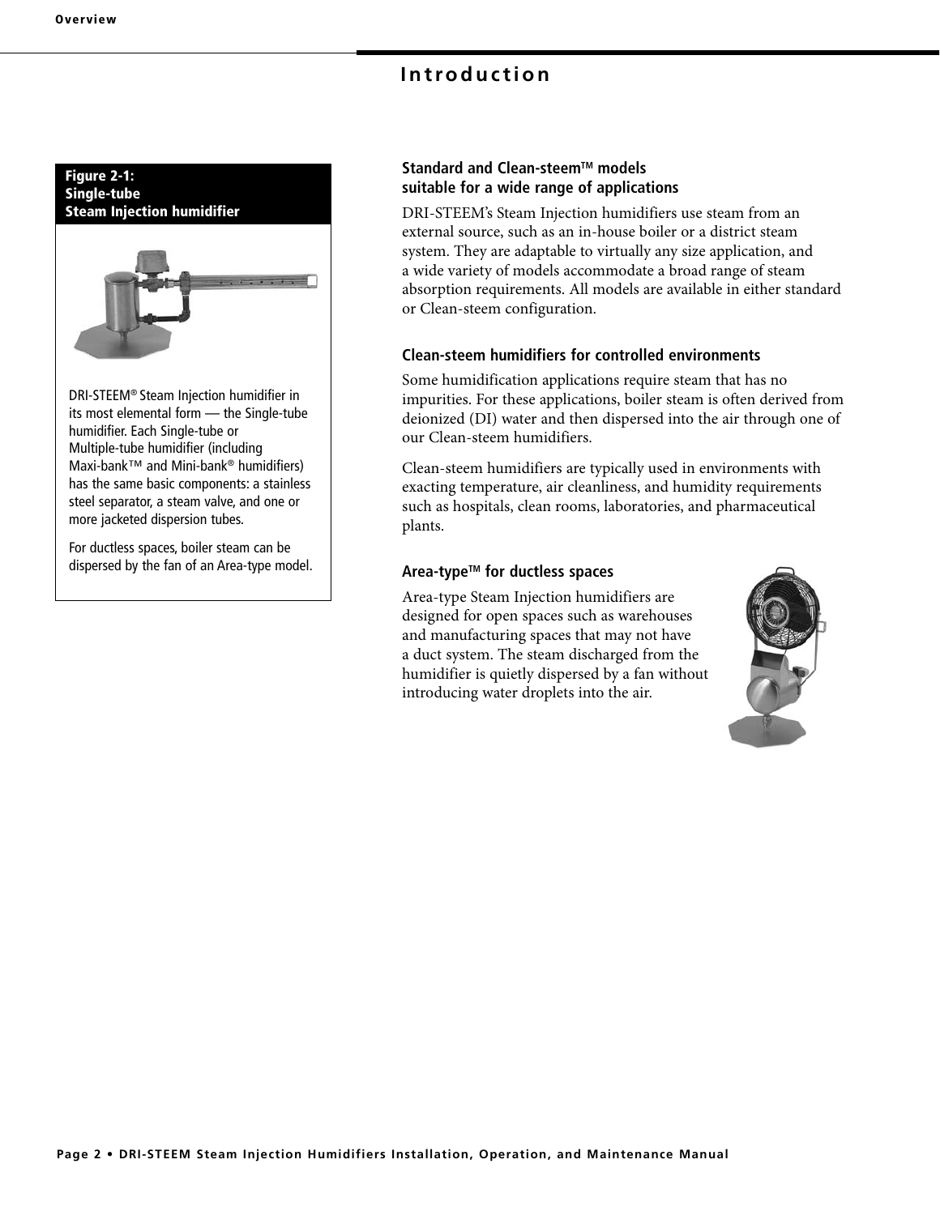# Introduction

**Figure 2-1: Single-tube Steam Injection humidifier**

DRI-STEEM® Steam Injection humidifier in its most elemental form — the Single-tube humidifier. Each Single-tube or Multiple-tube humidifier (including Maxi-bank™ and Mini-bank® humidifiers) has the same basic components: a stainless steel separator, a steam valve, and one or more jacketed dispersion tubes.

For ductless spaces, boiler steam can be dispersed by the fan of an Area-type model.

### Standard and Clean-steem™ models suitable for a wide range of applications

DRI-STEEM's Steam Injection humidifiers use steam from an external source, such as an in-house boiler or a district steam system. They are adaptable to virtually any size application, and a wide variety of models accommodate a broad range of steam absorption requirements. All models are available in either standard or Clean-steem configuration.

### Clean-steem humidifiers for controlled environments

Some humidification applications require steam that has no impurities. For these applications, boiler steam is often derived from deionized (DI) water and then dispersed into the air through one of our Clean-steem humidifiers.

Clean-steem humidifiers are typically used in environments with exacting temperature, air cleanliness, and humidity requirements such as hospitals, clean rooms, laboratories, and pharmaceutical plants.

### Area-type™ for ductless spaces

Area-type Steam Injection humidifiers are designed for open spaces such as warehouses and manufacturing spaces that may not have a duct system. The steam discharged from the humidifier is quietly dispersed by a fan without introducing water droplets into the air.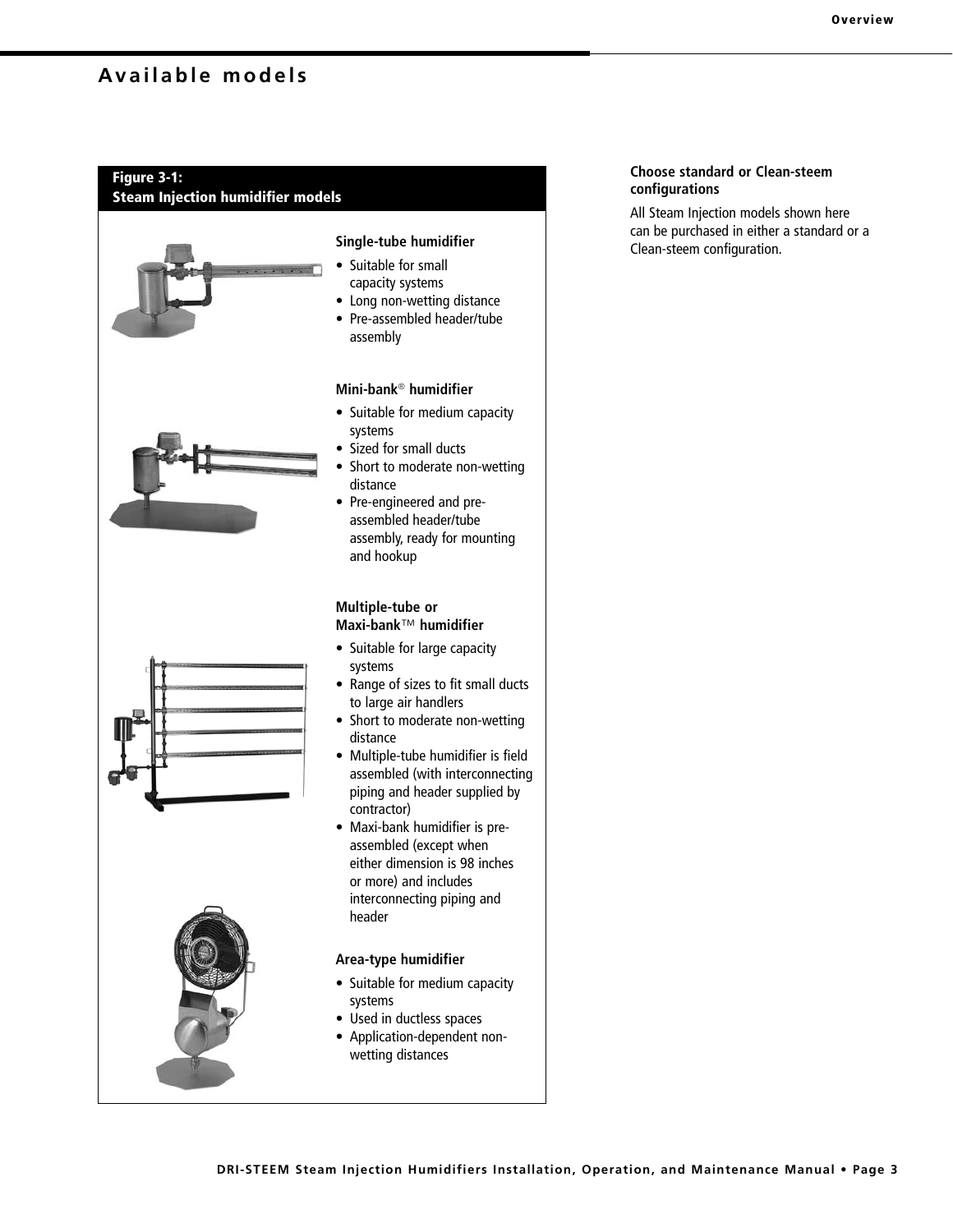## Available models

**Figure 3-1:**
**Steam Injection humidifier models**

**Single-tube humidifier**

- Suitable for small capacity systems
- Long non-wetting distance
- Pre-assembled header/tube assembly

**Mini-bank® humidifier**

- Suitable for medium capacity systems
- Sized for small ducts
- Short to moderate non-wetting distance
- Pre-engineered and pre-assembled header/tube assembly, ready for mounting and hookup

**Multiple-tube or Maxi-bank™ humidifier**

- Suitable for large capacity systems
- Range of sizes to fit small ducts to large air handlers
- Short to moderate non-wetting distance
- Multiple-tube humidifier is field assembled (with interconnecting piping and header supplied by contractor)
- Maxi-bank humidifier is pre-assembled (except when either dimension is 98 inches or more) and includes interconnecting piping and header

**Area-type humidifier**

- Suitable for medium capacity systems
- Used in ductless spaces
- Application-dependent non-wetting distances

**Choose standard or Clean-steem configurations**

All Steam Injection models shown here can be purchased in either a standard or a Clean-steem configuration.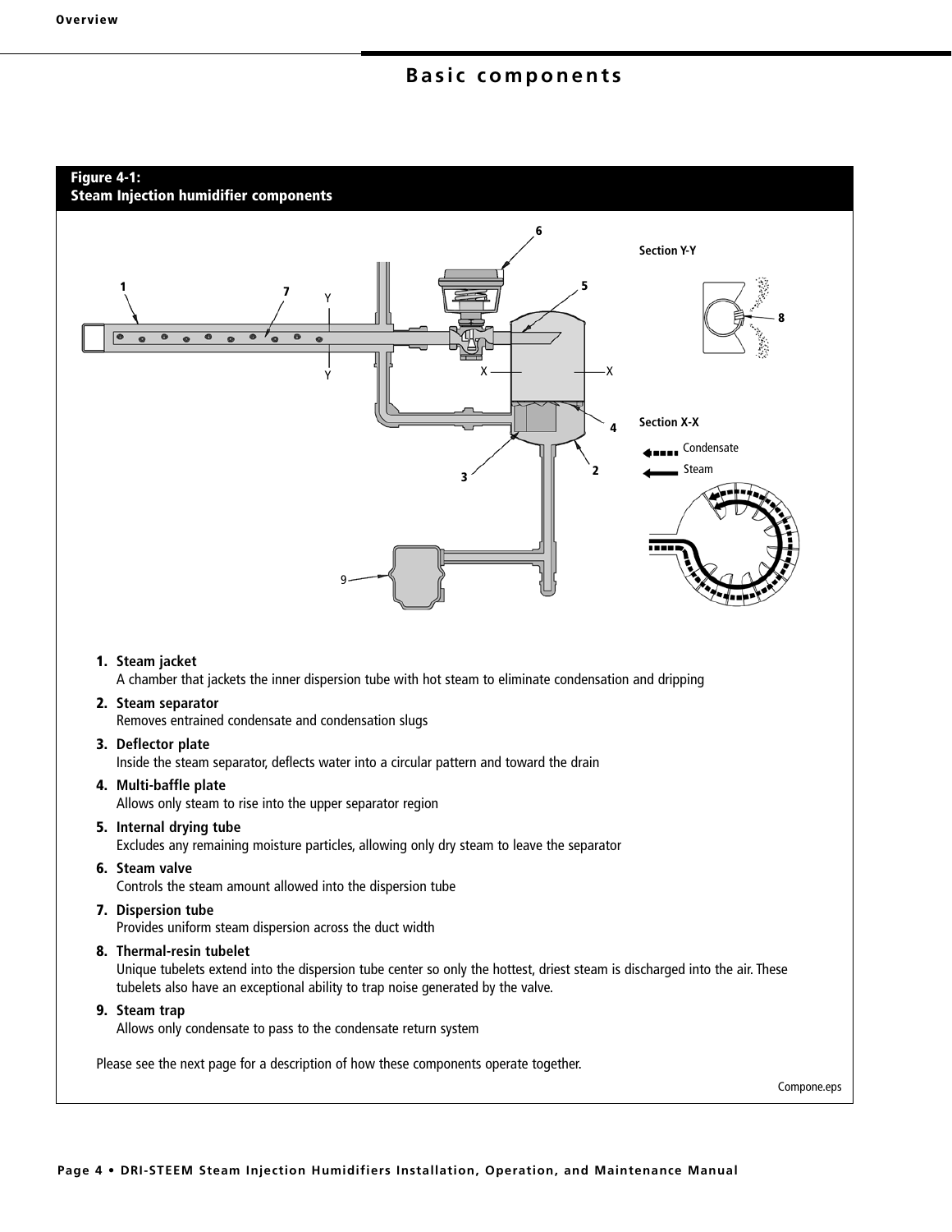# Basic components

**Figure 4-1:**
**Steam Injection humidifier components**

1. **Steam jacket**
   A chamber that jackets the inner dispersion tube with hot steam to eliminate condensation and dripping
2. **Steam separator**
   Removes entrained condensate and condensation slugs
3. **Deflector plate**
   Inside the steam separator, deflects water into a circular pattern and toward the drain
4. **Multi-baffle plate**
   Allows only steam to rise into the upper separator region
5. **Internal drying tube**
   Excludes any remaining moisture particles, allowing only dry steam to leave the separator
6. **Steam valve**
   Controls the steam amount allowed into the dispersion tube
7. **Dispersion tube**
   Provides uniform steam dispersion across the duct width
8. **Thermal-resin tubelet**
   Unique tubelets extend into the dispersion tube center so only the hottest, driest steam is discharged into the air. These tubelets also have an exceptional ability to trap noise generated by the valve.
9. **Steam trap**
   Allows only condensate to pass to the condensate return system

Please see the next page for a description of how these components operate together.

Compone.eps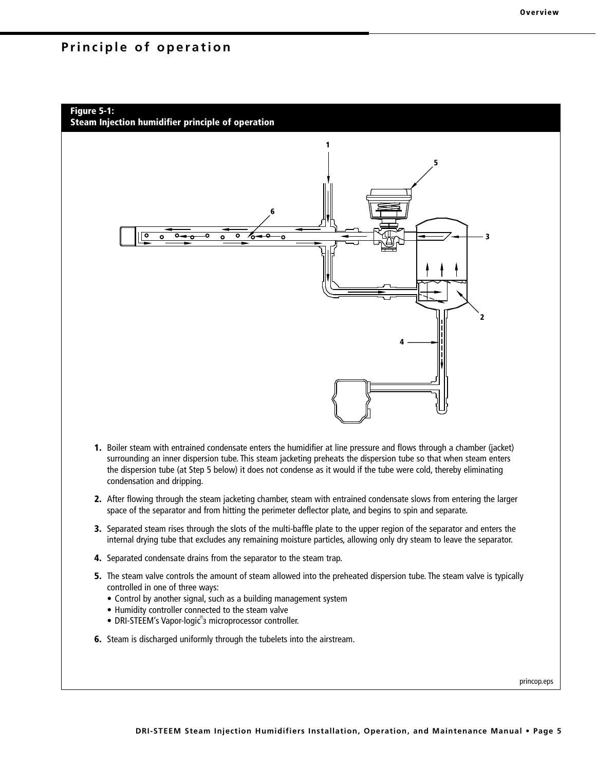# Principle of operation

**Figure 5-1:**
**Steam Injection humidifier principle of operation**

1. Boiler steam with entrained condensate enters the humidifier at line pressure and flows through a chamber (jacket) surrounding an inner dispersion tube. This steam jacketing preheats the dispersion tube so that when steam enters the dispersion tube (at Step 5 below) it does not condense as it would if the tube were cold, thereby eliminating condensation and dripping.

2. After flowing through the steam jacketing chamber, steam with entrained condensate slows from entering the larger space of the separator and from hitting the perimeter deflector plate, and begins to spin and separate.

3. Separated steam rises through the slots of the multi-baffle plate to the upper region of the separator and enters the internal drying tube that excludes any remaining moisture particles, allowing only dry steam to leave the separator.

4. Separated condensate drains from the separator to the steam trap.

5. The steam valve controls the amount of steam allowed into the preheated dispersion tube. The steam valve is typically controlled in one of three ways:
   - Control by another signal, such as a building management system
   - Humidity controller connected to the steam valve
   - DRI-STEEM's Vapor-logic®3 microprocessor controller.

6. Steam is discharged uniformly through the tubelets into the airstream.

princop.eps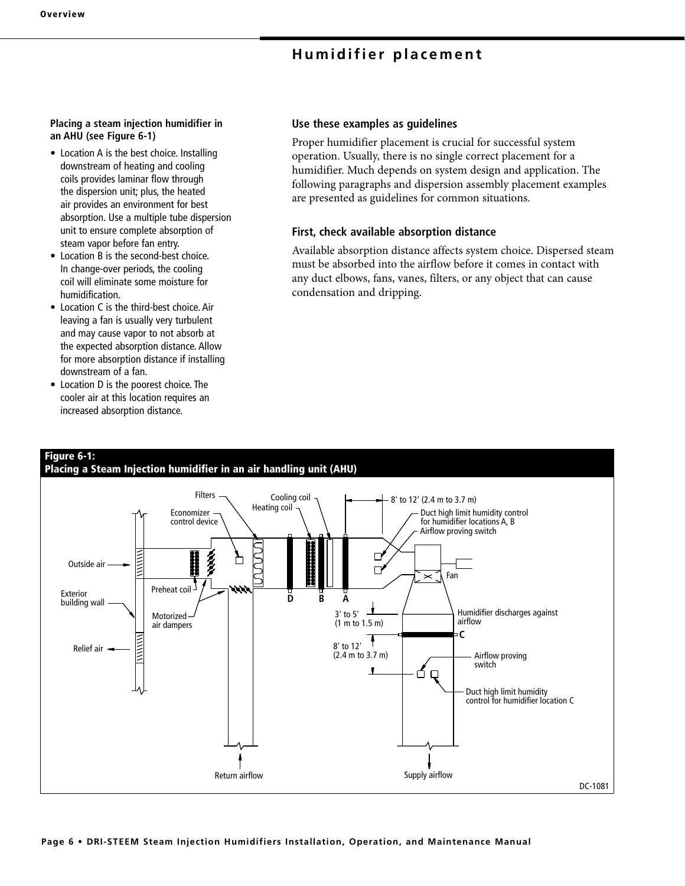## Humidifier placement

### Use these examples as guidelines

Proper humidifier placement is crucial for successful system operation. Usually, there is no single correct placement for a humidifier. Much depends on system design and application. The following paragraphs and dispersion assembly placement examples are presented as guidelines for common situations.

### First, check available absorption distance

Available absorption distance affects system choice. Dispersed steam must be absorbed into the airflow before it comes in contact with any duct elbows, fans, vanes, filters, or any object that can cause condensation and dripping.

**Placing a steam injection humidifier in an AHU (see Figure 6-1)**

- Location A is the best choice. Installing downstream of heating and cooling coils provides laminar flow through the dispersion unit; plus, the heated air provides an environment for best absorption. Use a multiple tube dispersion unit to ensure complete absorption of steam vapor before fan entry.
- Location B is the second-best choice. In change-over periods, the cooling coil will eliminate some moisture for humidification.
- Location C is the third-best choice. Air leaving a fan is usually very turbulent and may cause vapor to not absorb at the expected absorption distance. Allow for more absorption distance if installing downstream of a fan.
- Location D is the poorest choice. The cooler air at this location requires an increased absorption distance.

**Figure 6-1: Placing a Steam Injection humidifier in an air handling unit (AHU)**

Filters · Economizer control device · Cooling coil · Heating coil · 8' to 12' (2.4 m to 3.7 m) · Duct high limit humidity control for humidifier locations A, B · Airflow proving switch · Outside air · Fan · Exterior building wall · Preheat coil · Motorized air dampers · D · B · A · 3' to 5' (1 m to 1.5 m) · Humidifier discharges against airflow · C · 8' to 12' (2.4 m to 3.7 m) · Relief air · Airflow proving switch · Duct high limit humidity control for humidifier location C · Return airflow · Supply airflow

DC-1081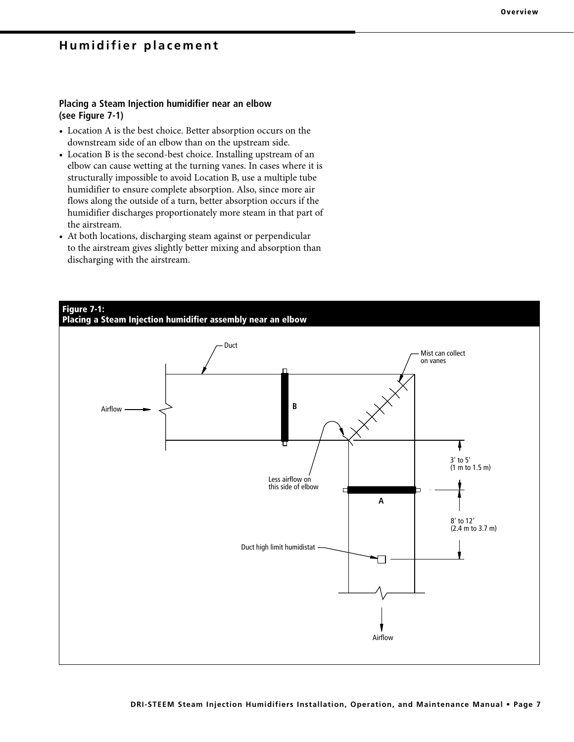## Humidifier placement

### Placing a Steam Injection humidifier near an elbow (see Figure 7-1)

- Location A is the best choice. Better absorption occurs on the downstream side of an elbow than on the upstream side.
- Location B is the second-best choice. Installing upstream of an elbow can cause wetting at the turning vanes. In cases where it is structurally impossible to avoid Location B, use a multiple tube humidifier to ensure complete absorption. Also, since more air flows along the outside of a turn, better absorption occurs if the humidifier discharges proportionately more steam in that part of the airstream.
- At both locations, discharging steam against or perpendicular to the airstream gives slightly better mixing and absorption than discharging with the airstream.

**Figure 7-1: Placing a Steam Injection humidifier assembly near an elbow**

Duct

Mist can collect on vanes

Airflow

B

Less airflow on this side of elbow

3' to 5' (1 m to 1.5 m)

A

8' to 12' (2.4 m to 3.7 m)

Duct high limit humidistat

Airflow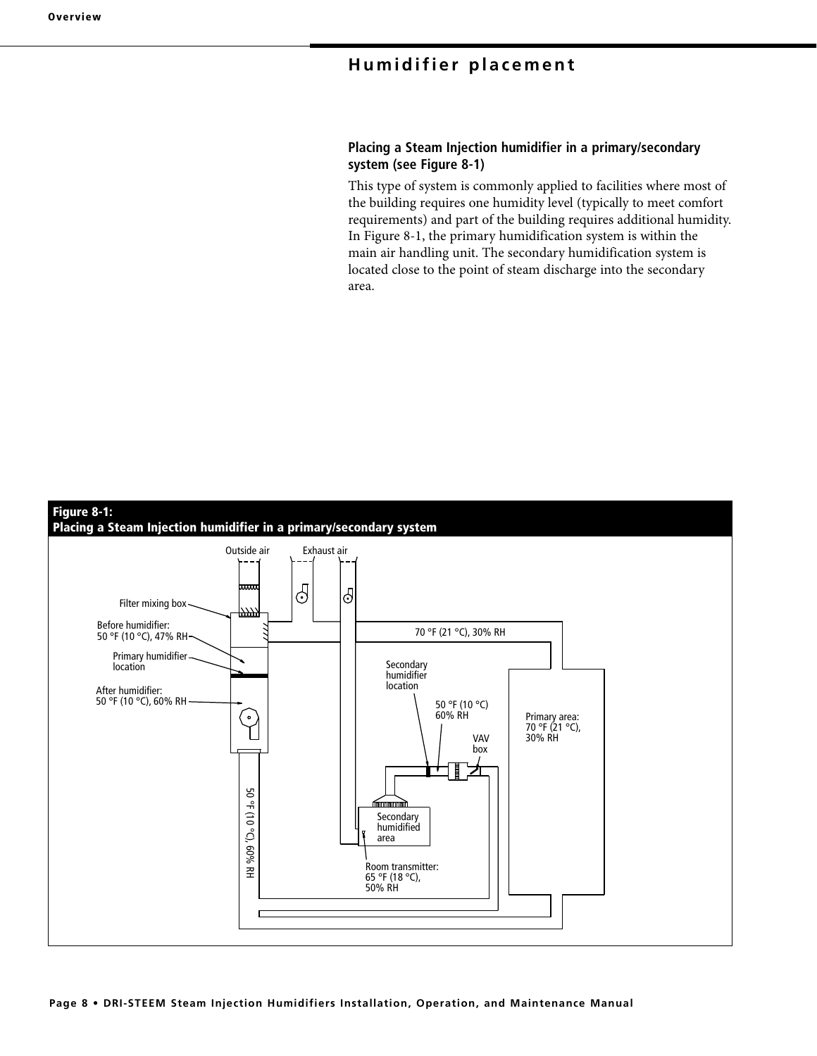## Humidifier placement

**Placing a Steam Injection humidifier in a primary/secondary system (see Figure 8-1)**

This type of system is commonly applied to facilities where most of the building requires one humidity level (typically to meet comfort requirements) and part of the building requires additional humidity. In Figure 8-1, the primary humidification system is within the main air handling unit. The secondary humidification system is located close to the point of steam discharge into the secondary area.

**Figure 8-1:**
**Placing a Steam Injection humidifier in a primary/secondary system**

Outside air
Exhaust air
Filter mixing box
Before humidifier: 50 °F (10 °C), 47% RH
Primary humidifier location
After humidifier: 50 °F (10 °C), 60% RH
70 °F (21 °C), 30% RH
Secondary humidifier location
50 °F (10 °C) 60% RH
VAV box
Primary area: 70 °F (21 °C), 30% RH
Secondary humidified area
Room transmitter: 65 °F (18 °C), 50% RH
50 °F (10 °C), 60% RH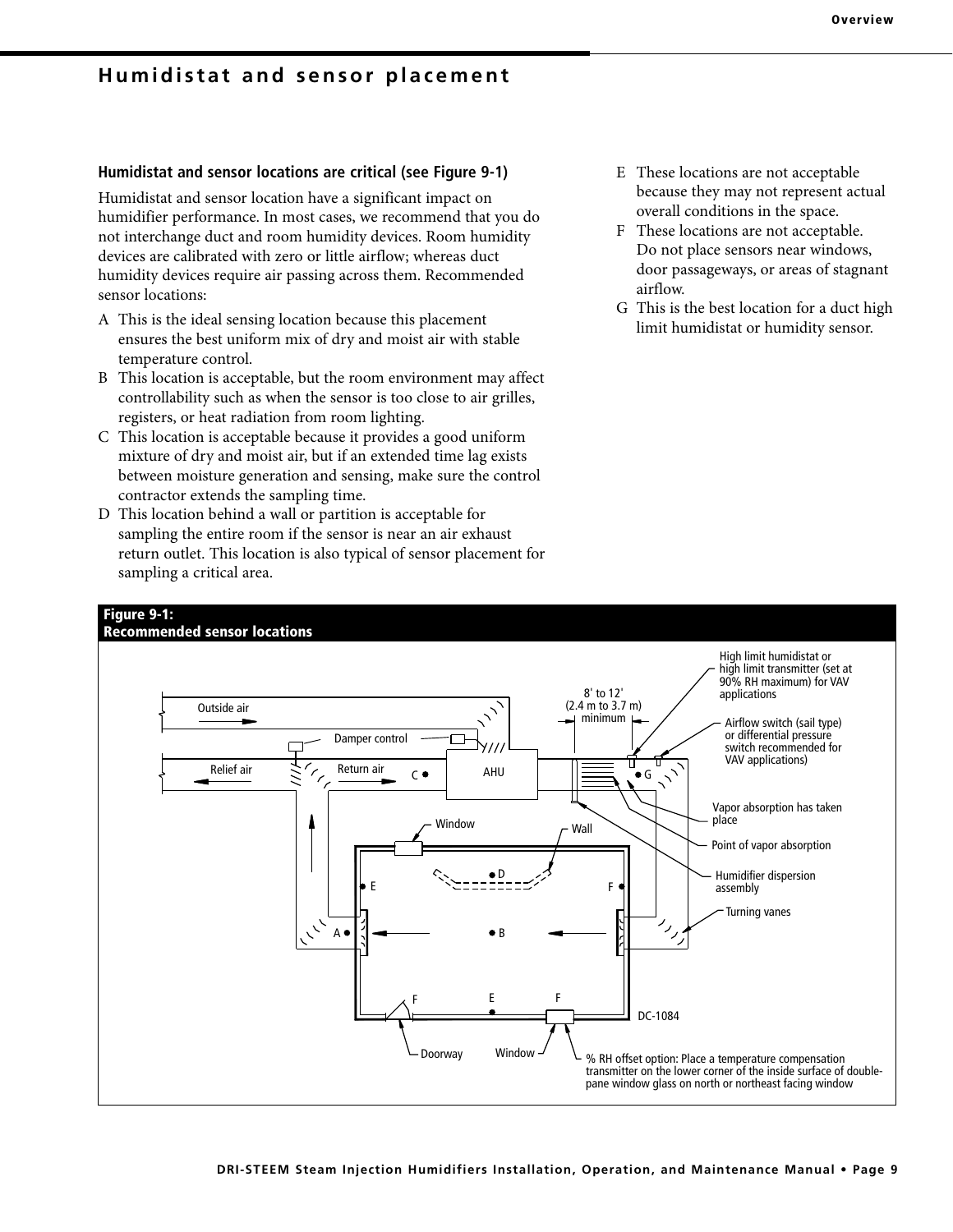## Humidistat and sensor placement

### Humidistat and sensor locations are critical (see Figure 9-1)

Humidistat and sensor location have a significant impact on humidifier performance. In most cases, we recommend that you do not interchange duct and room humidity devices. Room humidity devices are calibrated with zero or little airflow; whereas duct humidity devices require air passing across them. Recommended sensor locations:

- A This is the ideal sensing location because this placement ensures the best uniform mix of dry and moist air with stable temperature control.
- B This location is acceptable, but the room environment may affect controllability such as when the sensor is too close to air grilles, registers, or heat radiation from room lighting.
- C This location is acceptable because it provides a good uniform mixture of dry and moist air, but if an extended time lag exists between moisture generation and sensing, make sure the control contractor extends the sampling time.
- D This location behind a wall or partition is acceptable for sampling the entire room if the sensor is near an air exhaust return outlet. This location is also typical of sensor placement for sampling a critical area.
- E These locations are not acceptable because they may not represent actual overall conditions in the space.
- F These locations are not acceptable. Do not place sensors near windows, door passageways, or areas of stagnant airflow.
- G This is the best location for a duct high limit humidistat or humidity sensor.

**Figure 9-1: Recommended sensor locations**

Outside air · Relief air · Return air · Damper control · AHU · C · G · 8' to 12' (2.4 m to 3.7 m) minimum · High limit humidistat or high limit transmitter (set at 90% RH maximum) for VAV applications · Airflow switch (sail type) or differential pressure switch recommended for VAV applications) · Vapor absorption has taken place · Point of vapor absorption · Humidifier dispersion assembly · Turning vanes · Window · Wall · D · E · F · A · B · E · F · F · Doorway · Window · DC-1084

% RH offset option: Place a temperature compensation transmitter on the lower corner of the inside surface of double-pane window glass on north or northeast facing window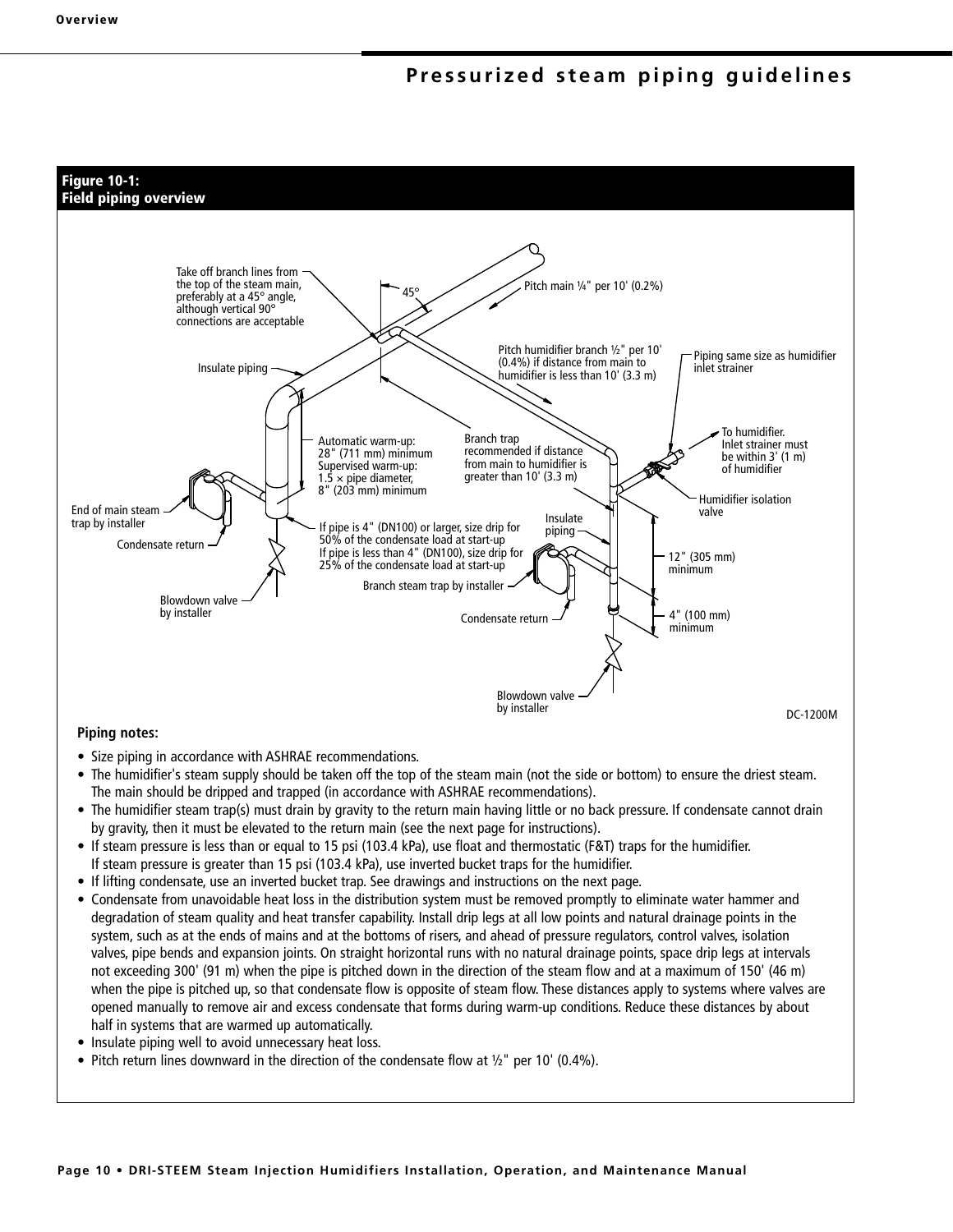# Pressurized steam piping guidelines

**Figure 10-1:**
**Field piping overview**

Take off branch lines from the top of the steam main, preferably at a 45° angle, although vertical 90° connections are acceptable

45°

Pitch main ¼" per 10' (0.2%)

Insulate piping

Pitch humidifier branch ½" per 10' (0.4%) if distance from main to humidifier is less than 10' (3.3 m)

Piping same size as humidifier inlet strainer

Automatic warm-up: 28" (711 mm) minimum
Supervised warm-up: 1.5 × pipe diameter, 8" (203 mm) minimum

Branch trap recommended if distance from main to humidifier is greater than 10' (3.3 m)

To humidifier. Inlet strainer must be within 3' (1 m) of humidifier

Humidifier isolation valve

End of main steam trap by installer

Condensate return

If pipe is 4" (DN100) or larger, size drip for 50% of the condensate load at start-up
If pipe is less than 4" (DN100), size drip for 25% of the condensate load at start-up

Insulate piping

12" (305 mm) minimum

Branch steam trap by installer

Blowdown valve by installer

Condensate return

4" (100 mm) minimum

Blowdown valve by installer

DC-1200M

**Piping notes:**

- Size piping in accordance with ASHRAE recommendations.
- The humidifier's steam supply should be taken off the top of the steam main (not the side or bottom) to ensure the driest steam. The main should be dripped and trapped (in accordance with ASHRAE recommendations).
- The humidifier steam trap(s) must drain by gravity to the return main having little or no back pressure. If condensate cannot drain by gravity, then it must be elevated to the return main (see the next page for instructions).
- If steam pressure is less than or equal to 15 psi (103.4 kPa), use float and thermostatic (F&T) traps for the humidifier. If steam pressure is greater than 15 psi (103.4 kPa), use inverted bucket traps for the humidifier.
- If lifting condensate, use an inverted bucket trap. See drawings and instructions on the next page.
- Condensate from unavoidable heat loss in the distribution system must be removed promptly to eliminate water hammer and degradation of steam quality and heat transfer capability. Install drip legs at all low points and natural drainage points in the system, such as at the ends of mains and at the bottoms of risers, and ahead of pressure regulators, control valves, isolation valves, pipe bends and expansion joints. On straight horizontal runs with no natural drainage points, space drip legs at intervals not exceeding 300' (91 m) when the pipe is pitched down in the direction of the steam flow and at a maximum of 150' (46 m) when the pipe is pitched up, so that condensate flow is opposite of steam flow. These distances apply to systems where valves are opened manually to remove air and excess condensate that forms during warm-up conditions. Reduce these distances by about half in systems that are warmed up automatically.
- Insulate piping well to avoid unnecessary heat loss.
- Pitch return lines downward in the direction of the condensate flow at ½" per 10' (0.4%).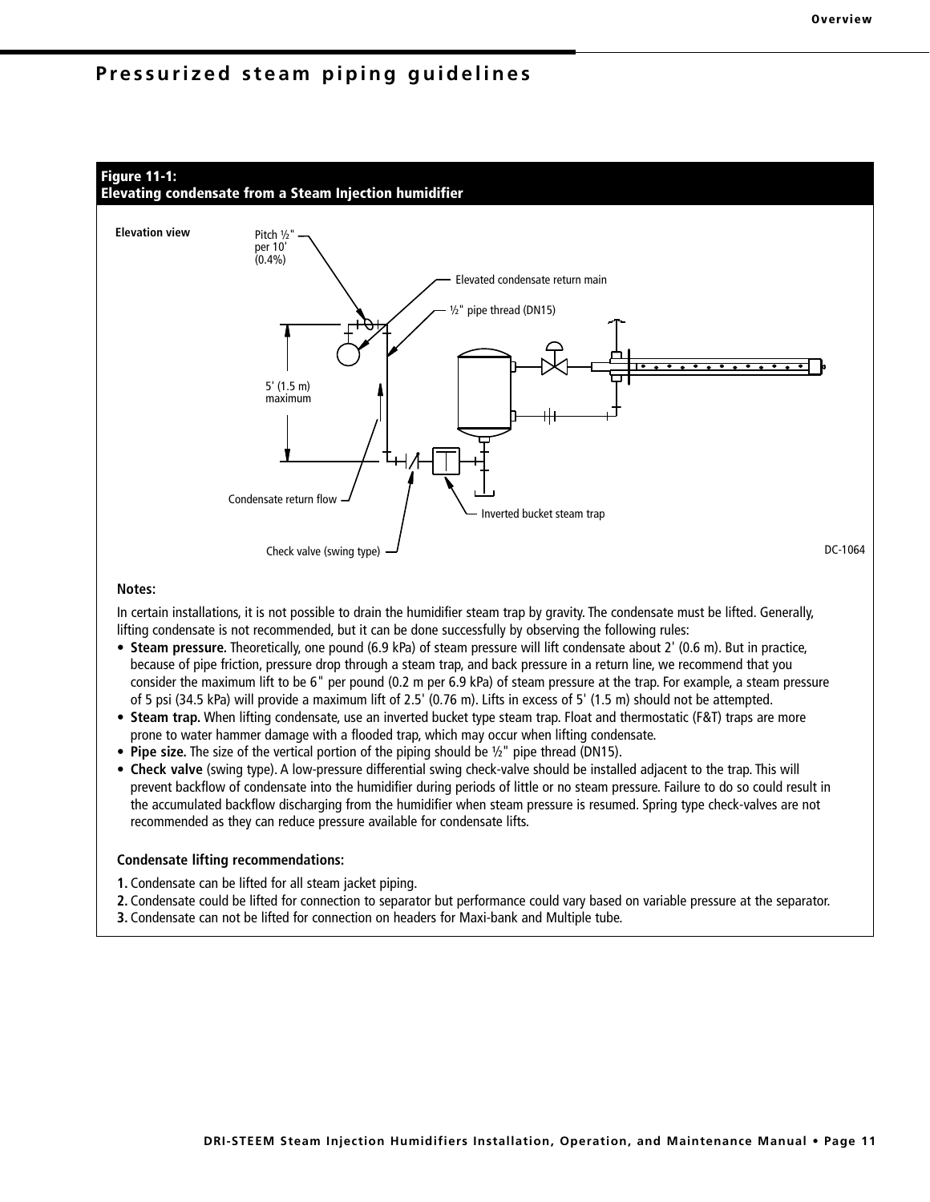## Pressurized steam piping guidelines

**Figure 11-1:**
**Elevating condensate from a Steam Injection humidifier**

Elevation view

Pitch ½" per 10' (0.4%)

Elevated condensate return main

½" pipe thread (DN15)

5' (1.5 m) maximum

Condensate return flow

Inverted bucket steam trap

Check valve (swing type)

DC-1064

**Notes:**

In certain installations, it is not possible to drain the humidifier steam trap by gravity. The condensate must be lifted. Generally, lifting condensate is not recommended, but it can be done successfully by observing the following rules:

- **Steam pressure.** Theoretically, one pound (6.9 kPa) of steam pressure will lift condensate about 2' (0.6 m). But in practice, because of pipe friction, pressure drop through a steam trap, and back pressure in a return line, we recommend that you consider the maximum lift to be 6" per pound (0.2 m per 6.9 kPa) of steam pressure at the trap. For example, a steam pressure of 5 psi (34.5 kPa) will provide a maximum lift of 2.5' (0.76 m). Lifts in excess of 5' (1.5 m) should not be attempted.
- **Steam trap.** When lifting condensate, use an inverted bucket type steam trap. Float and thermostatic (F&T) traps are more prone to water hammer damage with a flooded trap, which may occur when lifting condensate.
- **Pipe size.** The size of the vertical portion of the piping should be ½" pipe thread (DN15).
- **Check valve** (swing type). A low-pressure differential swing check-valve should be installed adjacent to the trap. This will prevent backflow of condensate into the humidifier during periods of little or no steam pressure. Failure to do so could result in the accumulated backflow discharging from the humidifier when steam pressure is resumed. Spring type check-valves are not recommended as they can reduce pressure available for condensate lifts.

**Condensate lifting recommendations:**

1. Condensate can be lifted for all steam jacket piping.
2. Condensate could be lifted for connection to separator but performance could vary based on variable pressure at the separator.
3. Condensate can not be lifted for connection on headers for Maxi-bank and Multiple tube.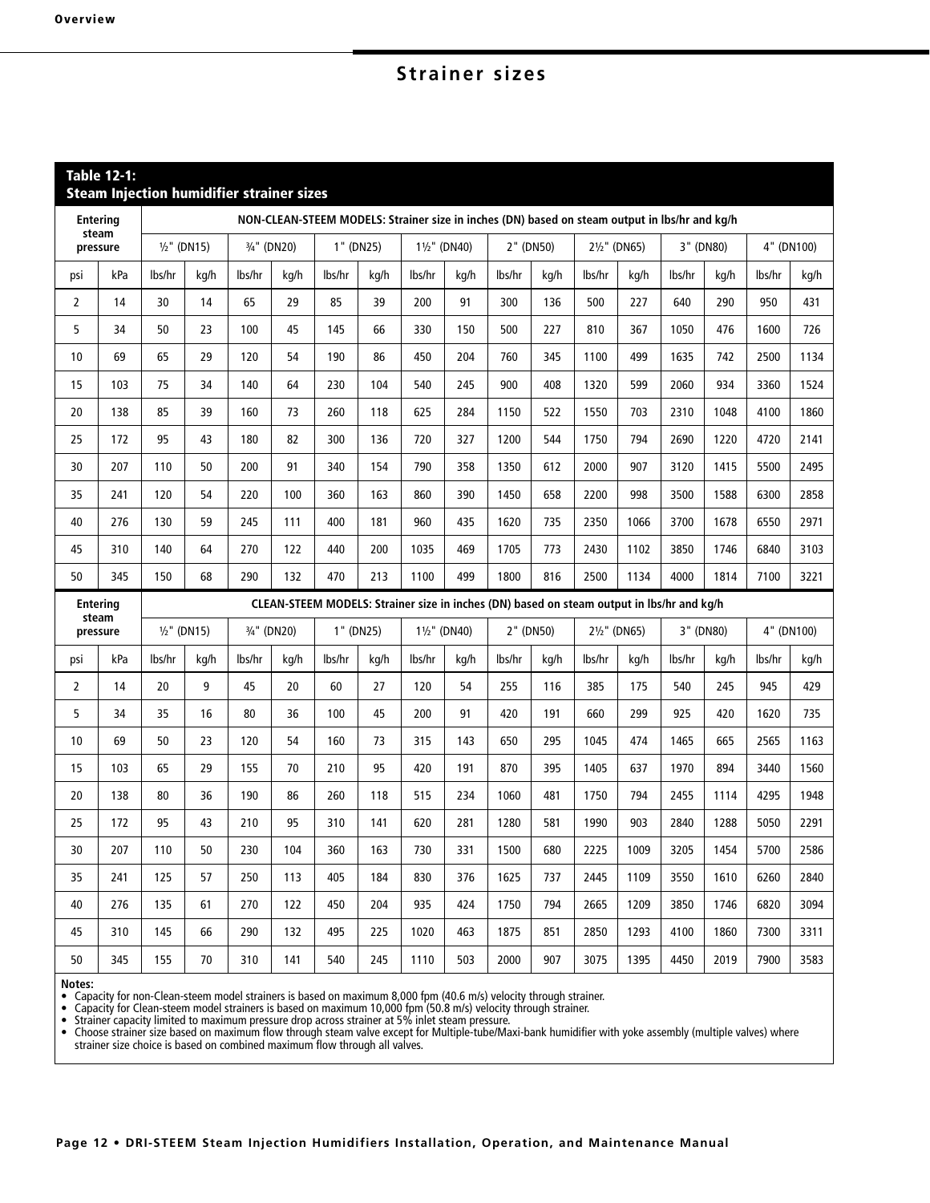## Strainer sizes

**Table 12-1:**
**Steam Injection humidifier strainer sizes**

| Entering steam pressure | | NON-CLEAN-STEEM MODELS: Strainer size in inches (DN) based on steam output in lbs/hr and kg/h | | | | | | | | | | | | | | | |
|---|---|---|---|---|---|---|---|---|---|---|---|---|---|---|---|---|---|
| | | ½" (DN15) | | ¾" (DN20) | | 1" (DN25) | | 1½" (DN40) | | 2" (DN50) | | 2½" (DN65) | | 3" (DN80) | | 4" (DN100) | |
| psi | kPa | lbs/hr | kg/h | lbs/hr | kg/h | lbs/hr | kg/h | lbs/hr | kg/h | lbs/hr | kg/h | lbs/hr | kg/h | lbs/hr | kg/h | lbs/hr | kg/h |
| 2 | 14 | 30 | 14 | 65 | 29 | 85 | 39 | 200 | 91 | 300 | 136 | 500 | 227 | 640 | 290 | 950 | 431 |
| 5 | 34 | 50 | 23 | 100 | 45 | 145 | 66 | 330 | 150 | 500 | 227 | 810 | 367 | 1050 | 476 | 1600 | 726 |
| 10 | 69 | 65 | 29 | 120 | 54 | 190 | 86 | 450 | 204 | 760 | 345 | 1100 | 499 | 1635 | 742 | 2500 | 1134 |
| 15 | 103 | 75 | 34 | 140 | 64 | 230 | 104 | 540 | 245 | 900 | 408 | 1320 | 599 | 2060 | 934 | 3360 | 1524 |
| 20 | 138 | 85 | 39 | 160 | 73 | 260 | 118 | 625 | 284 | 1150 | 522 | 1550 | 703 | 2310 | 1048 | 4100 | 1860 |
| 25 | 172 | 95 | 43 | 180 | 82 | 300 | 136 | 720 | 327 | 1200 | 544 | 1750 | 794 | 2690 | 1220 | 4720 | 2141 |
| 30 | 207 | 110 | 50 | 200 | 91 | 340 | 154 | 790 | 358 | 1350 | 612 | 2000 | 907 | 3120 | 1415 | 5500 | 2495 |
| 35 | 241 | 120 | 54 | 220 | 100 | 360 | 163 | 860 | 390 | 1450 | 658 | 2200 | 998 | 3500 | 1588 | 6300 | 2858 |
| 40 | 276 | 130 | 59 | 245 | 111 | 400 | 181 | 960 | 435 | 1620 | 735 | 2350 | 1066 | 3700 | 1678 | 6550 | 2971 |
| 45 | 310 | 140 | 64 | 270 | 122 | 440 | 200 | 1035 | 469 | 1705 | 773 | 2430 | 1102 | 3850 | 1746 | 6840 | 3103 |
| 50 | 345 | 150 | 68 | 290 | 132 | 470 | 213 | 1100 | 499 | 1800 | 816 | 2500 | 1134 | 4000 | 1814 | 7100 | 3221 |
| **Entering steam pressure** | | **CLEAN-STEEM MODELS: Strainer size in inches (DN) based on steam output in lbs/hr and kg/h** | | | | | | | | | | | | | | | |
| | | ½" (DN15) | | ¾" (DN20) | | 1" (DN25) | | 1½" (DN40) | | 2" (DN50) | | 2½" (DN65) | | 3" (DN80) | | 4" (DN100) | |
| psi | kPa | lbs/hr | kg/h | lbs/hr | kg/h | lbs/hr | kg/h | lbs/hr | kg/h | lbs/hr | kg/h | lbs/hr | kg/h | lbs/hr | kg/h | lbs/hr | kg/h |
| 2 | 14 | 20 | 9 | 45 | 20 | 60 | 27 | 120 | 54 | 255 | 116 | 385 | 175 | 540 | 245 | 945 | 429 |
| 5 | 34 | 35 | 16 | 80 | 36 | 100 | 45 | 200 | 91 | 420 | 191 | 660 | 299 | 925 | 420 | 1620 | 735 |
| 10 | 69 | 50 | 23 | 120 | 54 | 160 | 73 | 315 | 143 | 650 | 295 | 1045 | 474 | 1465 | 665 | 2565 | 1163 |
| 15 | 103 | 65 | 29 | 155 | 70 | 210 | 95 | 420 | 191 | 870 | 395 | 1405 | 637 | 1970 | 894 | 3440 | 1560 |
| 20 | 138 | 80 | 36 | 190 | 86 | 260 | 118 | 515 | 234 | 1060 | 481 | 1750 | 794 | 2455 | 1114 | 4295 | 1948 |
| 25 | 172 | 95 | 43 | 210 | 95 | 310 | 141 | 620 | 281 | 1280 | 581 | 1990 | 903 | 2840 | 1288 | 5050 | 2291 |
| 30 | 207 | 110 | 50 | 230 | 104 | 360 | 163 | 730 | 331 | 1500 | 680 | 2225 | 1009 | 3205 | 1454 | 5700 | 2586 |
| 35 | 241 | 125 | 57 | 250 | 113 | 405 | 184 | 830 | 376 | 1625 | 737 | 2445 | 1109 | 3550 | 1610 | 6260 | 2840 |
| 40 | 276 | 135 | 61 | 270 | 122 | 450 | 204 | 935 | 424 | 1750 | 794 | 2665 | 1209 | 3850 | 1746 | 6820 | 3094 |
| 45 | 310 | 145 | 66 | 290 | 132 | 495 | 225 | 1020 | 463 | 1875 | 851 | 2850 | 1293 | 4100 | 1860 | 7300 | 3311 |
| 50 | 345 | 155 | 70 | 310 | 141 | 540 | 245 | 1110 | 503 | 2000 | 907 | 3075 | 1395 | 4450 | 2019 | 7900 | 3583 |

**Notes:**
- Capacity for non-Clean-steem model strainers is based on maximum 8,000 fpm (40.6 m/s) velocity through strainer.
- Capacity for Clean-steem model strainers is based on maximum 10,000 fpm (50.8 m/s) velocity through strainer.
- Strainer capacity limited to maximum pressure drop across strainer at 5% inlet steam pressure.
- Choose strainer size based on maximum flow through steam valve except for Multiple-tube/Maxi-bank humidifier with yoke assembly (multiple valves) where strainer size choice is based on combined maximum flow through all valves.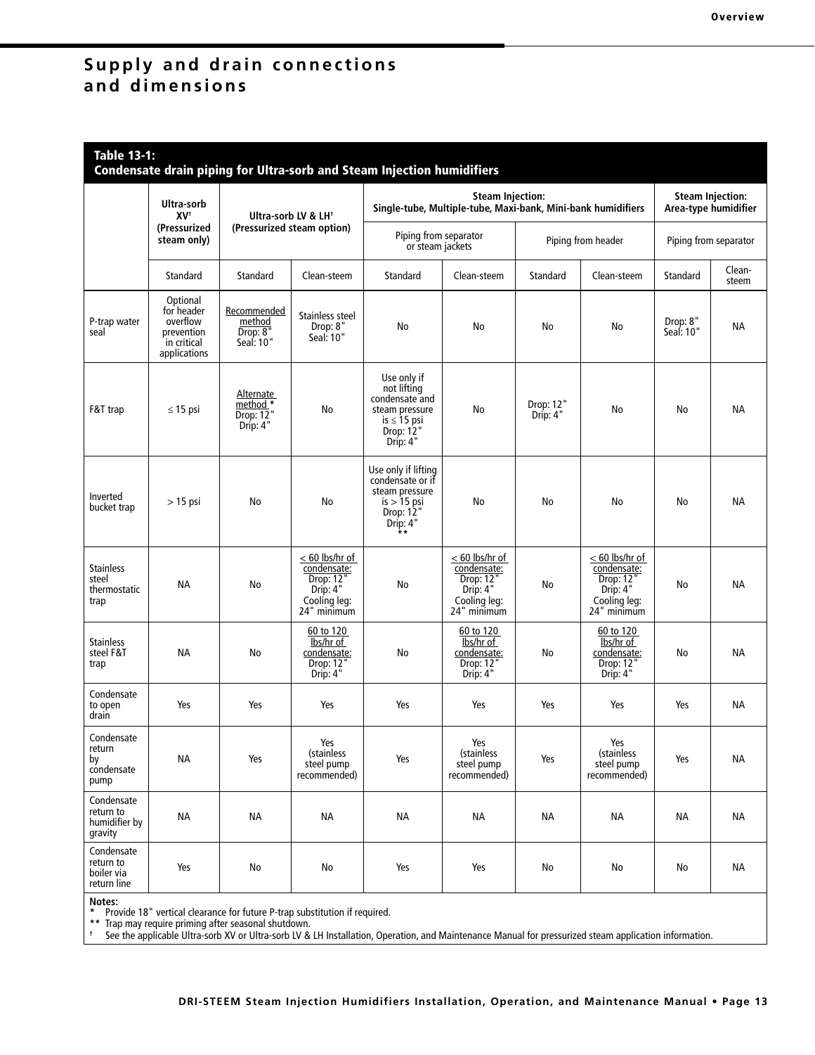## Supply and drain connections and dimensions

**Table 13-1: Condensate drain piping for Ultra-sorb and Steam Injection humidifiers**

| | Ultra-sorb XV† (Pressurized steam only) | Ultra-sorb LV & LH† (Pressurized steam option) | | Steam Injection: Single-tube, Multiple-tube, Maxi-bank, Mini-bank humidifiers | | | | Steam Injection: Area-type humidifier | |
|---|---|---|---|---|---|---|---|---|---|
| | | | | Piping from separator or steam jackets | | Piping from header | | Piping from separator | |
| | Standard | Standard | Clean-steem | Standard | Clean-steem | Standard | Clean-steem | Standard | Clean-steem |
| P-trap water seal | Optional for header overflow prevention in critical applications | Recommended method Drop: 8" Seal: 10" | Stainless steel Drop: 8" Seal: 10" | No | No | No | No | Drop: 8" Seal: 10" | NA |
| F&T trap | ≤ 15 psi | Alternate method * Drop: 12" Drip: 4" | No | Use only if not lifting condensate and steam pressure is ≤ 15 psi Drop: 12" Drip: 4" | No | Drop: 12" Drip: 4" | No | No | NA |
| Inverted bucket trap | > 15 psi | No | No | Use only if lifting condensate or if steam pressure is > 15 psi Drop: 12" Drip: 4" ** | No | No | No | No | NA |
| Stainless steel thermostatic trap | NA | No | < 60 lbs/hr of condensate: Drop: 12" Drip: 4" Cooling leg: 24" minimum | No | < 60 lbs/hr of condensate: Drop: 12" Drip: 4" Cooling leg: 24" minimum | No | < 60 lbs/hr of condensate: Drop: 12" Drip: 4" Cooling leg: 24" minimum | No | NA |
| Stainless steel F&T trap | NA | No | 60 to 120 lbs/hr of condensate: Drop: 12" Drip: 4" | No | 60 to 120 lbs/hr of condensate: Drop: 12" Drip: 4" | No | 60 to 120 lbs/hr of condensate: Drop: 12" Drip: 4" | No | NA |
| Condensate to open drain | Yes | Yes | Yes | Yes | Yes | Yes | Yes | Yes | NA |
| Condensate return by condensate pump | NA | Yes | Yes (stainless steel pump recommended) | Yes | Yes (stainless steel pump recommended) | Yes | Yes (stainless steel pump recommended) | Yes | NA |
| Condensate return to humidifier by gravity | NA | NA | NA | NA | NA | NA | NA | NA | NA |
| Condensate return to boiler via return line | Yes | No | No | Yes | Yes | No | No | No | NA |

**Notes:**

\* Provide 18" vertical clearance for future P-trap substitution if required.

** Trap may require priming after seasonal shutdown.

† See the applicable Ultra-sorb XV or Ultra-sorb LV & LH Installation, Operation, and Maintenance Manual for pressurized steam application information.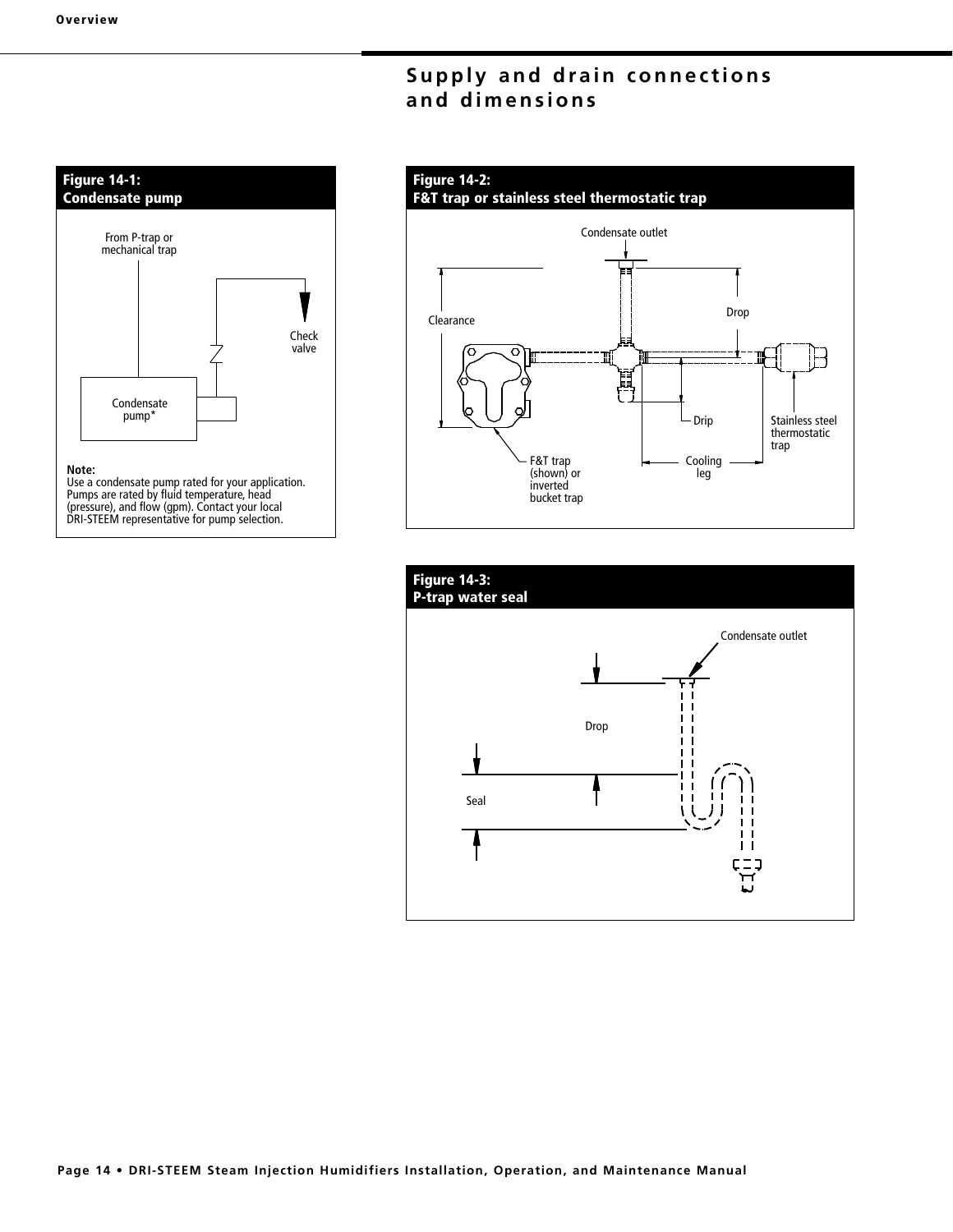## Supply and drain connections and dimensions

**Figure 14-1:**
**Condensate pump**

From P-trap or mechanical trap

Check valve

Condensate pump*

**Note:**
Use a condensate pump rated for your application. Pumps are rated by fluid temperature, head (pressure), and flow (gpm). Contact your local DRI-STEEM representative for pump selection.

**Figure 14-2:**
**F&T trap or stainless steel thermostatic trap**

Condensate outlet

Clearance

Drop

Drip

Stainless steel thermostatic trap

Cooling leg

F&T trap (shown) or inverted bucket trap

**Figure 14-3:**
**P-trap water seal**

Condensate outlet

Drop

Seal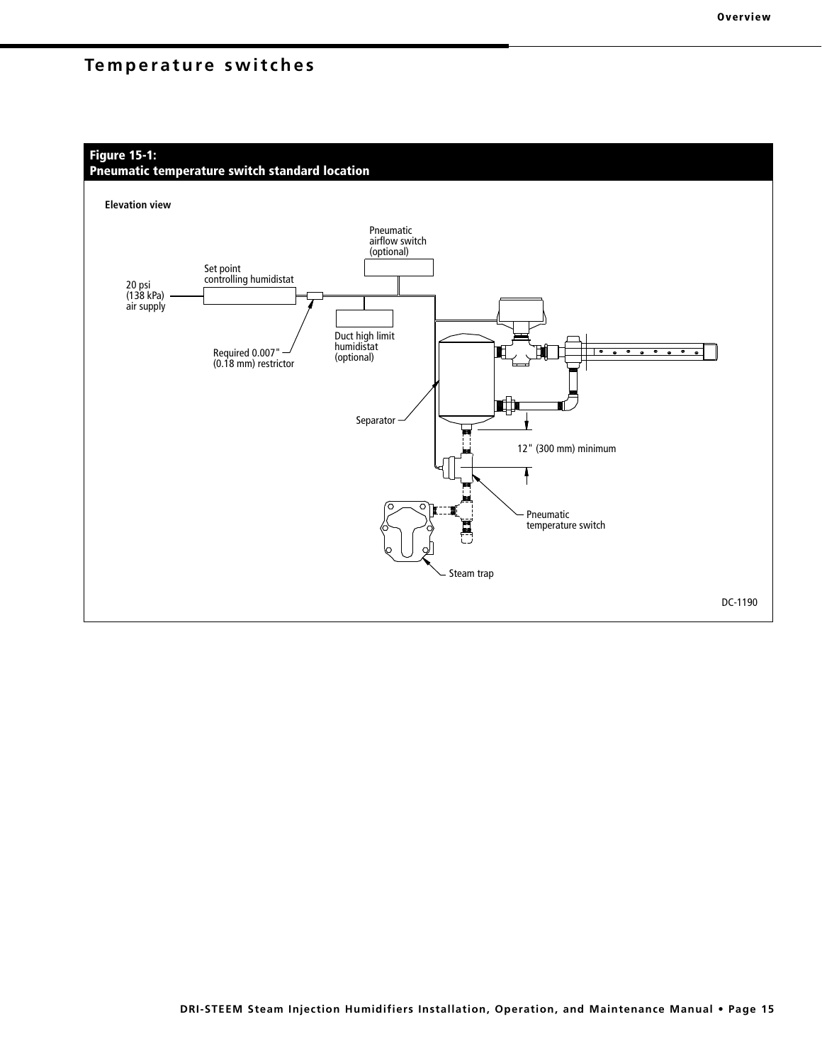## Temperature switches

**Figure 15-1:**
**Pneumatic temperature switch standard location**

Elevation view

Pneumatic airflow switch (optional)

Set point controlling humidistat

20 psi (138 kPa) air supply

Duct high limit humidistat (optional)

Required 0.007" (0.18 mm) restrictor

Separator

12" (300 mm) minimum

Pneumatic temperature switch

Steam trap

DC-1190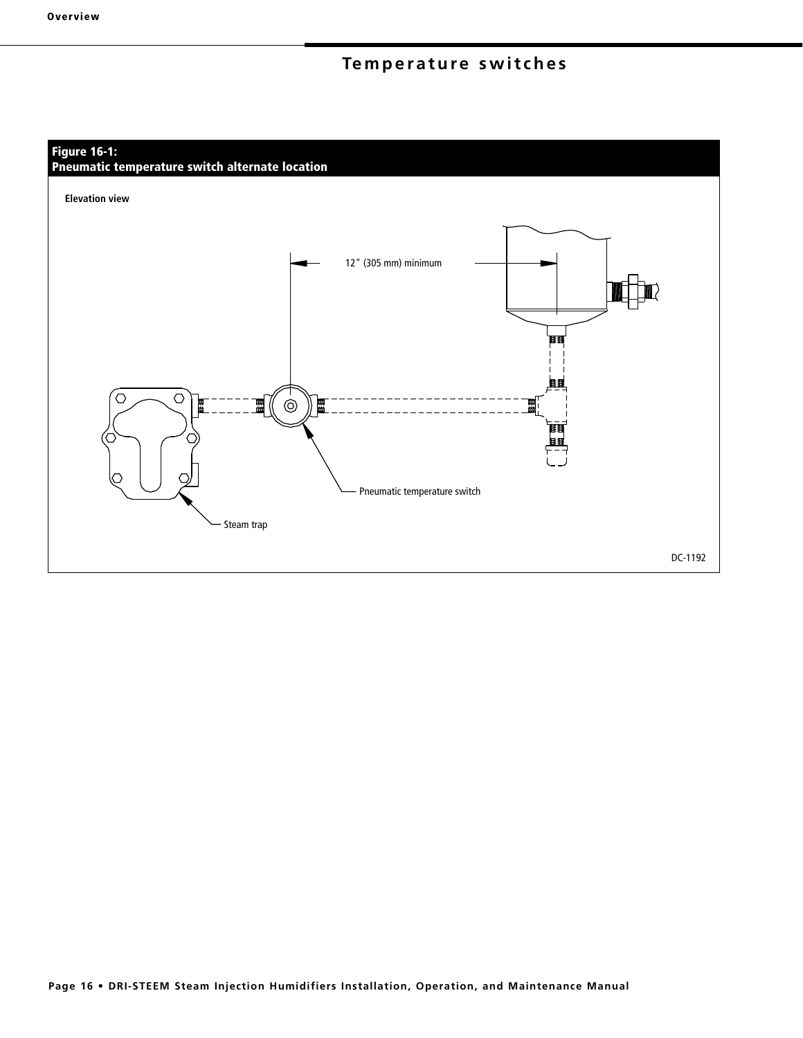## Temperature switches

**Figure 16-1:**
**Pneumatic temperature switch alternate location**

Elevation view

12" (305 mm) minimum

Pneumatic temperature switch

Steam trap

DC-1192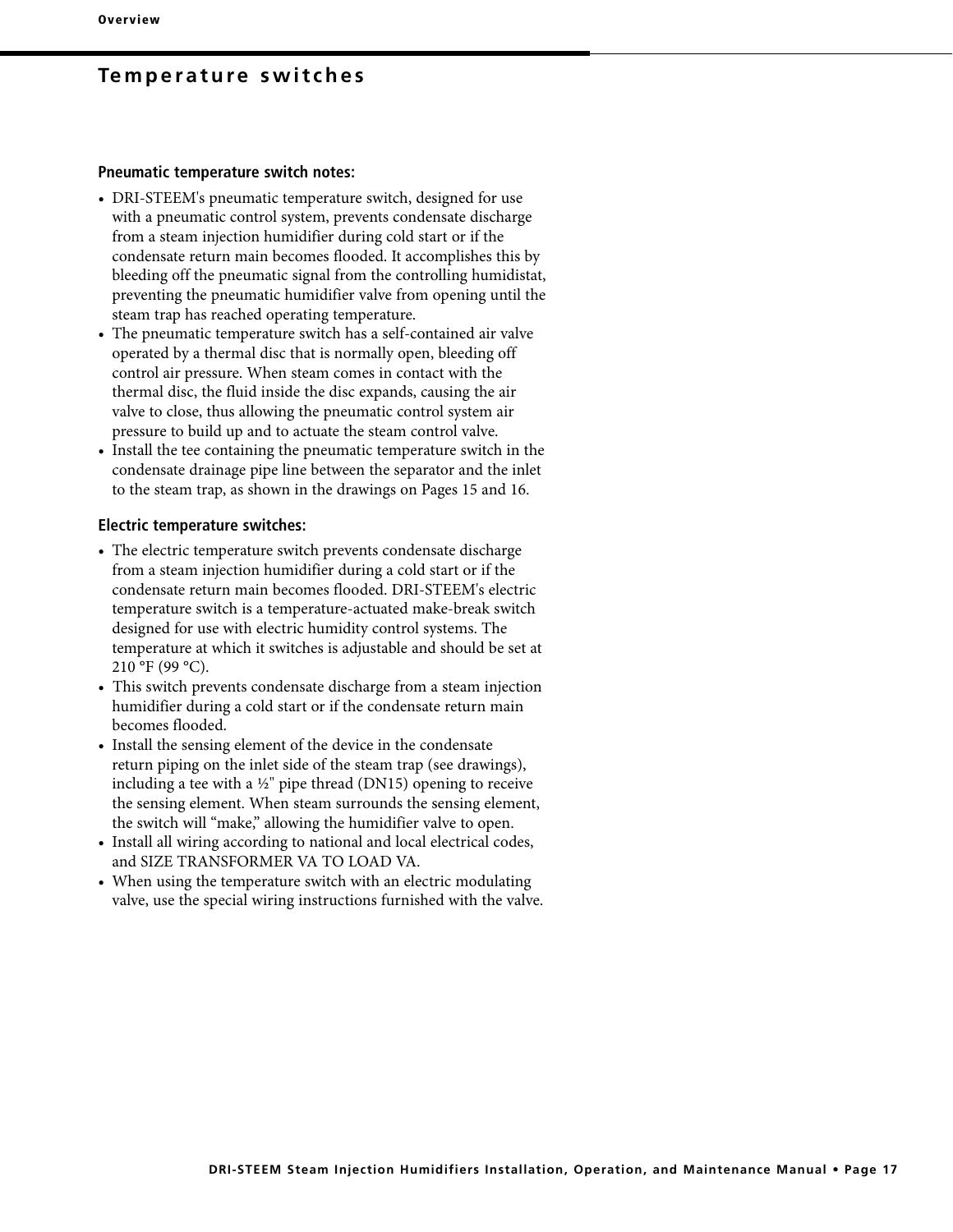## Temperature switches

### Pneumatic temperature switch notes:

- DRI-STEEM's pneumatic temperature switch, designed for use with a pneumatic control system, prevents condensate discharge from a steam injection humidifier during cold start or if the condensate return main becomes flooded. It accomplishes this by bleeding off the pneumatic signal from the controlling humidistat, preventing the pneumatic humidifier valve from opening until the steam trap has reached operating temperature.
- The pneumatic temperature switch has a self-contained air valve operated by a thermal disc that is normally open, bleeding off control air pressure. When steam comes in contact with the thermal disc, the fluid inside the disc expands, causing the air valve to close, thus allowing the pneumatic control system air pressure to build up and to actuate the steam control valve.
- Install the tee containing the pneumatic temperature switch in the condensate drainage pipe line between the separator and the inlet to the steam trap, as shown in the drawings on Pages 15 and 16.

### Electric temperature switches:

- The electric temperature switch prevents condensate discharge from a steam injection humidifier during a cold start or if the condensate return main becomes flooded. DRI-STEEM's electric temperature switch is a temperature-actuated make-break switch designed for use with electric humidity control systems. The temperature at which it switches is adjustable and should be set at 210 °F (99 °C).
- This switch prevents condensate discharge from a steam injection humidifier during a cold start or if the condensate return main becomes flooded.
- Install the sensing element of the device in the condensate return piping on the inlet side of the steam trap (see drawings), including a tee with a ½" pipe thread (DN15) opening to receive the sensing element. When steam surrounds the sensing element, the switch will "make," allowing the humidifier valve to open.
- Install all wiring according to national and local electrical codes, and SIZE TRANSFORMER VA TO LOAD VA.
- When using the temperature switch with an electric modulating valve, use the special wiring instructions furnished with the valve.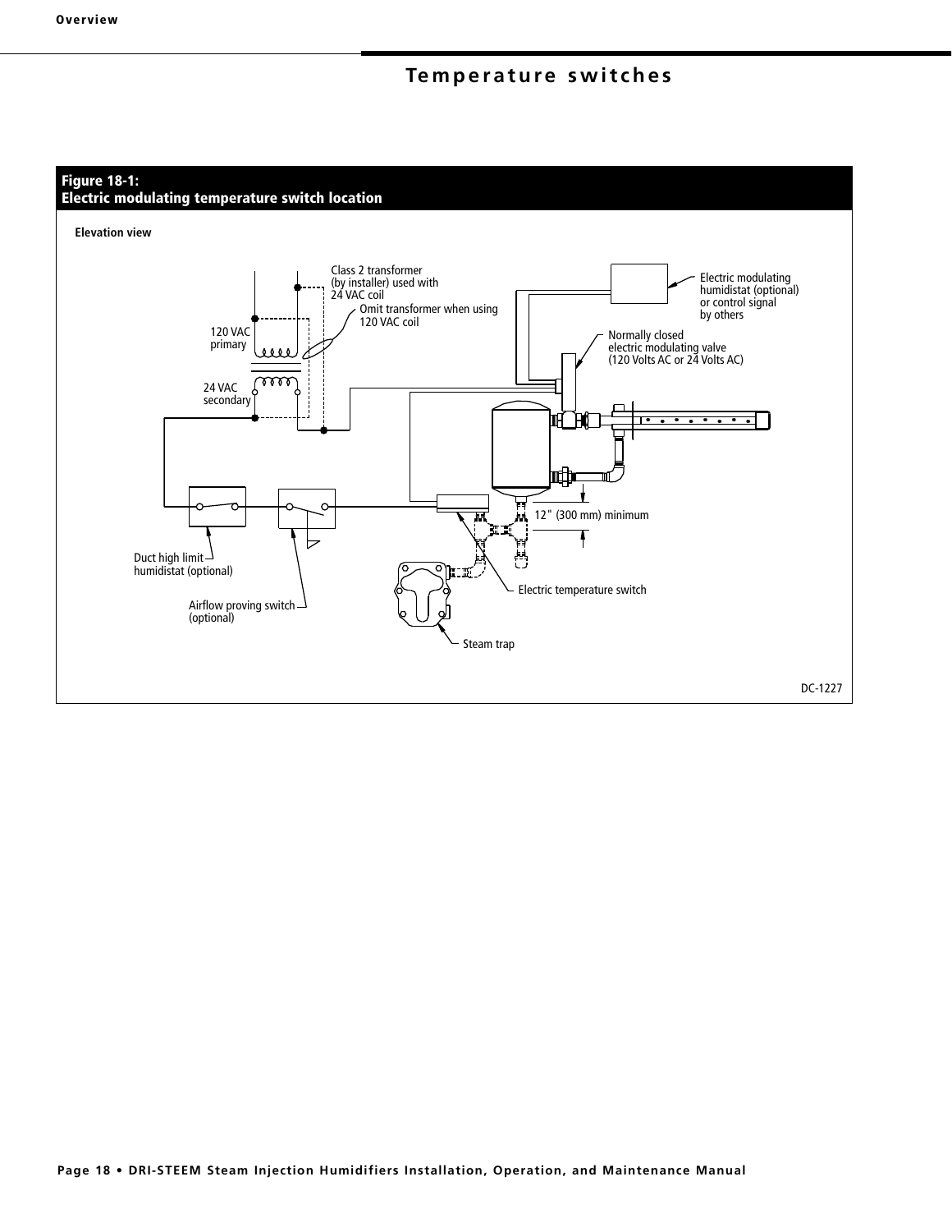# Temperature switches

**Figure 18-1:**
**Electric modulating temperature switch location**

**Elevation view**

Class 2 transformer (by installer) used with 24 VAC coil

Omit transformer when using 120 VAC coil

120 VAC primary

24 VAC secondary

Electric modulating humidistat (optional) or control signal by others

Normally closed electric modulating valve (120 Volts AC or 24 Volts AC)

12" (300 mm) minimum

Duct high limit humidistat (optional)

Airflow proving switch (optional)

Electric temperature switch

Steam trap

DC-1227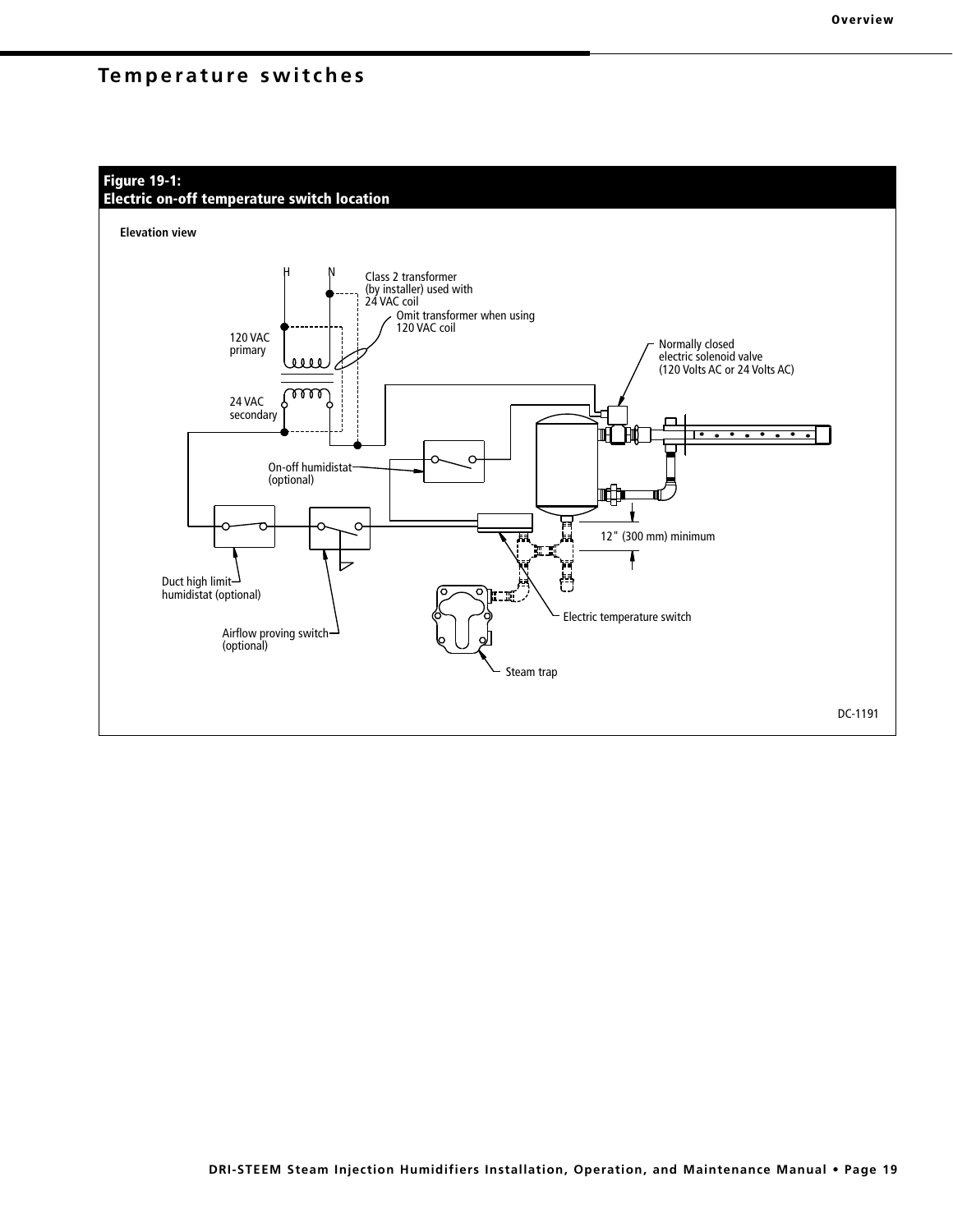# Temperature switches

**Figure 19-1:**
**Electric on-off temperature switch location**

Elevation view

H N

Class 2 transformer (by installer) used with 24 VAC coil

Omit transformer when using 120 VAC coil

120 VAC primary

24 VAC secondary

Normally closed electric solenoid valve (120 Volts AC or 24 Volts AC)

On-off humidistat (optional)

12" (300 mm) minimum

Duct high limit humidistat (optional)

Airflow proving switch (optional)

Electric temperature switch

Steam trap

DC-1191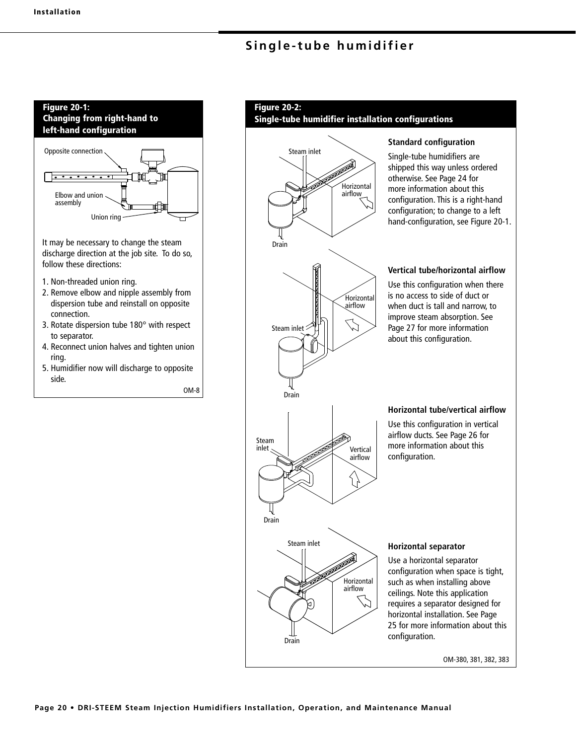## Single-tube humidifier

**Figure 20-1:**
**Changing from right-hand to left-hand configuration**

Opposite connection

Elbow and union assembly

Union ring

It may be necessary to change the steam discharge direction at the job site. To do so, follow these directions:

1. Non-threaded union ring.
2. Remove elbow and nipple assembly from dispersion tube and reinstall on opposite connection.
3. Rotate dispersion tube 180° with respect to separator.
4. Reconnect union halves and tighten union ring.
5. Humidifier now will discharge to opposite side.

OM-8

**Figure 20-2:**
**Single-tube humidifier installation configurations**

Steam inlet

Horizontal airflow

Drain

**Standard configuration**

Single-tube humidifiers are shipped this way unless ordered otherwise. See Page 24 for more information about this configuration. This is a right-hand configuration; to change to a left hand-configuration, see Figure 20-1.

Horizontal airflow

Steam inlet

Drain

**Vertical tube/horizontal airflow**

Use this configuration when there is no access to side of duct or when duct is tall and narrow, to improve steam absorption. See Page 27 for more information about this configuration.

Steam inlet

Vertical airflow

Drain

**Horizontal tube/vertical airflow**

Use this configuration in vertical airflow ducts. See Page 26 for more information about this configuration.

Steam inlet

Horizontal airflow

Drain

**Horizontal separator**

Use a horizontal separator configuration when space is tight, such as when installing above ceilings. Note this application requires a separator designed for horizontal installation. See Page 25 for more information about this configuration.

OM-380, 381, 382, 383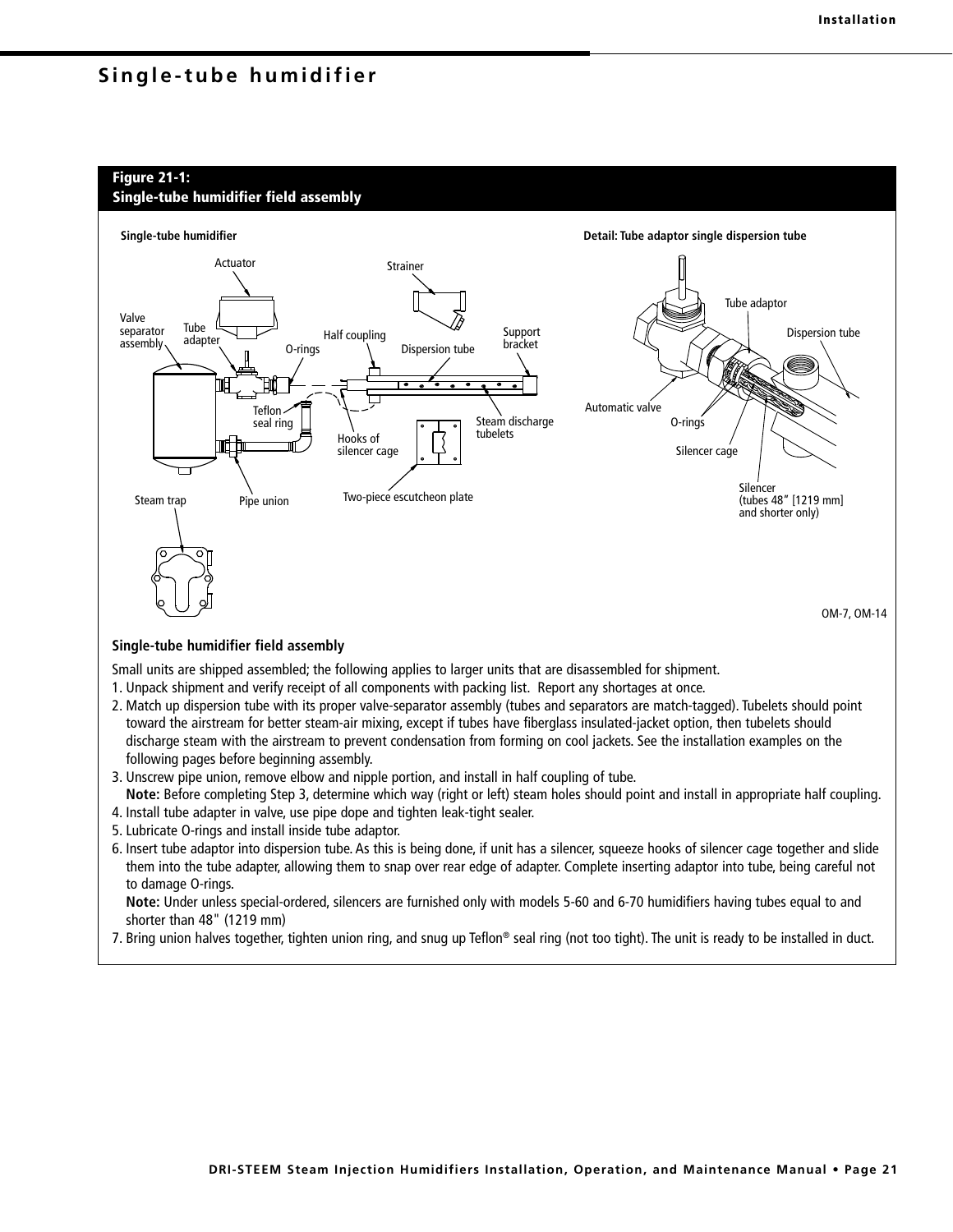# Single-tube humidifier

**Figure 21-1:**
**Single-tube humidifier field assembly**

Single-tube humidifier

Actuator, Strainer, Valve separator assembly, Tube adapter, O-rings, Half coupling, Dispersion tube, Support bracket, Teflon seal ring, Hooks of silencer cage, Steam discharge tubelets, Two-piece escutcheon plate, Steam trap, Pipe union

Detail: Tube adaptor single dispersion tube

Tube adaptor, Dispersion tube, Automatic valve, O-rings, Silencer cage, Silencer (tubes 48" [1219 mm] and shorter only)

OM-7, OM-14

### Single-tube humidifier field assembly

Small units are shipped assembled; the following applies to larger units that are disassembled for shipment.

1. Unpack shipment and verify receipt of all components with packing list. Report any shortages at once.
2. Match up dispersion tube with its proper valve-separator assembly (tubes and separators are match-tagged). Tubelets should point toward the airstream for better steam-air mixing, except if tubes have fiberglass insulated-jacket option, then tubelets should discharge steam with the airstream to prevent condensation from forming on cool jackets. See the installation examples on the following pages before beginning assembly.
3. Unscrew pipe union, remove elbow and nipple portion, and install in half coupling of tube.
   **Note:** Before completing Step 3, determine which way (right or left) steam holes should point and install in appropriate half coupling.
4. Install tube adapter in valve, use pipe dope and tighten leak-tight sealer.
5. Lubricate O-rings and install inside tube adaptor.
6. Insert tube adaptor into dispersion tube. As this is being done, if unit has a silencer, squeeze hooks of silencer cage together and slide them into the tube adapter, allowing them to snap over rear edge of adapter. Complete inserting adaptor into tube, being careful not to damage O-rings.
   **Note:** Under unless special-ordered, silencers are furnished only with models 5-60 and 6-70 humidifiers having tubes equal to and shorter than 48" (1219 mm)
7. Bring union halves together, tighten union ring, and snug up Teflon® seal ring (not too tight). The unit is ready to be installed in duct.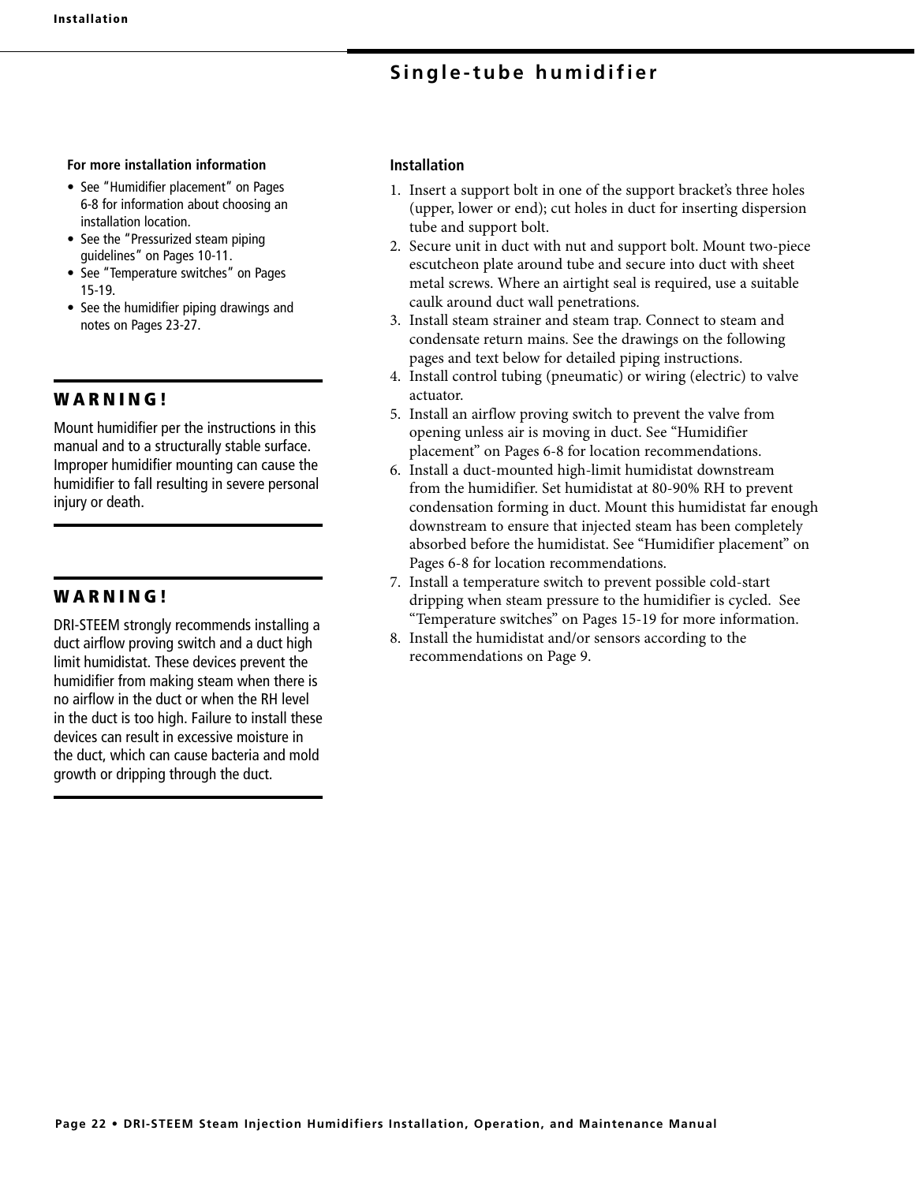## Single-tube humidifier

**For more installation information**

- See "Humidifier placement" on Pages 6-8 for information about choosing an installation location.
- See the "Pressurized steam piping guidelines" on Pages 10-11.
- See "Temperature switches" on Pages 15-19.
- See the humidifier piping drawings and notes on Pages 23-27.

### WARNING!

Mount humidifier per the instructions in this manual and to a structurally stable surface. Improper humidifier mounting can cause the humidifier to fall resulting in severe personal injury or death.

### WARNING!

DRI-STEEM strongly recommends installing a duct airflow proving switch and a duct high limit humidistat. These devices prevent the humidifier from making steam when there is no airflow in the duct or when the RH level in the duct is too high. Failure to install these devices can result in excessive moisture in the duct, which can cause bacteria and mold growth or dripping through the duct.

### Installation

1. Insert a support bolt in one of the support bracket's three holes (upper, lower or end); cut holes in duct for inserting dispersion tube and support bolt.
2. Secure unit in duct with nut and support bolt. Mount two-piece escutcheon plate around tube and secure into duct with sheet metal screws. Where an airtight seal is required, use a suitable caulk around duct wall penetrations.
3. Install steam strainer and steam trap. Connect to steam and condensate return mains. See the drawings on the following pages and text below for detailed piping instructions.
4. Install control tubing (pneumatic) or wiring (electric) to valve actuator.
5. Install an airflow proving switch to prevent the valve from opening unless air is moving in duct. See "Humidifier placement" on Pages 6-8 for location recommendations.
6. Install a duct-mounted high-limit humidistat downstream from the humidifier. Set humidistat at 80-90% RH to prevent condensation forming in duct. Mount this humidistat far enough downstream to ensure that injected steam has been completely absorbed before the humidistat. See "Humidifier placement" on Pages 6-8 for location recommendations.
7. Install a temperature switch to prevent possible cold-start dripping when steam pressure to the humidifier is cycled. See "Temperature switches" on Pages 15-19 for more information.
8. Install the humidistat and/or sensors according to the recommendations on Page 9.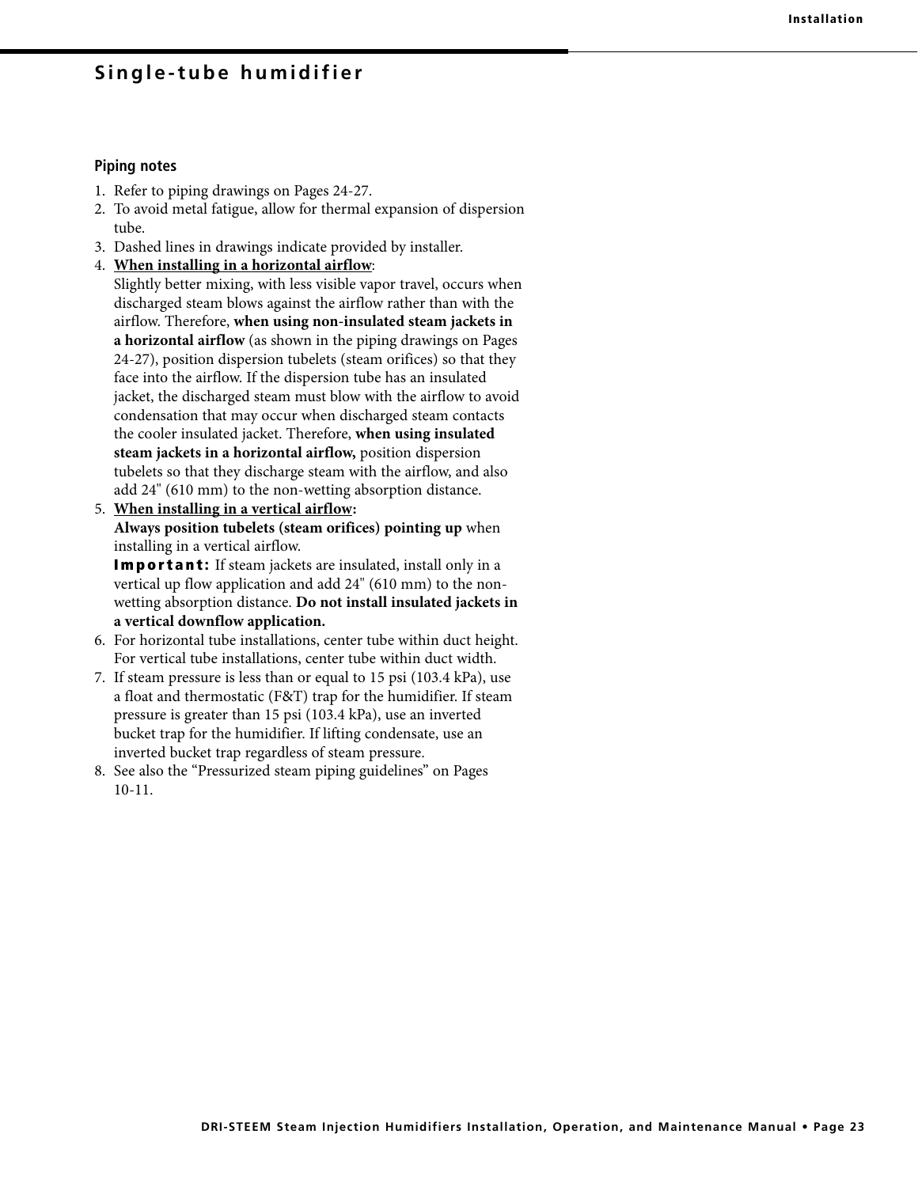## Single-tube humidifier

### Piping notes

1. Refer to piping drawings on Pages 24-27.
2. To avoid metal fatigue, allow for thermal expansion of dispersion tube.
3. Dashed lines in drawings indicate provided by installer.
4. **<u>When installing in a horizontal airflow</u>**:
   Slightly better mixing, with less visible vapor travel, occurs when discharged steam blows against the airflow rather than with the airflow. Therefore, **when using non-insulated steam jackets in a horizontal airflow** (as shown in the piping drawings on Pages 24-27), position dispersion tubelets (steam orifices) so that they face into the airflow. If the dispersion tube has an insulated jacket, the discharged steam must blow with the airflow to avoid condensation that may occur when discharged steam contacts the cooler insulated jacket. Therefore, **when using insulated steam jackets in a horizontal airflow,** position dispersion tubelets so that they discharge steam with the airflow, and also add 24" (610 mm) to the non-wetting absorption distance.
5. **<u>When installing in a vertical airflow</u>:**
   **Always position tubelets (steam orifices) pointing up** when installing in a vertical airflow.
   **Important:** If steam jackets are insulated, install only in a vertical up flow application and add 24" (610 mm) to the non-wetting absorption distance. **Do not install insulated jackets in a vertical downflow application.**
6. For horizontal tube installations, center tube within duct height. For vertical tube installations, center tube within duct width.
7. If steam pressure is less than or equal to 15 psi (103.4 kPa), use a float and thermostatic (F&T) trap for the humidifier. If steam pressure is greater than 15 psi (103.4 kPa), use an inverted bucket trap for the humidifier. If lifting condensate, use an inverted bucket trap regardless of steam pressure.
8. See also the “Pressurized steam piping guidelines” on Pages 10-11.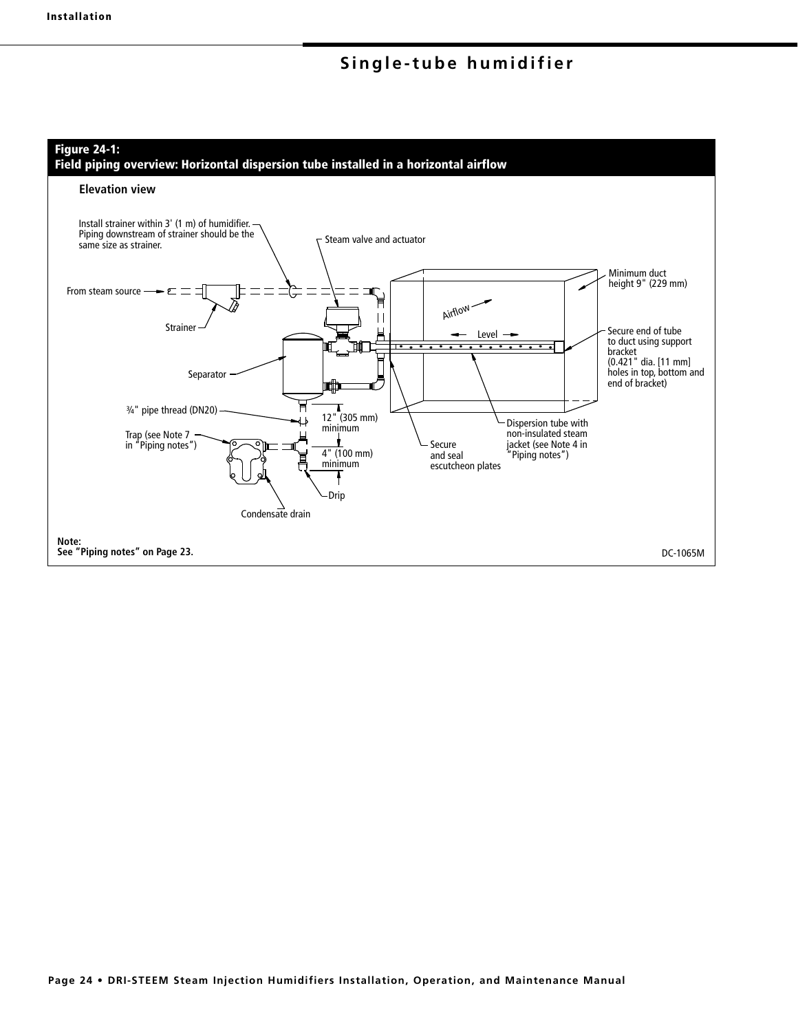## Single-tube humidifier

**Figure 24-1:**
**Field piping overview: Horizontal dispersion tube installed in a horizontal airflow**

**Elevation view**

Install strainer within 3' (1 m) of humidifier. Piping downstream of strainer should be the same size as strainer.

Steam valve and actuator

From steam source

Strainer

Separator

¾" pipe thread (DN20)

Trap (see Note 7 in "Piping notes")

Condensate drain

12" (305 mm) minimum

4" (100 mm) minimum

Drip

Secure and seal escutcheon plates

Dispersion tube with non-insulated steam jacket (see Note 4 in "Piping notes")

Airflow

Level

Minimum duct height 9" (229 mm)

Secure end of tube to duct using support bracket (0.421" dia. [11 mm] holes in top, bottom and end of bracket)

**Note:**
**See "Piping notes" on Page 23.**

DC-1065M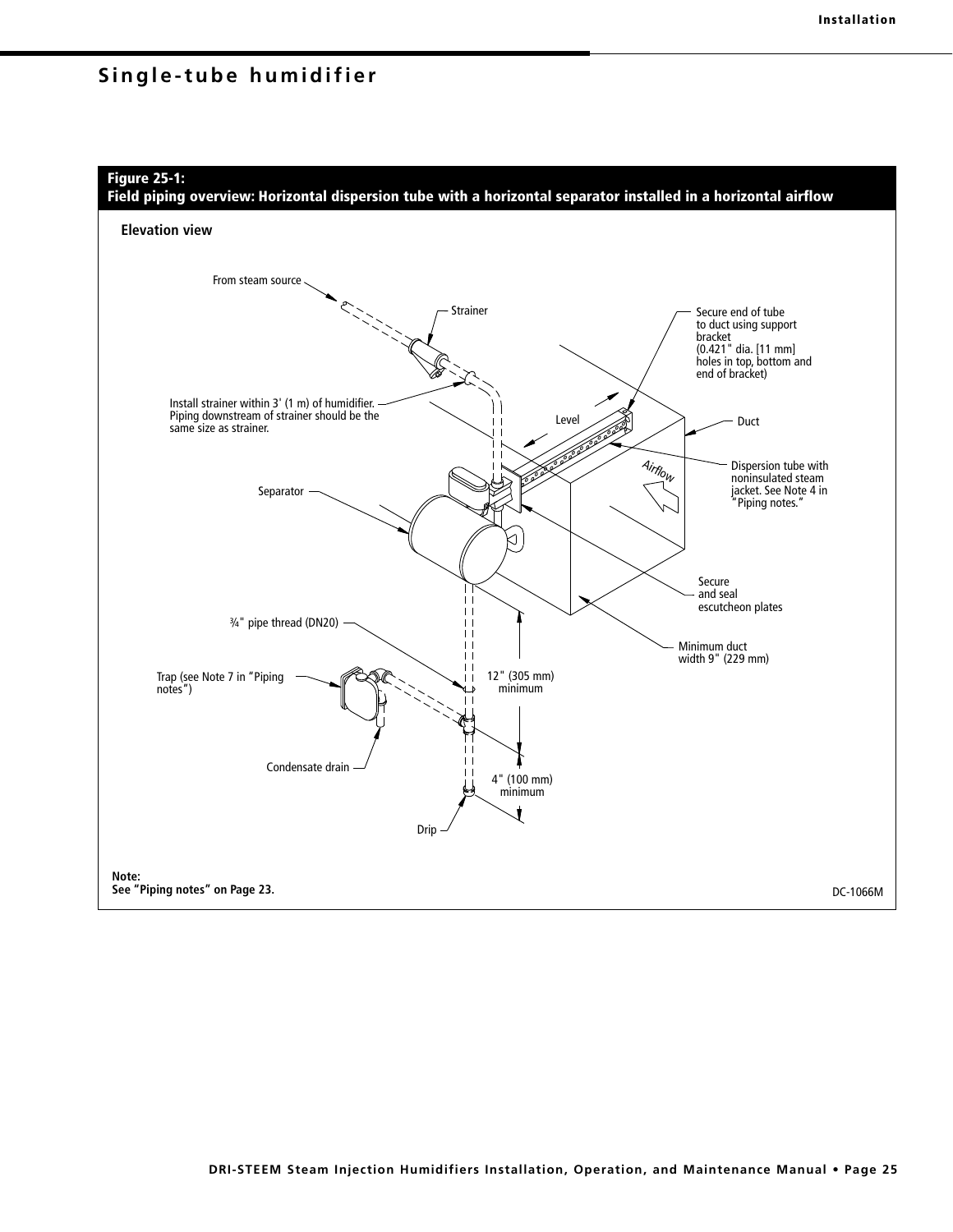## Single-tube humidifier

**Figure 25-1:**
**Field piping overview: Horizontal dispersion tube with a horizontal separator installed in a horizontal airflow**

**Elevation view**

From steam source

Strainer

Install strainer within 3' (1 m) of humidifier. Piping downstream of strainer should be the same size as strainer.

Separator

Level

Secure end of tube to duct using support bracket (0.421" dia. [11 mm] holes in top, bottom and end of bracket)

Duct

Dispersion tube with noninsulated steam jacket. See Note 4 in "Piping notes."

Airflow

Secure and seal escutcheon plates

Minimum duct width 9" (229 mm)

¾" pipe thread (DN20)

Trap (see Note 7 in "Piping notes")

12" (305 mm) minimum

Condensate drain

4" (100 mm) minimum

Drip

**Note:**
**See "Piping notes" on Page 23.**

DC-1066M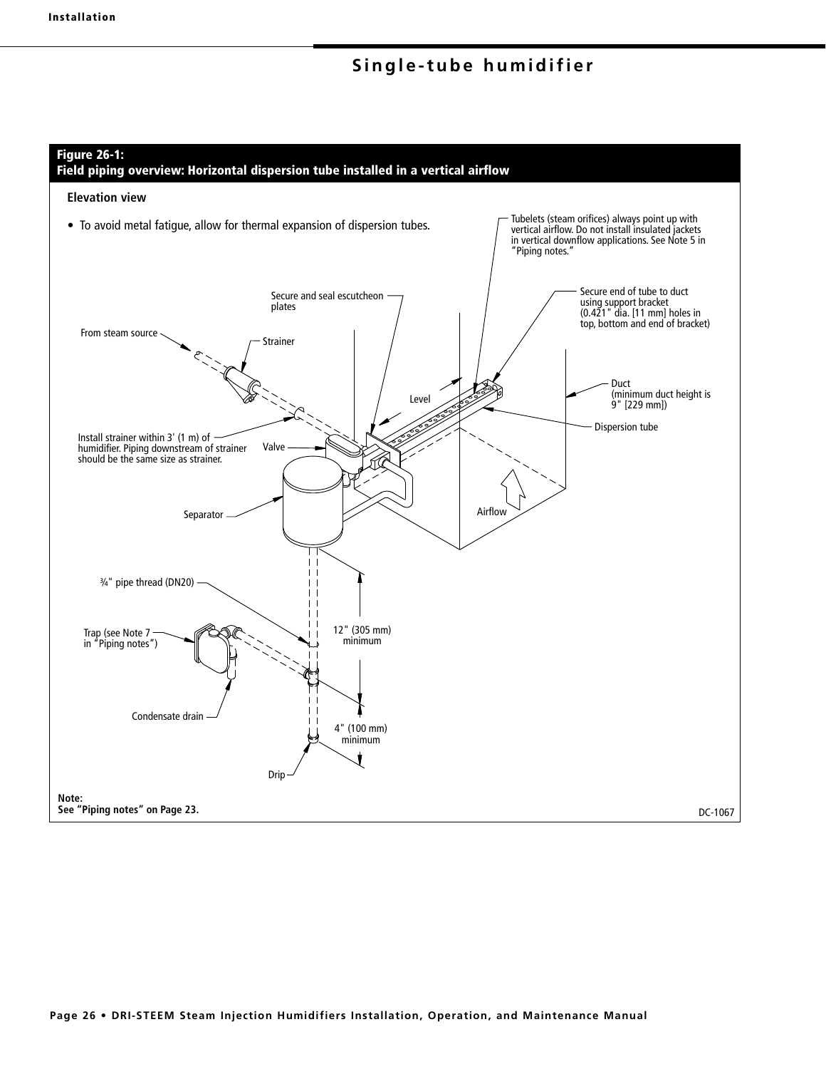## Single-tube humidifier

**Figure 26-1:**
**Field piping overview: Horizontal dispersion tube installed in a vertical airflow**

**Elevation view**

- To avoid metal fatigue, allow for thermal expansion of dispersion tubes.

Tubelets (steam orifices) always point up with vertical airflow. Do not install insulated jackets in vertical downflow applications. See Note 5 in "Piping notes."

Secure and seal escutcheon plates

Secure end of tube to duct using support bracket (0.421" dia. [11 mm] holes in top, bottom and end of bracket)

From steam source

Strainer

Duct (minimum duct height is 9" [229 mm])

Level

Dispersion tube

Install strainer within 3' (1 m) of humidifier. Piping downstream of strainer should be the same size as strainer.

Valve

Separator

Airflow

¾" pipe thread (DN20)

Trap (see Note 7 in "Piping notes")

12" (305 mm) minimum

Condensate drain

4" (100 mm) minimum

Drip

**Note:**
**See "Piping notes" on Page 23.**

DC-1067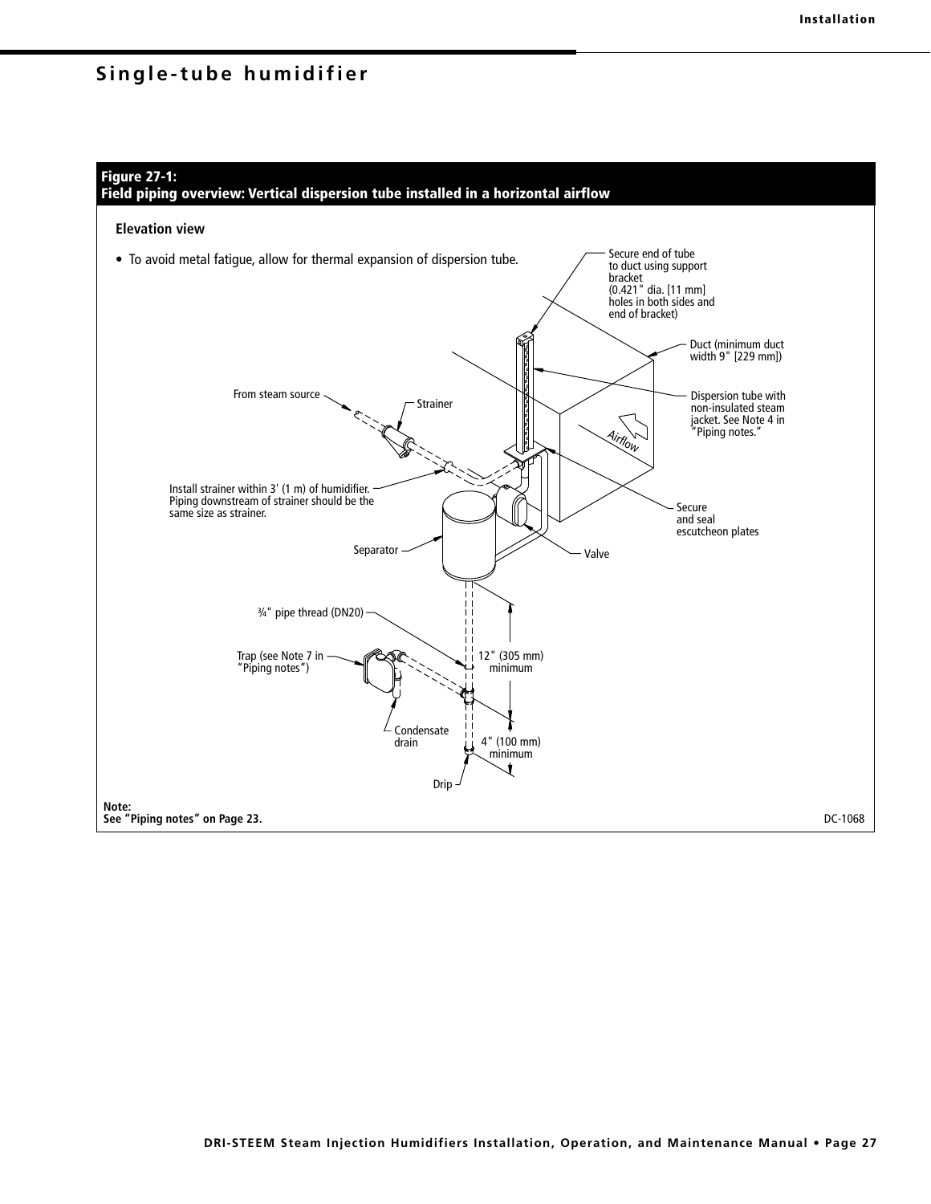## Single-tube humidifier

**Figure 27-1:**
**Field piping overview: Vertical dispersion tube installed in a horizontal airflow**

**Elevation view**

- To avoid metal fatigue, allow for thermal expansion of dispersion tube.

Secure end of tube to duct using support bracket (0.421" dia. [11 mm] holes in both sides and end of bracket)

Duct (minimum duct width 9" [229 mm])

Dispersion tube with non-insulated steam jacket. See Note 4 in "Piping notes."

From steam source

Strainer

Airflow

Install strainer within 3' (1 m) of humidifier. Piping downstream of strainer should be the same size as strainer.

Secure and seal escutcheon plates

Separator

Valve

¾" pipe thread (DN20)

Trap (see Note 7 in "Piping notes")

12" (305 mm) minimum

Condensate drain

4" (100 mm) minimum

Drip

**Note:**
**See "Piping notes" on Page 23.**

DC-1068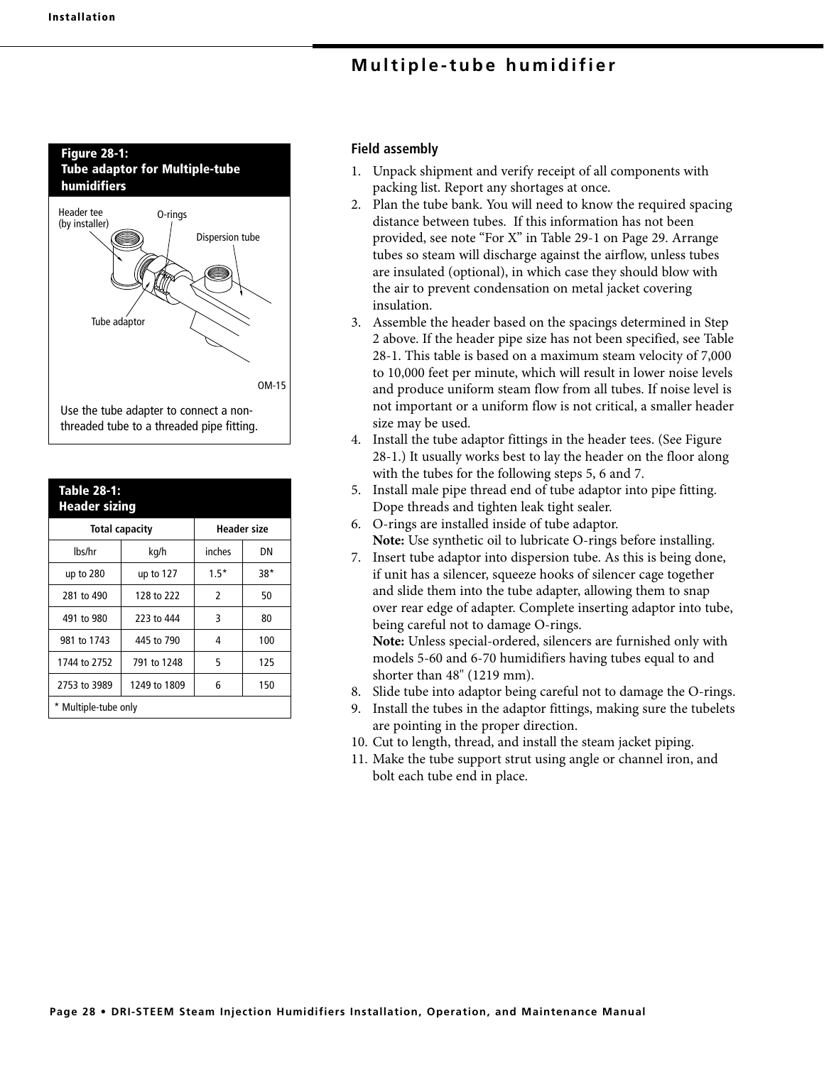## Multiple-tube humidifier

**Figure 28-1: Tube adaptor for Multiple-tube humidifiers**

Header tee (by installer)

O-rings

Dispersion tube

Tube adaptor

OM-15

Use the tube adapter to connect a non-threaded tube to a threaded pipe fitting.

**Table 28-1: Header sizing**

| Total capacity | | Header size | |
|---|---|---|---|
| lbs/hr | kg/h | inches | DN |
| up to 280 | up to 127 | 1.5* | 38* |
| 281 to 490 | 128 to 222 | 2 | 50 |
| 491 to 980 | 223 to 444 | 3 | 80 |
| 981 to 1743 | 445 to 790 | 4 | 100 |
| 1744 to 2752 | 791 to 1248 | 5 | 125 |
| 2753 to 3989 | 1249 to 1809 | 6 | 150 |

* Multiple-tube only

### Field assembly

1. Unpack shipment and verify receipt of all components with packing list. Report any shortages at once.
2. Plan the tube bank. You will need to know the required spacing distance between tubes. If this information has not been provided, see note "For X" in Table 29-1 on Page 29. Arrange tubes so steam will discharge against the airflow, unless tubes are insulated (optional), in which case they should blow with the air to prevent condensation on metal jacket covering insulation.
3. Assemble the header based on the spacings determined in Step 2 above. If the header pipe size has not been specified, see Table 28-1. This table is based on a maximum steam velocity of 7,000 to 10,000 feet per minute, which will result in lower noise levels and produce uniform steam flow from all tubes. If noise level is not important or a uniform flow is not critical, a smaller header size may be used.
4. Install the tube adaptor fittings in the header tees. (See Figure 28-1.) It usually works best to lay the header on the floor along with the tubes for the following steps 5, 6 and 7.
5. Install male pipe thread end of tube adaptor into pipe fitting. Dope threads and tighten leak tight sealer.
6. O-rings are installed inside of tube adaptor.
   **Note:** Use synthetic oil to lubricate O-rings before installing.
7. Insert tube adaptor into dispersion tube. As this is being done, if unit has a silencer, squeeze hooks of silencer cage together and slide them into the tube adapter, allowing them to snap over rear edge of adapter. Complete inserting adaptor into tube, being careful not to damage O-rings.
   **Note:** Unless special-ordered, silencers are furnished only with models 5-60 and 6-70 humidifiers having tubes equal to and shorter than 48" (1219 mm).
8. Slide tube into adaptor being careful not to damage the O-rings.
9. Install the tubes in the adaptor fittings, making sure the tubelets are pointing in the proper direction.
10. Cut to length, thread, and install the steam jacket piping.
11. Make the tube support strut using angle or channel iron, and bolt each tube end in place.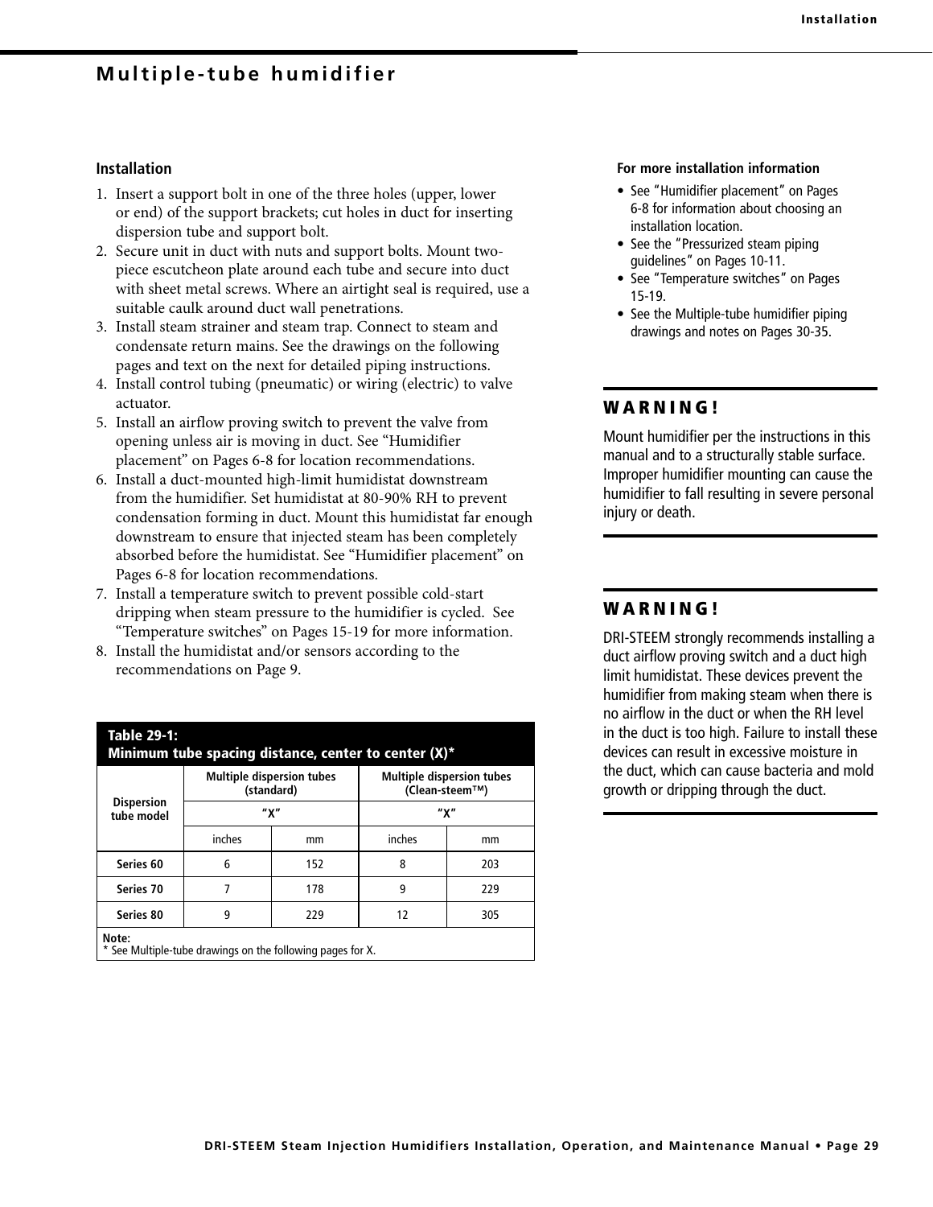## Multiple-tube humidifier

### Installation

1. Insert a support bolt in one of the three holes (upper, lower or end) of the support brackets; cut holes in duct for inserting dispersion tube and support bolt.
2. Secure unit in duct with nuts and support bolts. Mount two-piece escutcheon plate around each tube and secure into duct with sheet metal screws. Where an airtight seal is required, use a suitable caulk around duct wall penetrations.
3. Install steam strainer and steam trap. Connect to steam and condensate return mains. See the drawings on the following pages and text on the next for detailed piping instructions.
4. Install control tubing (pneumatic) or wiring (electric) to valve actuator.
5. Install an airflow proving switch to prevent the valve from opening unless air is moving in duct. See “Humidifier placement” on Pages 6-8 for location recommendations.
6. Install a duct-mounted high-limit humidistat downstream from the humidifier. Set humidistat at 80-90% RH to prevent condensation forming in duct. Mount this humidistat far enough downstream to ensure that injected steam has been completely absorbed before the humidistat. See “Humidifier placement” on Pages 6-8 for location recommendations.
7. Install a temperature switch to prevent possible cold-start dripping when steam pressure to the humidifier is cycled. See “Temperature switches” on Pages 15-19 for more information.
8. Install the humidistat and/or sensors according to the recommendations on Page 9.

**Table 29-1: Minimum tube spacing distance, center to center (X)***

| Dispersion tube model | Multiple dispersion tubes (standard) | | Multiple dispersion tubes (Clean-steem™) | |
|---|---|---|---|---|
| | "X" | | "X" | |
| | inches | mm | inches | mm |
| Series 60 | 6 | 152 | 8 | 203 |
| Series 70 | 7 | 178 | 9 | 229 |
| Series 80 | 9 | 229 | 12 | 305 |

**Note:**
* See Multiple-tube drawings on the following pages for X.

**For more installation information**

- See “Humidifier placement” on Pages 6-8 for information about choosing an installation location.
- See the “Pressurized steam piping guidelines” on Pages 10-11.
- See “Temperature switches” on Pages 15-19.
- See the Multiple-tube humidifier piping drawings and notes on Pages 30-35.

**WARNING!**

Mount humidifier per the instructions in this manual and to a structurally stable surface. Improper humidifier mounting can cause the humidifier to fall resulting in severe personal injury or death.

**WARNING!**

DRI-STEEM strongly recommends installing a duct airflow proving switch and a duct high limit humidistat. These devices prevent the humidifier from making steam when there is no airflow in the duct or when the RH level in the duct is too high. Failure to install these devices can result in excessive moisture in the duct, which can cause bacteria and mold growth or dripping through the duct.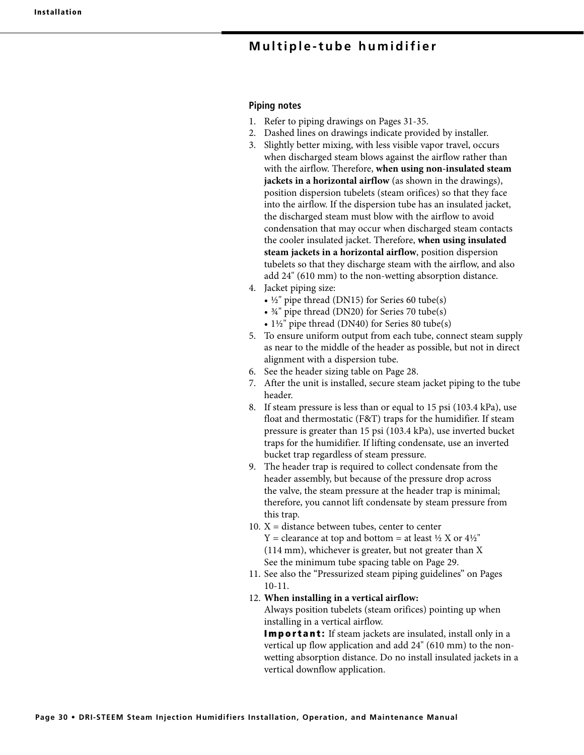## Multiple-tube humidifier

### Piping notes

1. Refer to piping drawings on Pages 31-35.
2. Dashed lines on drawings indicate provided by installer.
3. Slightly better mixing, with less visible vapor travel, occurs when discharged steam blows against the airflow rather than with the airflow. Therefore, **when using non-insulated steam jackets in a horizontal airflow** (as shown in the drawings), position dispersion tubelets (steam orifices) so that they face into the airflow. If the dispersion tube has an insulated jacket, the discharged steam must blow with the airflow to avoid condensation that may occur when discharged steam contacts the cooler insulated jacket. Therefore, **when using insulated steam jackets in a horizontal airflow**, position dispersion tubelets so that they discharge steam with the airflow, and also add 24" (610 mm) to the non-wetting absorption distance.
4. Jacket piping size:
   - ½" pipe thread (DN15) for Series 60 tube(s)
   - ¾" pipe thread (DN20) for Series 70 tube(s)
   - 1½" pipe thread (DN40) for Series 80 tube(s)
5. To ensure uniform output from each tube, connect steam supply as near to the middle of the header as possible, but not in direct alignment with a dispersion tube.
6. See the header sizing table on Page 28.
7. After the unit is installed, secure steam jacket piping to the tube header.
8. If steam pressure is less than or equal to 15 psi (103.4 kPa), use float and thermostatic (F&T) traps for the humidifier. If steam pressure is greater than 15 psi (103.4 kPa), use inverted bucket traps for the humidifier. If lifting condensate, use an inverted bucket trap regardless of steam pressure.
9. The header trap is required to collect condensate from the header assembly, but because of the pressure drop across the valve, the steam pressure at the header trap is minimal; therefore, you cannot lift condensate by steam pressure from this trap.
10. X = distance between tubes, center to center
    Y = clearance at top and bottom = at least ½ X or 4½" (114 mm), whichever is greater, but not greater than X
    See the minimum tube spacing table on Page 29.
11. See also the "Pressurized steam piping guidelines" on Pages 10-11.
12. **When installing in a vertical airflow:**
    Always position tubelets (steam orifices) pointing up when installing in a vertical airflow.
    **Important:** If steam jackets are insulated, install only in a vertical up flow application and add 24" (610 mm) to the non-wetting absorption distance. Do no install insulated jackets in a vertical downflow application.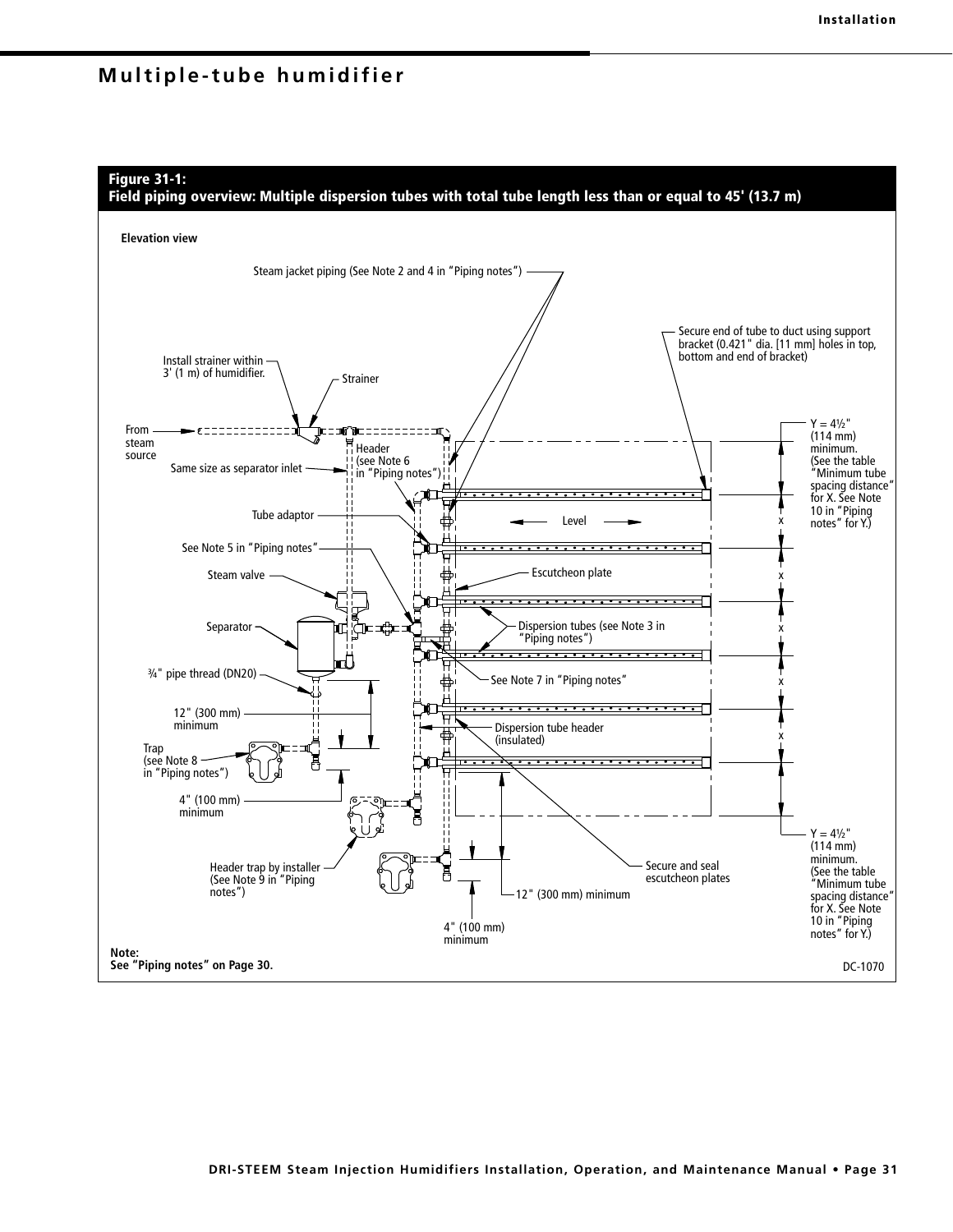# Multiple-tube humidifier

**Figure 31-1:**
**Field piping overview: Multiple dispersion tubes with total tube length less than or equal to 45' (13.7 m)**

**Elevation view**

Steam jacket piping (See Note 2 and 4 in "Piping notes")

Secure end of tube to duct using support bracket (0.421" dia. [11 mm] holes in top, bottom and end of bracket)

Install strainer within 3' (1 m) of humidifier.

Strainer

From steam source

Same size as separator inlet

Header (see Note 6 in "Piping notes")

Y = 4½" (114 mm) minimum. (See the table "Minimum tube spacing distance" for X. See Note 10 in "Piping notes" for Y.)

Tube adaptor

Level

See Note 5 in "Piping notes"

Steam valve

Escutcheon plate

Separator

Dispersion tubes (see Note 3 in "Piping notes")

¾" pipe thread (DN20)

See Note 7 in "Piping notes"

12" (300 mm) minimum

Dispersion tube header (insulated)

Trap (see Note 8 in "Piping notes")

4" (100 mm) minimum

Header trap by installer (See Note 9 in "Piping notes")

Secure and seal escutcheon plates

12" (300 mm) minimum

4" (100 mm) minimum

Y = 4½" (114 mm) minimum. (See the table "Minimum tube spacing distance" for X. See Note 10 in "Piping notes" for Y.)

**Note:**
**See "Piping notes" on Page 30.**

DC-1070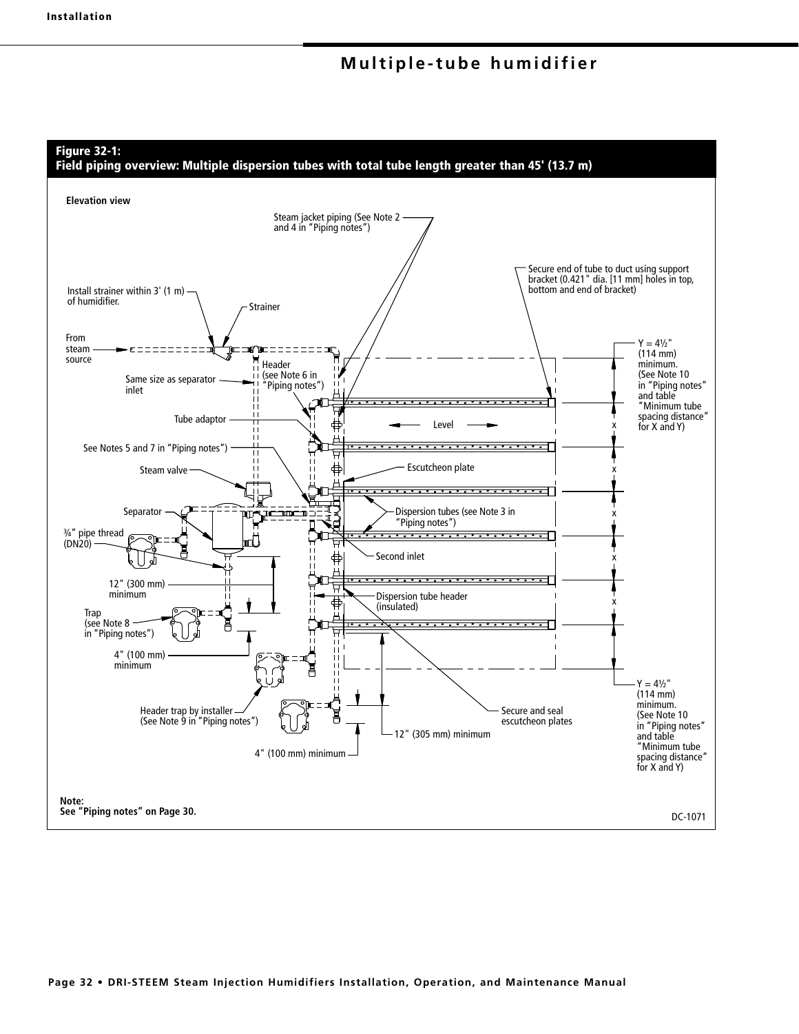## Multiple-tube humidifier

**Figure 32-1:**
**Field piping overview: Multiple dispersion tubes with total tube length greater than 45' (13.7 m)**

Elevation view

Steam jacket piping (See Note 2 and 4 in "Piping notes")

Secure end of tube to duct using support bracket (0.421" dia. [11 mm] holes in top, bottom and end of bracket)

Install strainer within 3' (1 m) of humidifier.

Strainer

From steam source

Header (see Note 6 in "Piping notes")

Same size as separator inlet

Y = 4½" (114 mm) minimum. (See Note 10 in "Piping notes" and table "Minimum tube spacing distance" for X and Y)

Tube adaptor

Level

See Notes 5 and 7 in "Piping notes")

Escutcheon plate

Steam valve

Separator

Dispersion tubes (see Note 3 in "Piping notes")

¾" pipe thread (DN20)

Second inlet

12" (300 mm) minimum

Dispersion tube header (insulated)

Trap (see Note 8 in "Piping notes")

4" (100 mm) minimum

Header trap by installer (See Note 9 in "Piping notes")

Secure and seal escutcheon plates

12" (305 mm) minimum

4" (100 mm) minimum

Y = 4½" (114 mm) minimum. (See Note 10 in "Piping notes" and table "Minimum tube spacing distance" for X and Y)

x

**Note:**
**See "Piping notes" on Page 30.**

DC-1071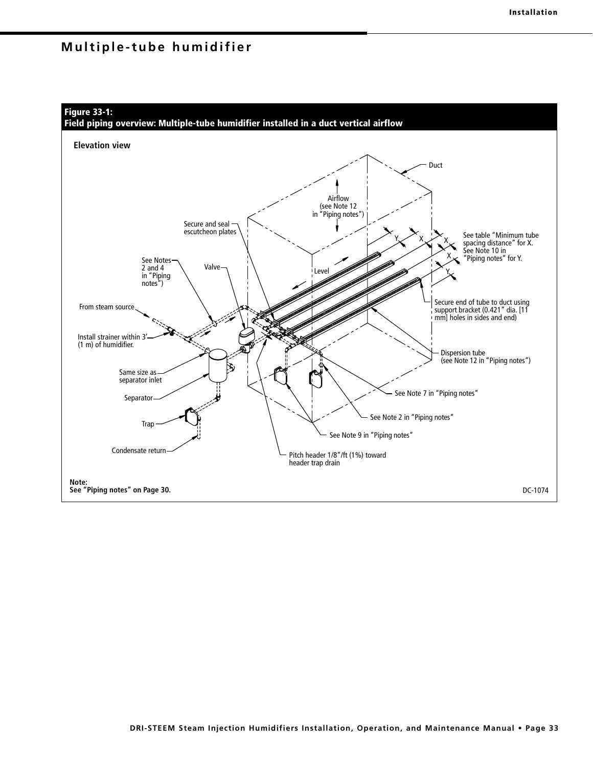# Multiple-tube humidifier

**Figure 33-1:**
**Field piping overview: Multiple-tube humidifier installed in a duct vertical airflow**

**Elevation view**

Duct

Airflow
(see Note 12
in "Piping notes")

Secure and seal escutcheon plates

See table "Minimum tube spacing distance" for X.
See Note 10 in "Piping notes" for Y.

See Notes 2 and 4 in "Piping notes")

Valve

Level

From steam source

Secure end of tube to duct using support bracket (0.421" dia. [11 mm] holes in sides and end)

Install strainer within 3' (1 m) of humidifier.

Dispersion tube
(see Note 12 in "Piping notes")

Same size as separator inlet

Separator

See Note 7 in "Piping notes"

See Note 2 in "Piping notes"

Trap

See Note 9 in "Piping notes"

Condensate return

Pitch header 1/8"/ft (1%) toward header trap drain

**Note:**
**See "Piping notes" on Page 30.**

DC-1074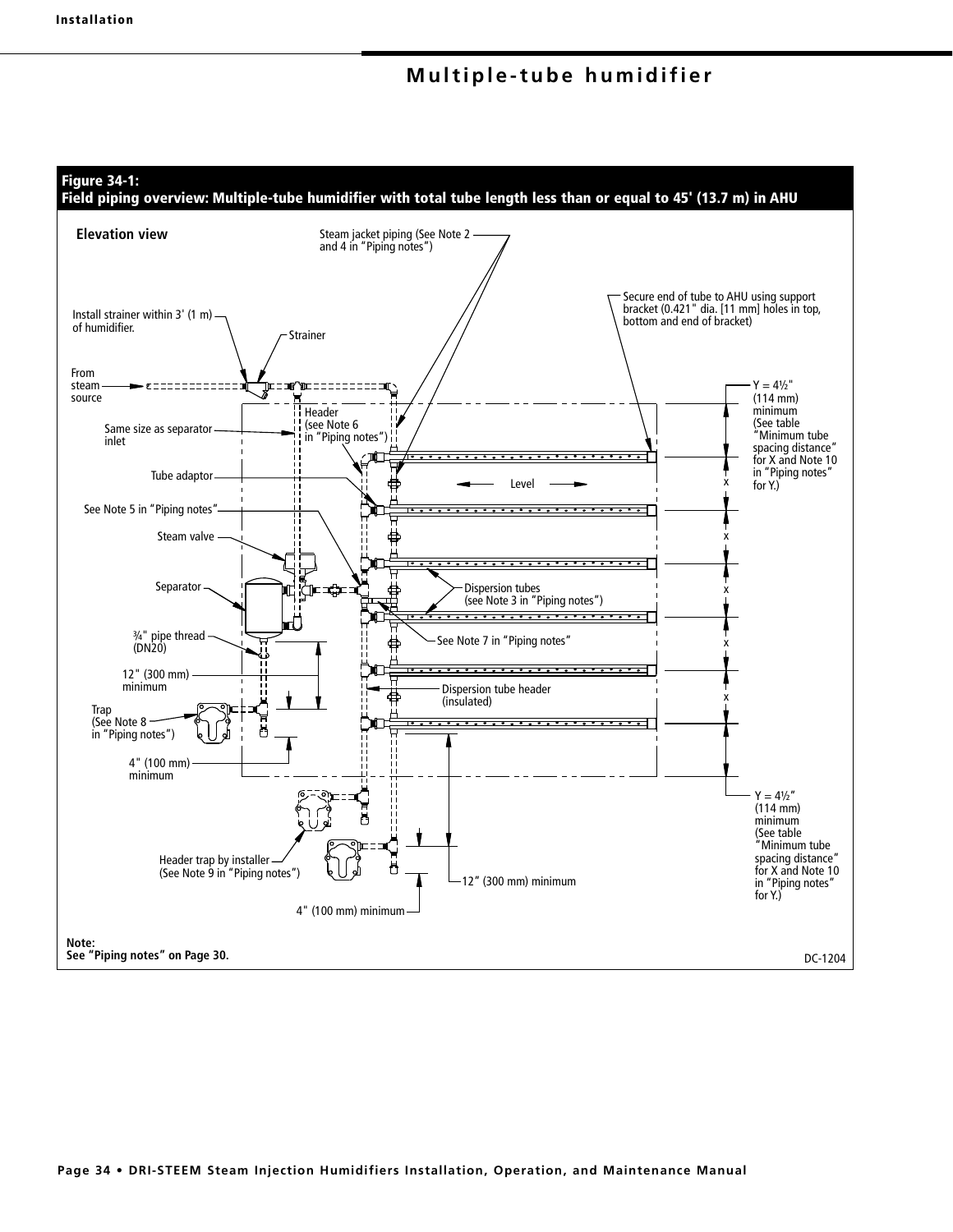# Multiple-tube humidifier

**Figure 34-1:**
**Field piping overview: Multiple-tube humidifier with total tube length less than or equal to 45' (13.7 m) in AHU**

Elevation view

Steam jacket piping (See Note 2 and 4 in "Piping notes")

Secure end of tube to AHU using support bracket (0.421" dia. [11 mm] holes in top, bottom and end of bracket)

Install strainer within 3' (1 m) of humidifier.

Strainer

From steam source

Y = 4½" (114 mm) minimum (See table "Minimum tube spacing distance" for X and Note 10 in "Piping notes" for Y.)

Header (see Note 6 in "Piping notes")

Same size as separator inlet

Tube adaptor

Level

See Note 5 in "Piping notes"

Steam valve

Separator

Dispersion tubes (see Note 3 in "Piping notes")

¾" pipe thread (DN20)

See Note 7 in "Piping notes"

12" (300 mm) minimum

Dispersion tube header (insulated)

Trap (See Note 8 in "Piping notes")

4" (100 mm) minimum

Y = 4½" (114 mm) minimum (See table "Minimum tube spacing distance" for X and Note 10 in "Piping notes" for Y.)

Header trap by installer (See Note 9 in "Piping notes")

12" (300 mm) minimum

4" (100 mm) minimum

x

x

x

x

x

**Note:**
**See "Piping notes" on Page 30.**

DC-1204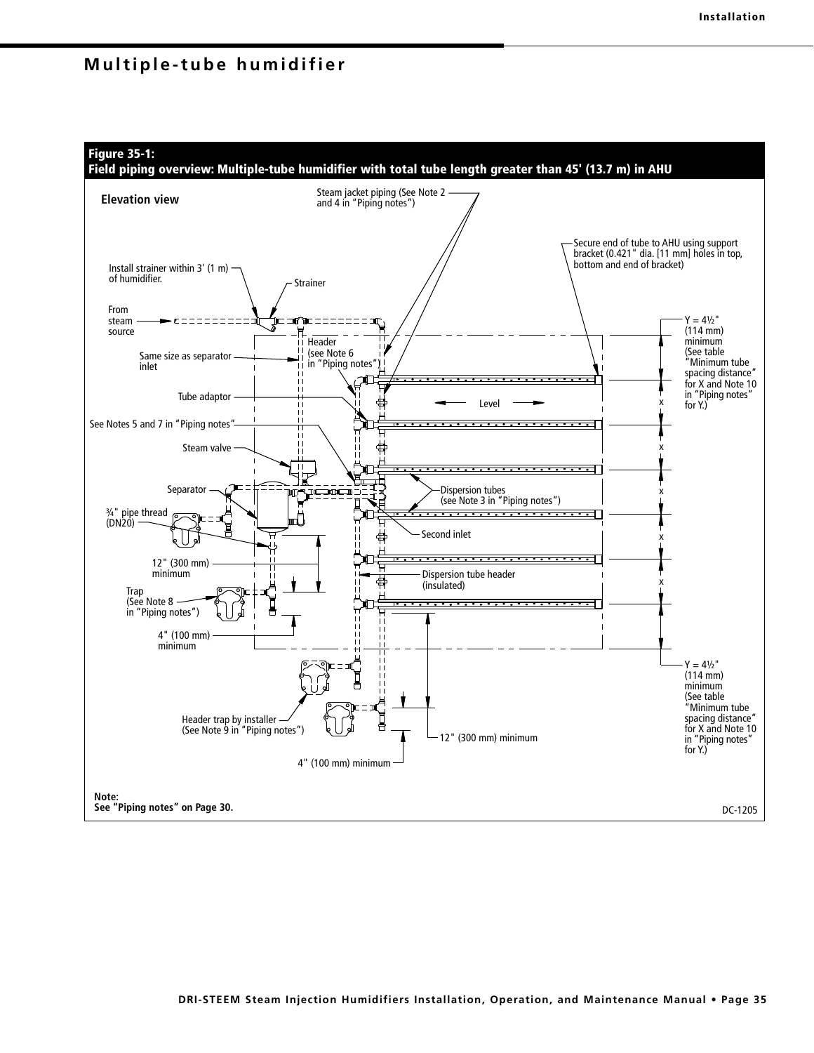# Multiple-tube humidifier

**Figure 35-1:**
**Field piping overview: Multiple-tube humidifier with total tube length greater than 45' (13.7 m) in AHU**

Elevation view

Steam jacket piping (See Note 2 and 4 in "Piping notes")

Secure end of tube to AHU using support bracket (0.421" dia. [11 mm] holes in top, bottom and end of bracket)

Install strainer within 3' (1 m) of humidifier.

Strainer

From steam source

Same size as separator inlet

Header (see Note 6 in "Piping notes")

Tube adaptor

Level

See Notes 5 and 7 in "Piping notes"

Steam valve

Separator

¾" pipe thread (DN20)

Dispersion tubes (see Note 3 in "Piping notes")

Second inlet

12" (300 mm) minimum

Dispersion tube header (insulated)

Trap (See Note 8 in "Piping notes")

4" (100 mm) minimum

Y = 4½" (114 mm) minimum (See table "Minimum tube spacing distance" for X and Note 10 in "Piping notes" for Y.)

x

Header trap by installer (See Note 9 in "Piping notes")

12" (300 mm) minimum

4" (100 mm) minimum

**Note:**
**See "Piping notes" on Page 30.**

DC-1205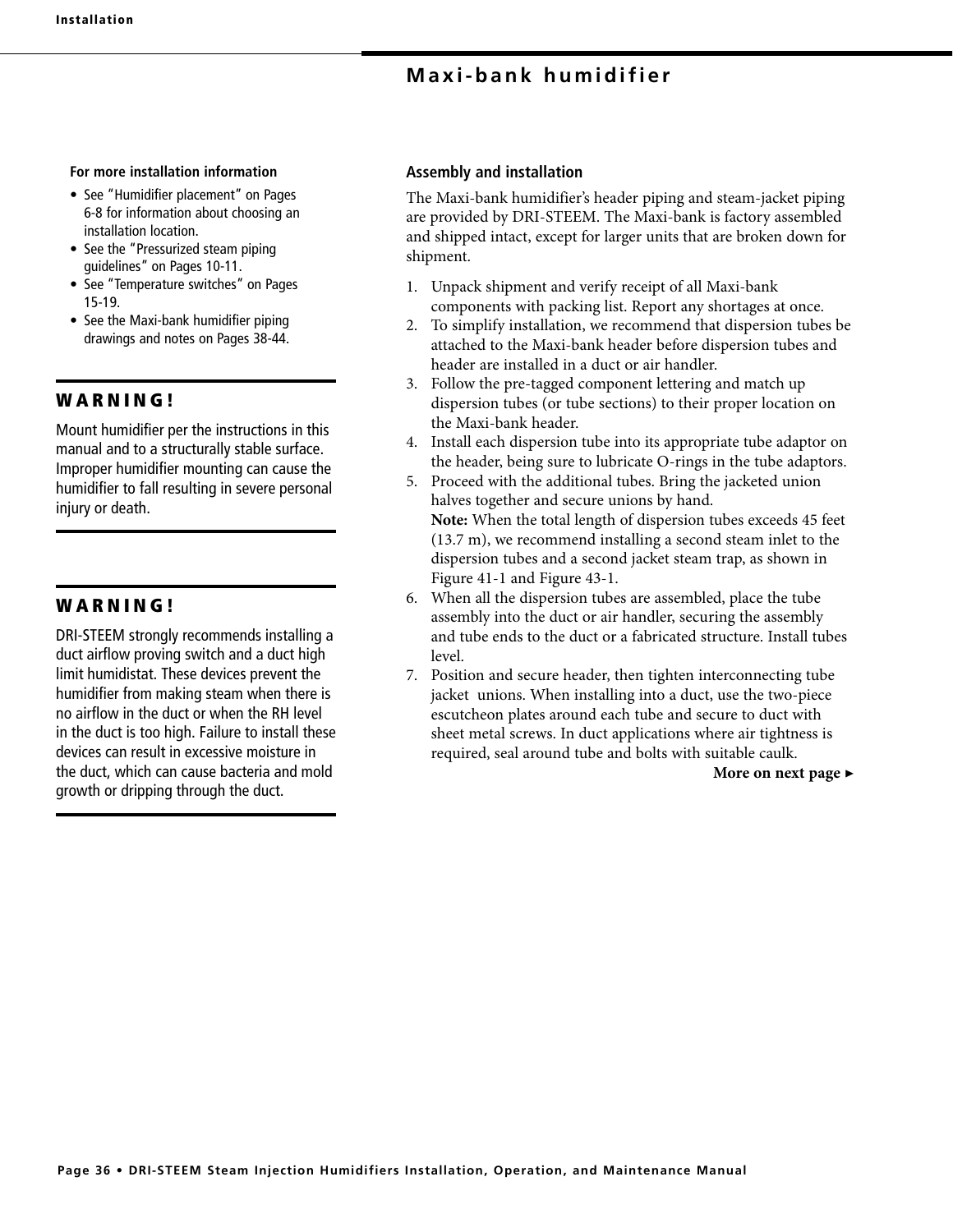# Maxi-bank humidifier

**For more installation information**

- See "Humidifier placement" on Pages 6-8 for information about choosing an installation location.
- See the "Pressurized steam piping guidelines" on Pages 10-11.
- See "Temperature switches" on Pages 15-19.
- See the Maxi-bank humidifier piping drawings and notes on Pages 38-44.

**WARNING!**

Mount humidifier per the instructions in this manual and to a structurally stable surface. Improper humidifier mounting can cause the humidifier to fall resulting in severe personal injury or death.

**WARNING!**

DRI-STEEM strongly recommends installing a duct airflow proving switch and a duct high limit humidistat. These devices prevent the humidifier from making steam when there is no airflow in the duct or when the RH level in the duct is too high. Failure to install these devices can result in excessive moisture in the duct, which can cause bacteria and mold growth or dripping through the duct.

## Assembly and installation

The Maxi-bank humidifier's header piping and steam-jacket piping are provided by DRI-STEEM. The Maxi-bank is factory assembled and shipped intact, except for larger units that are broken down for shipment.

1. Unpack shipment and verify receipt of all Maxi-bank components with packing list. Report any shortages at once.
2. To simplify installation, we recommend that dispersion tubes be attached to the Maxi-bank header before dispersion tubes and header are installed in a duct or air handler.
3. Follow the pre-tagged component lettering and match up dispersion tubes (or tube sections) to their proper location on the Maxi-bank header.
4. Install each dispersion tube into its appropriate tube adaptor on the header, being sure to lubricate O-rings in the tube adaptors.
5. Proceed with the additional tubes. Bring the jacketed union halves together and secure unions by hand.
   **Note:** When the total length of dispersion tubes exceeds 45 feet (13.7 m), we recommend installing a second steam inlet to the dispersion tubes and a second jacket steam trap, as shown in Figure 41-1 and Figure 43-1.
6. When all the dispersion tubes are assembled, place the tube assembly into the duct or air handler, securing the assembly and tube ends to the duct or a fabricated structure. Install tubes level.
7. Position and secure header, then tighten interconnecting tube jacket unions. When installing into a duct, use the two-piece escutcheon plates around each tube and secure to duct with sheet metal screws. In duct applications where air tightness is required, seal around tube and bolts with suitable caulk.

**More on next page ▸**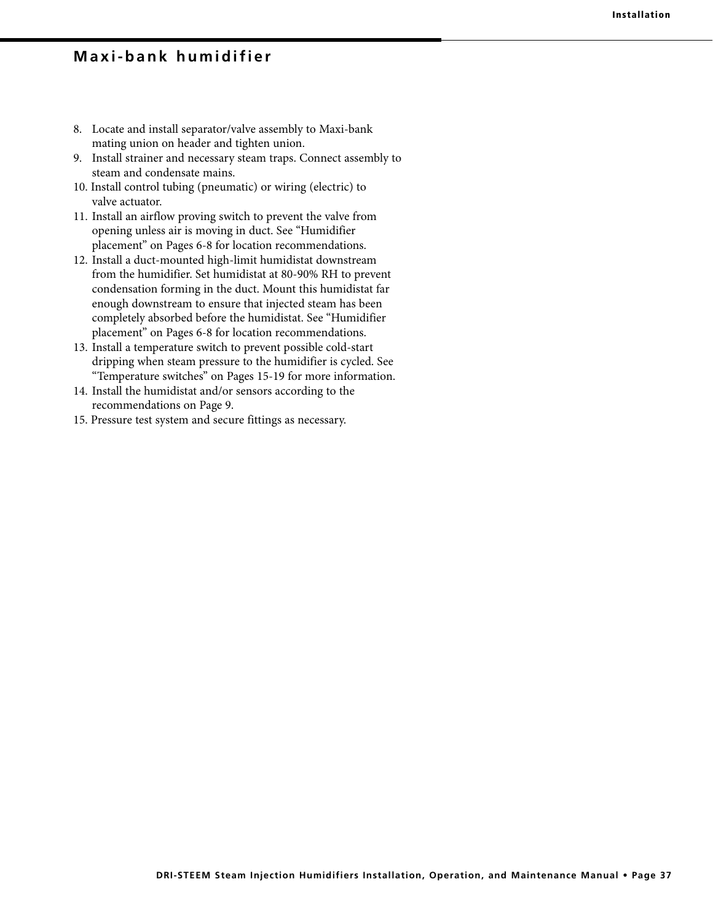## Maxi-bank humidifier

8. Locate and install separator/valve assembly to Maxi-bank mating union on header and tighten union.
9. Install strainer and necessary steam traps. Connect assembly to steam and condensate mains.
10. Install control tubing (pneumatic) or wiring (electric) to valve actuator.
11. Install an airflow proving switch to prevent the valve from opening unless air is moving in duct. See "Humidifier placement" on Pages 6-8 for location recommendations.
12. Install a duct-mounted high-limit humidistat downstream from the humidifier. Set humidistat at 80-90% RH to prevent condensation forming in the duct. Mount this humidistat far enough downstream to ensure that injected steam has been completely absorbed before the humidistat. See "Humidifier placement" on Pages 6-8 for location recommendations.
13. Install a temperature switch to prevent possible cold-start dripping when steam pressure to the humidifier is cycled. See "Temperature switches" on Pages 15-19 for more information.
14. Install the humidistat and/or sensors according to the recommendations on Page 9.
15. Pressure test system and secure fittings as necessary.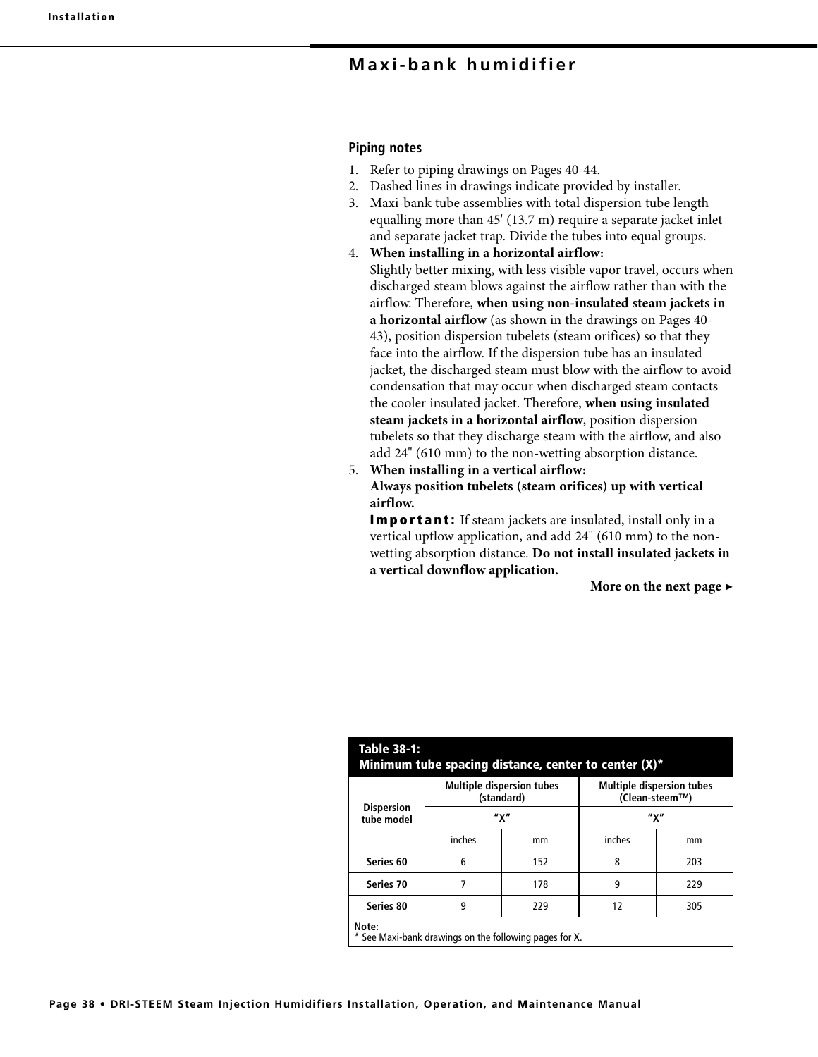## Maxi-bank humidifier

### Piping notes

1. Refer to piping drawings on Pages 40-44.
2. Dashed lines in drawings indicate provided by installer.
3. Maxi-bank tube assemblies with total dispersion tube length equalling more than 45' (13.7 m) require a separate jacket inlet and separate jacket trap. Divide the tubes into equal groups.
4. **When installing in a horizontal airflow:**
   Slightly better mixing, with less visible vapor travel, occurs when discharged steam blows against the airflow rather than with the airflow. Therefore, **when using non-insulated steam jackets in a horizontal airflow** (as shown in the drawings on Pages 40-43), position dispersion tubelets (steam orifices) so that they face into the airflow. If the dispersion tube has an insulated jacket, the discharged steam must blow with the airflow to avoid condensation that may occur when discharged steam contacts the cooler insulated jacket. Therefore, **when using insulated steam jackets in a horizontal airflow**, position dispersion tubelets so that they discharge steam with the airflow, and also add 24" (610 mm) to the non-wetting absorption distance.
5. **When installing in a vertical airflow:**
   **Always position tubelets (steam orifices) up with vertical airflow.**
   **Important:** If steam jackets are insulated, install only in a vertical upflow application, and add 24" (610 mm) to the non-wetting absorption distance. **Do not install insulated jackets in a vertical downflow application.**

**More on the next page ▶**

**Table 38-1: Minimum tube spacing distance, center to center (X)***

| Dispersion tube model | Multiple dispersion tubes (standard) "X" | | Multiple dispersion tubes (Clean-steem™) "X" | |
|---|---|---|---|---|
| | inches | mm | inches | mm |
| Series 60 | 6 | 152 | 8 | 203 |
| Series 70 | 7 | 178 | 9 | 229 |
| Series 80 | 9 | 229 | 12 | 305 |

**Note:**
* See Maxi-bank drawings on the following pages for X.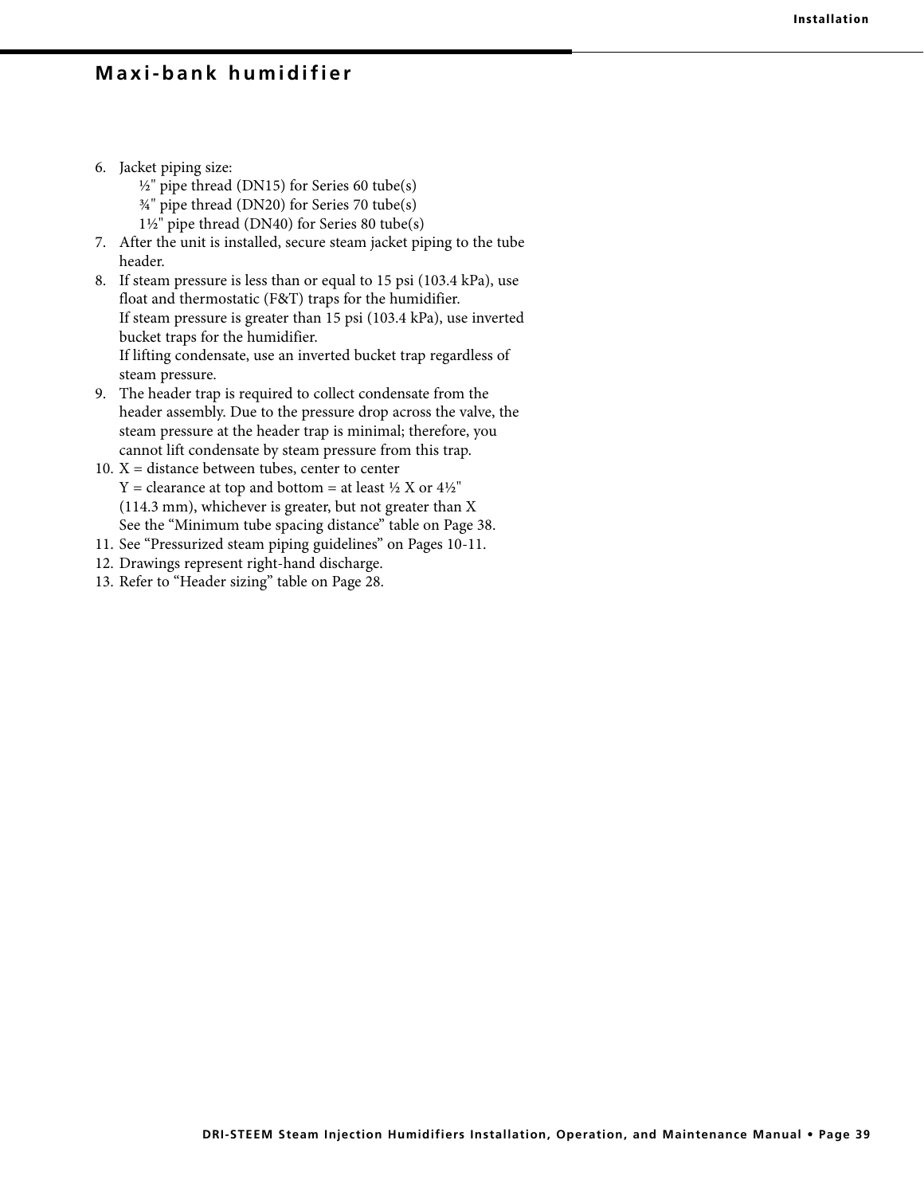## Maxi-bank humidifier

6. Jacket piping size:
   ½" pipe thread (DN15) for Series 60 tube(s)
   ¾" pipe thread (DN20) for Series 70 tube(s)
   1½" pipe thread (DN40) for Series 80 tube(s)
7. After the unit is installed, secure steam jacket piping to the tube header.
8. If steam pressure is less than or equal to 15 psi (103.4 kPa), use float and thermostatic (F&T) traps for the humidifier.
   If steam pressure is greater than 15 psi (103.4 kPa), use inverted bucket traps for the humidifier.
   If lifting condensate, use an inverted bucket trap regardless of steam pressure.
9. The header trap is required to collect condensate from the header assembly. Due to the pressure drop across the valve, the steam pressure at the header trap is minimal; therefore, you cannot lift condensate by steam pressure from this trap.
10. X = distance between tubes, center to center
    Y = clearance at top and bottom = at least ½ X or 4½" (114.3 mm), whichever is greater, but not greater than X
    See the “Minimum tube spacing distance” table on Page 38.
11. See “Pressurized steam piping guidelines” on Pages 10-11.
12. Drawings represent right-hand discharge.
13. Refer to “Header sizing” table on Page 28.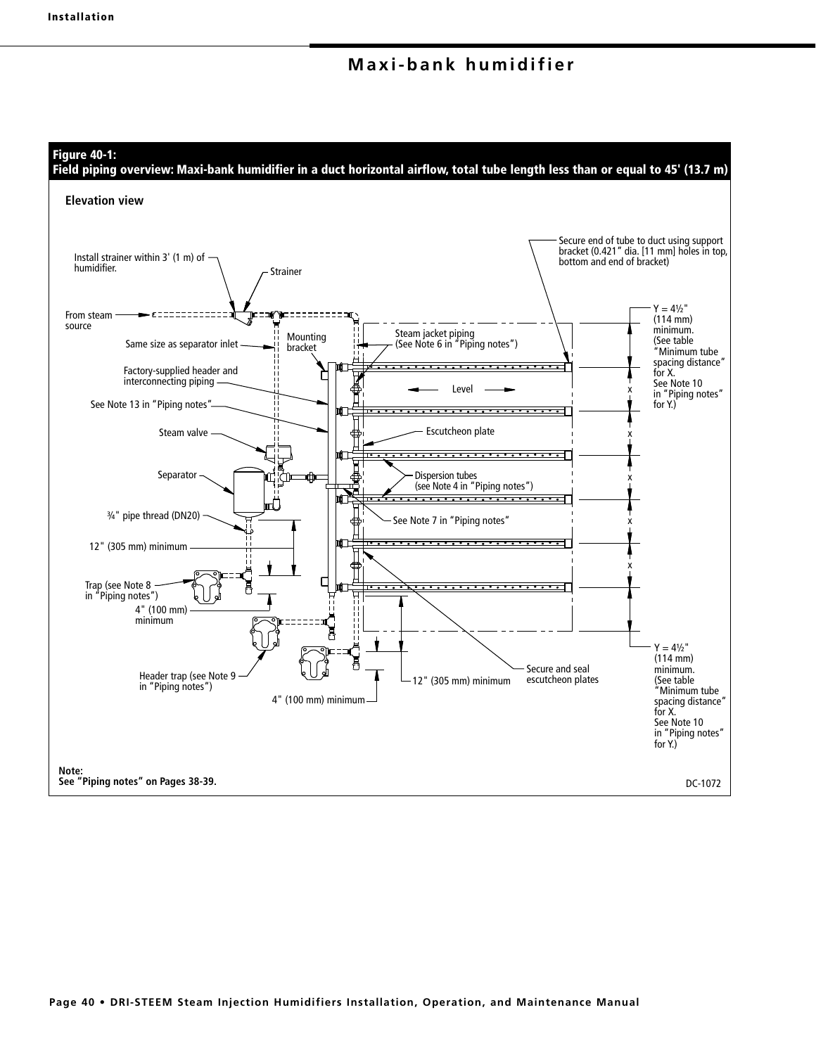# Maxi-bank humidifier

**Figure 40-1:**
**Field piping overview: Maxi-bank humidifier in a duct horizontal airflow, total tube length less than or equal to 45' (13.7 m)**

**Elevation view**

Install strainer within 3' (1 m) of humidifier.

Strainer

From steam source

Same size as separator inlet

Mounting bracket

Steam jacket piping (See Note 6 in "Piping notes")

Factory-supplied header and interconnecting piping

See Note 13 in "Piping notes"

Level

Steam valve

Escutcheon plate

Separator

Dispersion tubes (see Note 4 in "Piping notes")

¾" pipe thread (DN20)

See Note 7 in "Piping notes"

12" (305 mm) minimum

Trap (see Note 8 in "Piping notes")

4" (100 mm) minimum

Header trap (see Note 9 in "Piping notes")

4" (100 mm) minimum

12" (305 mm) minimum

Secure and seal escutcheon plates

Secure end of tube to duct using support bracket (0.421" dia. [11 mm] holes in top, bottom and end of bracket)

Y = 4½" (114 mm) minimum. (See table "Minimum tube spacing distance" for X. See Note 10 in "Piping notes" for Y.)

x

x

x

x

x

Y = 4½" (114 mm) minimum. (See table "Minimum tube spacing distance" for X. See Note 10 in "Piping notes" for Y.)

**Note:**
**See "Piping notes" on Pages 38-39.**

DC-1072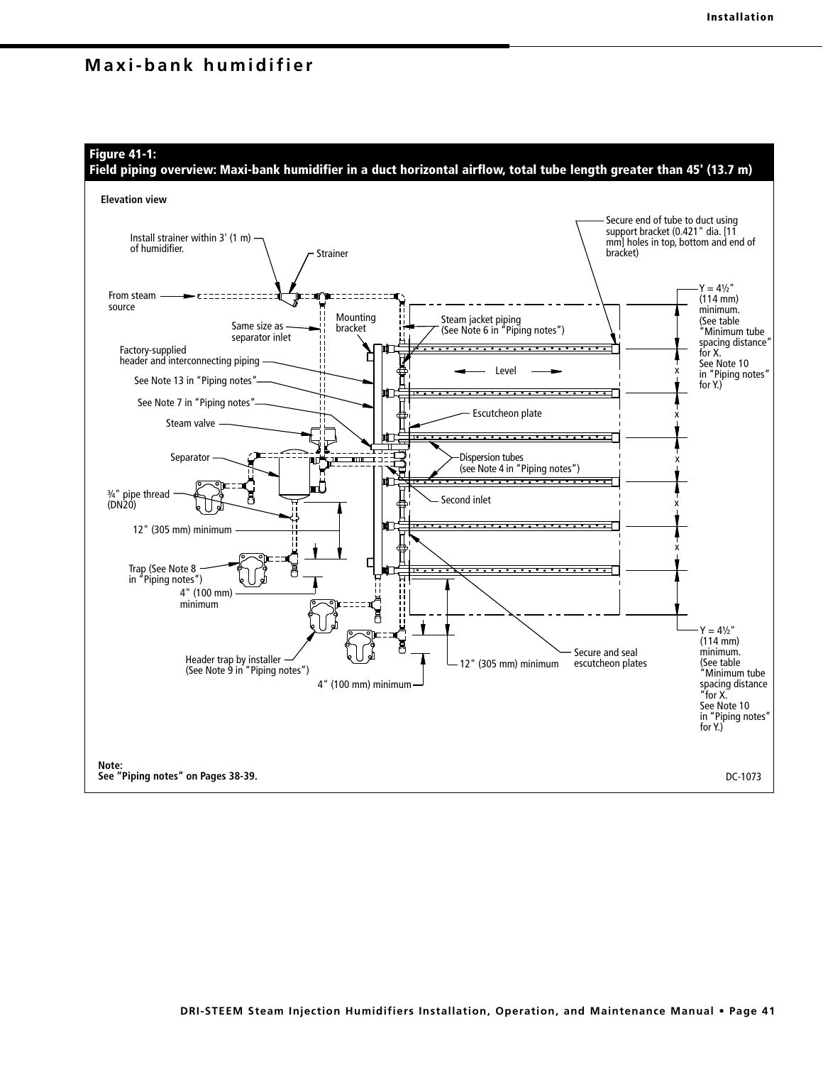# Maxi-bank humidifier

**Figure 41-1:**
**Field piping overview: Maxi-bank humidifier in a duct horizontal airflow, total tube length greater than 45' (13.7 m)**

**Elevation view**

Install strainer within 3' (1 m) of humidifier.

Strainer

From steam source

Same size as separator inlet

Mounting bracket

Steam jacket piping (See Note 6 in "Piping notes")

Factory-supplied header and interconnecting piping

See Note 13 in "Piping notes"

See Note 7 in "Piping notes"

Steam valve

Separator

¾" pipe thread (DN20)

12" (305 mm) minimum

Trap (See Note 8 in "Piping notes")

4" (100 mm) minimum

Header trap by installer (See Note 9 in "Piping notes")

4" (100 mm) minimum

12" (305 mm) minimum

Level

Escutcheon plate

Dispersion tubes (see Note 4 in "Piping notes")

Second inlet

Secure and seal escutcheon plates

Secure end of tube to duct using support bracket (0.421" dia. [11 mm] holes in top, bottom and end of bracket)

Y = 4½" (114 mm) minimum. (See table "Minimum tube spacing distance" for X. See Note 10 in "Piping notes" for Y.)

x

x

x

x

x

Y = 4½" (114 mm) minimum. (See table "Minimum tube spacing distance" for X. See Note 10 in "Piping notes" for Y.)

**Note:**
**See "Piping notes" on Pages 38-39.**

DC-1073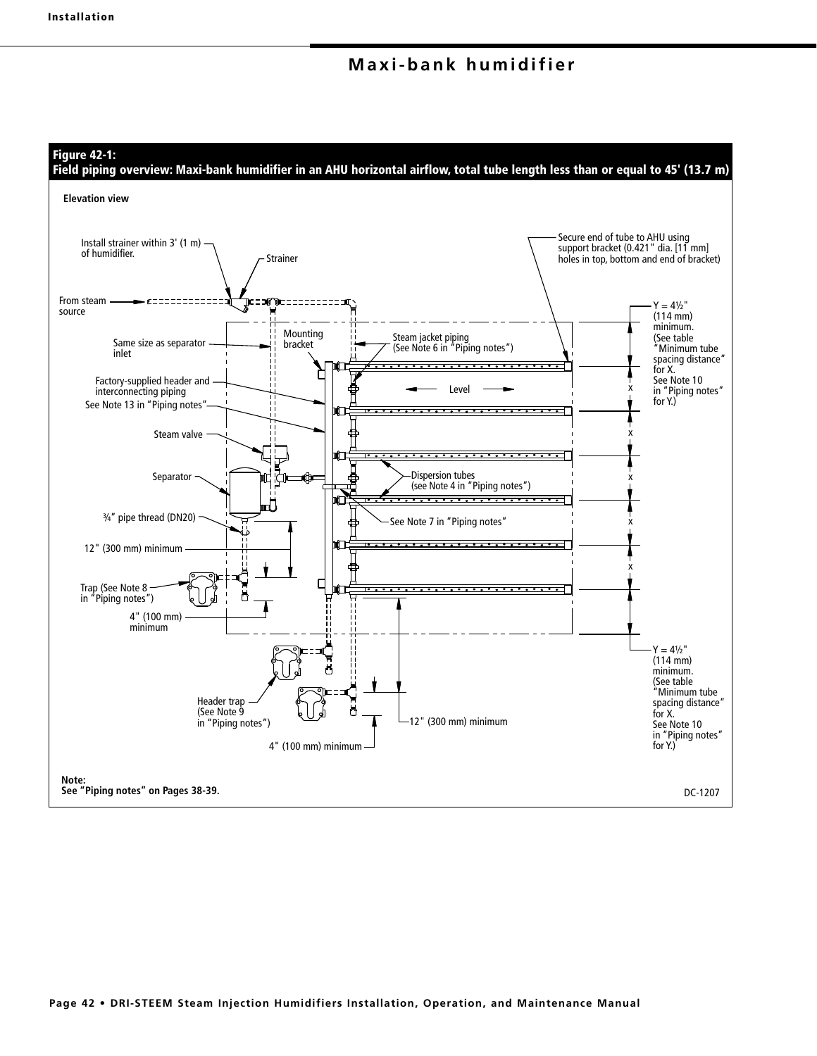# Maxi-bank humidifier

**Figure 42-1:**
**Field piping overview: Maxi-bank humidifier in an AHU horizontal airflow, total tube length less than or equal to 45' (13.7 m)**

Elevation view

Install strainer within 3' (1 m) of humidifier.

Strainer

From steam source

Same size as separator inlet

Mounting bracket

Steam jacket piping (See Note 6 in "Piping notes")

Factory-supplied header and interconnecting piping

See Note 13 in "Piping notes"

Level

Steam valve

Separator

Dispersion tubes (see Note 4 in "Piping notes")

¾" pipe thread (DN20)

See Note 7 in "Piping notes"

12" (300 mm) minimum

Trap (See Note 8 in "Piping notes")

4" (100 mm) minimum

Header trap (See Note 9 in "Piping notes")

12" (300 mm) minimum

4" (100 mm) minimum

Secure end of tube to AHU using support bracket (0.421" dia. [11 mm] holes in top, bottom and end of bracket)

Y = 4½" (114 mm) minimum. (See table "Minimum tube spacing distance" for X. See Note 10 in "Piping notes" for Y.)

x

x

x

x

x

Y = 4½" (114 mm) minimum. (See table "Minimum tube spacing distance" for X. See Note 10 in "Piping notes" for Y.)

**Note:**
**See "Piping notes" on Pages 38-39.**

DC-1207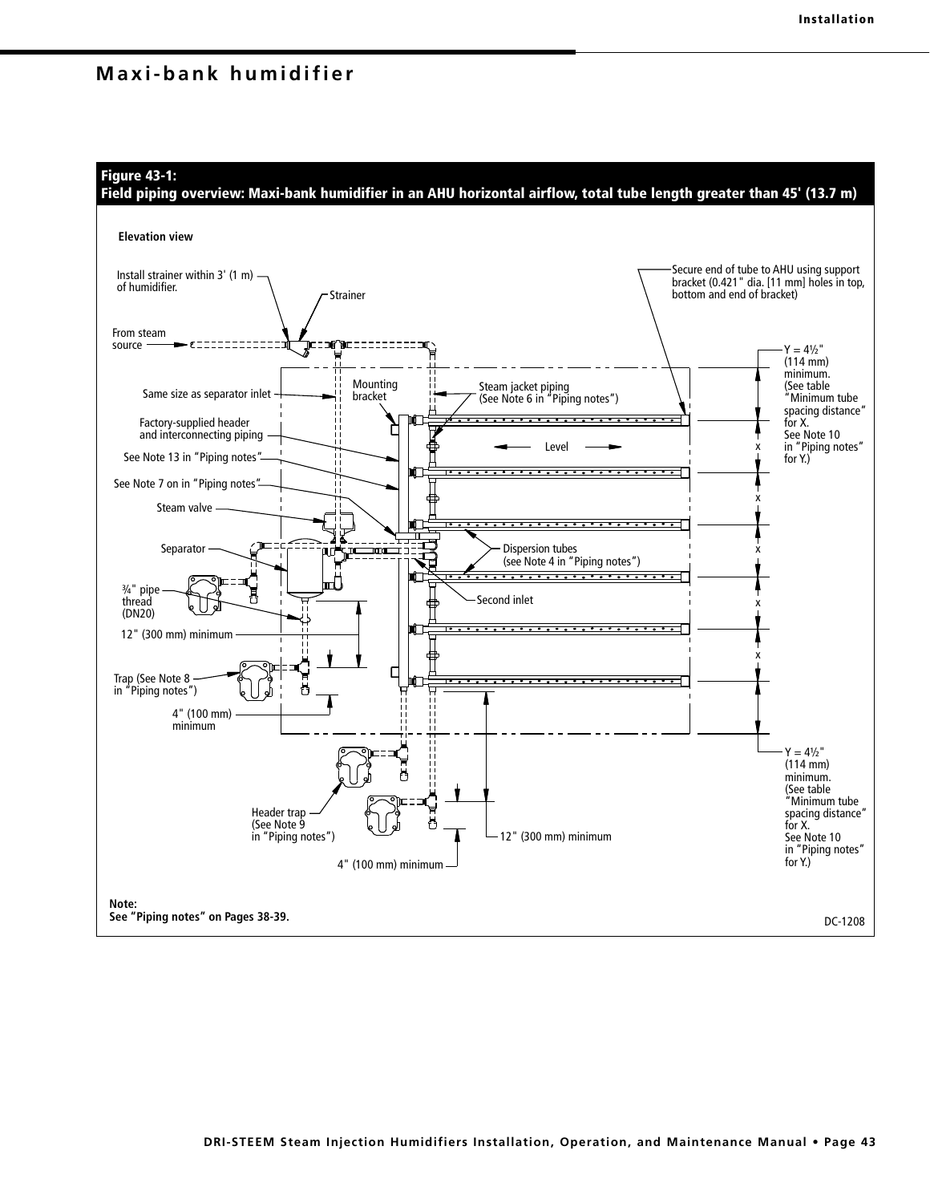## Maxi-bank humidifier

**Figure 43-1:**
**Field piping overview: Maxi-bank humidifier in an AHU horizontal airflow, total tube length greater than 45' (13.7 m)**

Elevation view

Install strainer within 3' (1 m) of humidifier.

Strainer

From steam source

Same size as separator inlet

Factory-supplied header and interconnecting piping

See Note 13 in "Piping notes"

See Note 7 on in "Piping notes"

Steam valve

Separator

¾" pipe thread (DN20)

12" (300 mm) minimum

Trap (See Note 8 in "Piping notes")

4" (100 mm) minimum

Mounting bracket

Steam jacket piping (See Note 6 in "Piping notes")

Level

Dispersion tubes (see Note 4 in "Piping notes")

Second inlet

Header trap (See Note 9 in "Piping notes")

4" (100 mm) minimum

12" (300 mm) minimum

Secure end of tube to AHU using support bracket (0.421" dia. [11 mm] holes in top, bottom and end of bracket)

Y = 4½" (114 mm) minimum. (See table "Minimum tube spacing distance" for X. See Note 10 in "Piping notes" for Y.)

x

x

x

x

x

Y = 4½" (114 mm) minimum. (See table "Minimum tube spacing distance" for X. See Note 10 in "Piping notes" for Y.)

**Note:**
**See "Piping notes" on Pages 38-39.**

DC-1208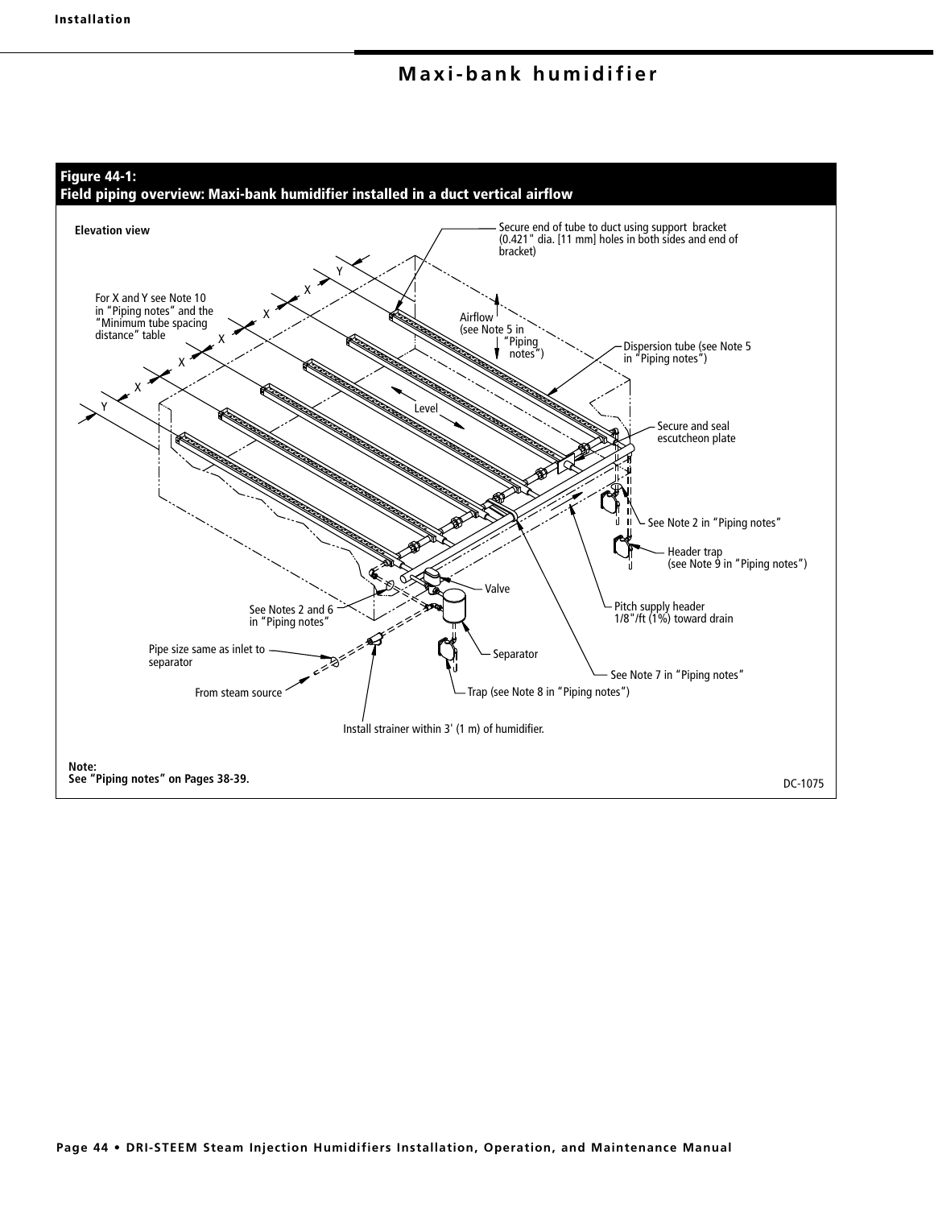# Maxi-bank humidifier

**Figure 44-1:**
**Field piping overview: Maxi-bank humidifier installed in a duct vertical airflow**

Elevation view

For X and Y see Note 10 in "Piping notes" and the "Minimum tube spacing distance" table

Secure end of tube to duct using support bracket (0.421" dia. [11 mm] holes in both sides and end of bracket)

Airflow (see Note 5 in "Piping notes")

Dispersion tube (see Note 5 in "Piping notes")

Level

Secure and seal escutcheon plate

See Note 2 in "Piping notes"

Header trap (see Note 9 in "Piping notes")

Valve

See Notes 2 and 6 in "Piping notes"

Pitch supply header 1/8"/ft (1%) toward drain

Pipe size same as inlet to separator

Separator

See Note 7 in "Piping notes"

From steam source

Trap (see Note 8 in "Piping notes")

Install strainer within 3' (1 m) of humidifier.

**Note:**
**See "Piping notes" on Pages 38-39.**

DC-1075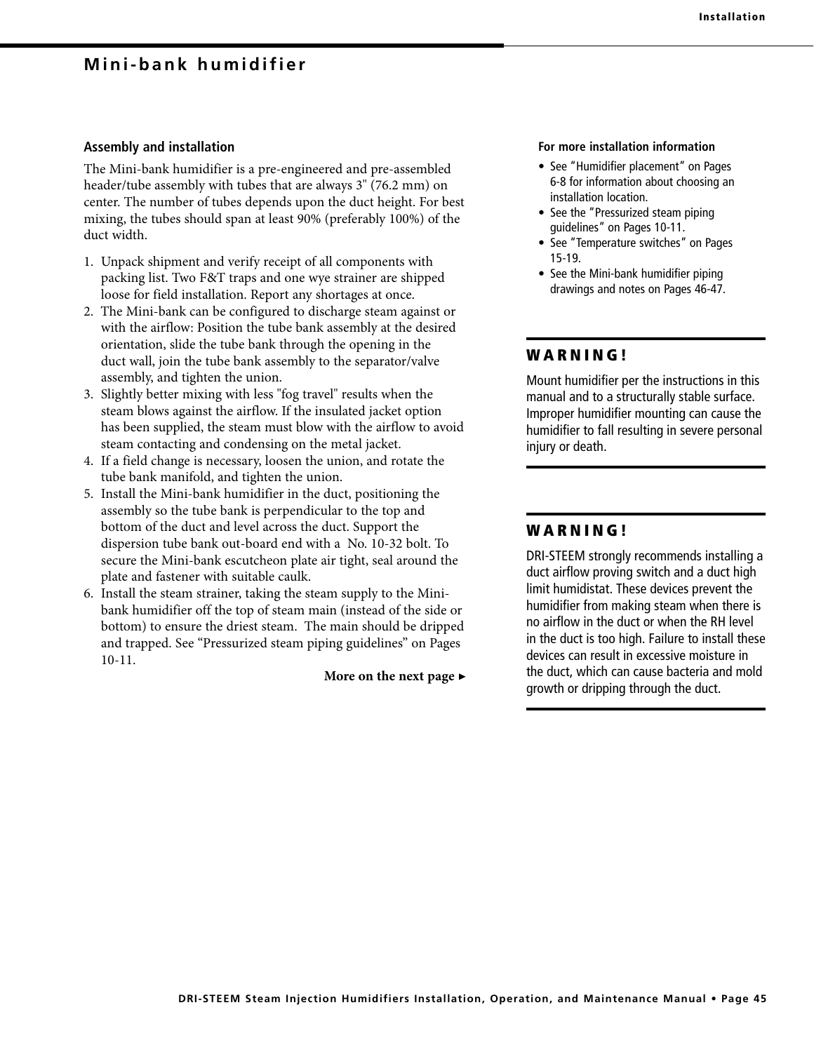# Mini-bank humidifier

## Assembly and installation

The Mini-bank humidifier is a pre-engineered and pre-assembled header/tube assembly with tubes that are always 3" (76.2 mm) on center. The number of tubes depends upon the duct height. For best mixing, the tubes should span at least 90% (preferably 100%) of the duct width.

1. Unpack shipment and verify receipt of all components with packing list. Two F&T traps and one wye strainer are shipped loose for field installation. Report any shortages at once.
2. The Mini-bank can be configured to discharge steam against or with the airflow: Position the tube bank assembly at the desired orientation, slide the tube bank through the opening in the duct wall, join the tube bank assembly to the separator/valve assembly, and tighten the union.
3. Slightly better mixing with less "fog travel" results when the steam blows against the airflow. If the insulated jacket option has been supplied, the steam must blow with the airflow to avoid steam contacting and condensing on the metal jacket.
4. If a field change is necessary, loosen the union, and rotate the tube bank manifold, and tighten the union.
5. Install the Mini-bank humidifier in the duct, positioning the assembly so the tube bank is perpendicular to the top and bottom of the duct and level across the duct. Support the dispersion tube bank out-board end with a No. 10-32 bolt. To secure the Mini-bank escutcheon plate air tight, seal around the plate and fastener with suitable caulk.
6. Install the steam strainer, taking the steam supply to the Mini-bank humidifier off the top of steam main (instead of the side or bottom) to ensure the driest steam. The main should be dripped and trapped. See “Pressurized steam piping guidelines” on Pages 10-11.

**More on the next page ▸**

### For more installation information

- See “Humidifier placement” on Pages 6-8 for information about choosing an installation location.
- See the “Pressurized steam piping guidelines” on Pages 10-11.
- See “Temperature switches” on Pages 15-19.
- See the Mini-bank humidifier piping drawings and notes on Pages 46-47.

### WARNING!

Mount humidifier per the instructions in this manual and to a structurally stable surface. Improper humidifier mounting can cause the humidifier to fall resulting in severe personal injury or death.

### WARNING!

DRI-STEEM strongly recommends installing a duct airflow proving switch and a duct high limit humidistat. These devices prevent the humidifier from making steam when there is no airflow in the duct or when the RH level in the duct is too high. Failure to install these devices can result in excessive moisture in the duct, which can cause bacteria and mold growth or dripping through the duct.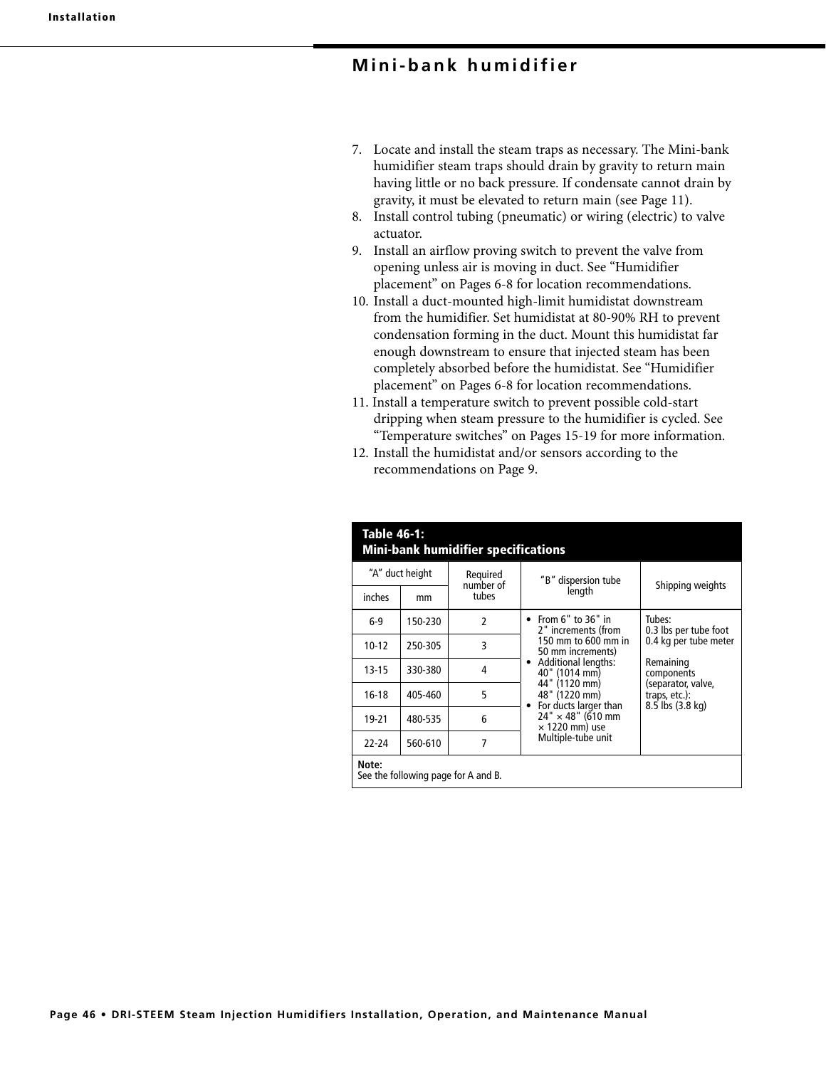# Mini-bank humidifier

7. Locate and install the steam traps as necessary. The Mini-bank humidifier steam traps should drain by gravity to return main having little or no back pressure. If condensate cannot drain by gravity, it must be elevated to return main (see Page 11).
8. Install control tubing (pneumatic) or wiring (electric) to valve actuator.
9. Install an airflow proving switch to prevent the valve from opening unless air is moving in duct. See "Humidifier placement" on Pages 6-8 for location recommendations.
10. Install a duct-mounted high-limit humidistat downstream from the humidifier. Set humidistat at 80-90% RH to prevent condensation forming in the duct. Mount this humidistat far enough downstream to ensure that injected steam has been completely absorbed before the humidistat. See "Humidifier placement" on Pages 6-8 for location recommendations.
11. Install a temperature switch to prevent possible cold-start dripping when steam pressure to the humidifier is cycled. See "Temperature switches" on Pages 15-19 for more information.
12. Install the humidistat and/or sensors according to the recommendations on Page 9.

**Table 46-1: Mini-bank humidifier specifications**

| "A" duct height | | Required number of tubes | "B" dispersion tube length | Shipping weights |
|---|---|---|---|---|
| inches | mm | | | |
| 6-9 | 150-230 | 2 | • From 6" to 36" in 2" increments (from 150 mm to 600 mm in 50 mm increments)<br>• Additional lengths: 40" (1014 mm) 44" (1120 mm) 48" (1220 mm)<br>• For ducts larger than 24" × 48" (610 mm × 1220 mm) use Multiple-tube unit | Tubes: 0.3 lbs per tube foot 0.4 kg per tube meter<br><br>Remaining components (separator, valve, traps, etc.): 8.5 lbs (3.8 kg) |
| 10-12 | 250-305 | 3 | | |
| 13-15 | 330-380 | 4 | | |
| 16-18 | 405-460 | 5 | | |
| 19-21 | 480-535 | 6 | | |
| 22-24 | 560-610 | 7 | | |

**Note:**
See the following page for A and B.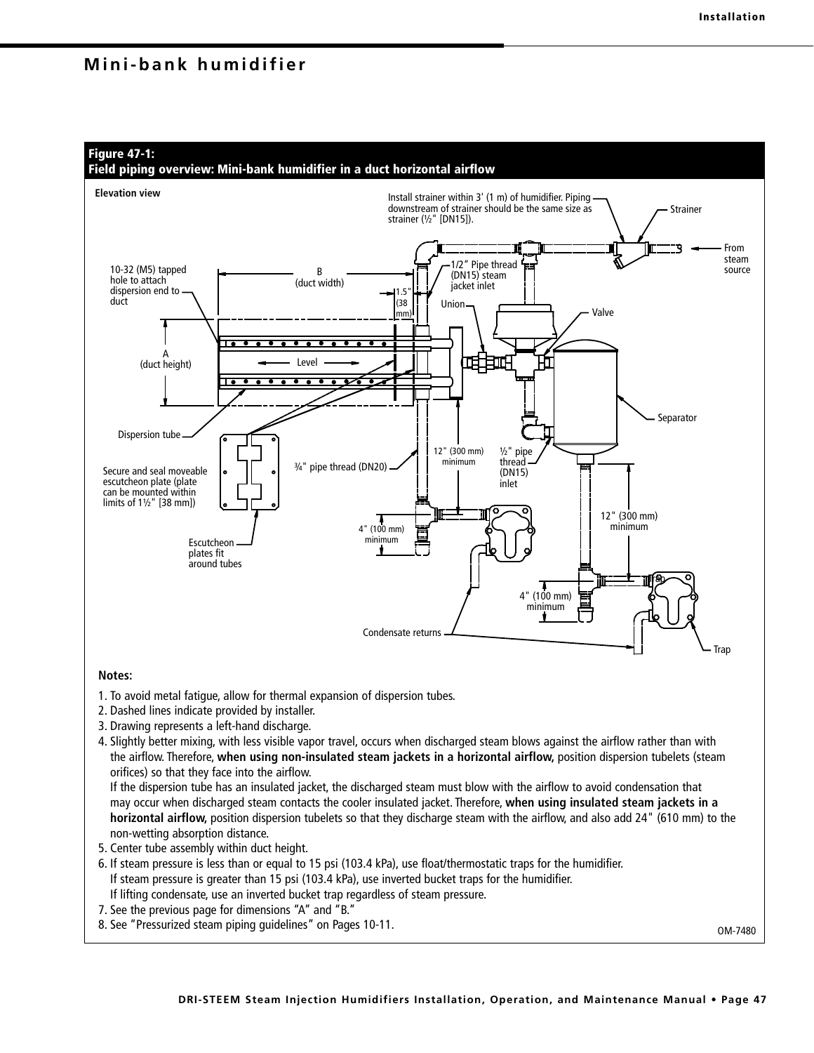# Mini-bank humidifier

**Figure 47-1:**
**Field piping overview: Mini-bank humidifier in a duct horizontal airflow**

Elevation view

Install strainer within 3' (1 m) of humidifier. Piping downstream of strainer should be the same size as strainer (½" [DN15]).

Strainer

From steam source

10-32 (M5) tapped hole to attach dispersion end to duct

B (duct width)

1/2" Pipe thread (DN15) steam jacket inlet

1.5" (38 mm)

Union

Valve

A (duct height)

Level

Separator

Dispersion tube

Secure and seal moveable escutcheon plate (plate can be mounted within limits of 1½" [38 mm])

¾" pipe thread (DN20)

12" (300 mm) minimum

½" pipe thread (DN15) inlet

12" (300 mm) minimum

4" (100 mm) minimum

Escutcheon plates fit around tubes

4" (100 mm) minimum

Condensate returns

Trap

**Notes:**

1. To avoid metal fatigue, allow for thermal expansion of dispersion tubes.
2. Dashed lines indicate provided by installer.
3. Drawing represents a left-hand discharge.
4. Slightly better mixing, with less visible vapor travel, occurs when discharged steam blows against the airflow rather than with the airflow. Therefore, **when using non-insulated steam jackets in a horizontal airflow,** position dispersion tubelets (steam orifices) so that they face into the airflow.
   If the dispersion tube has an insulated jacket, the discharged steam must blow with the airflow to avoid condensation that may occur when discharged steam contacts the cooler insulated jacket. Therefore, **when using insulated steam jackets in a horizontal airflow,** position dispersion tubelets so that they discharge steam with the airflow, and also add 24" (610 mm) to the non-wetting absorption distance.
5. Center tube assembly within duct height.
6. If steam pressure is less than or equal to 15 psi (103.4 kPa), use float/thermostatic traps for the humidifier.
   If steam pressure is greater than 15 psi (103.4 kPa), use inverted bucket traps for the humidifier.
   If lifting condensate, use an inverted bucket trap regardless of steam pressure.
7. See the previous page for dimensions "A" and "B."
8. See "Pressurized steam piping guidelines" on Pages 10-11.

OM-7480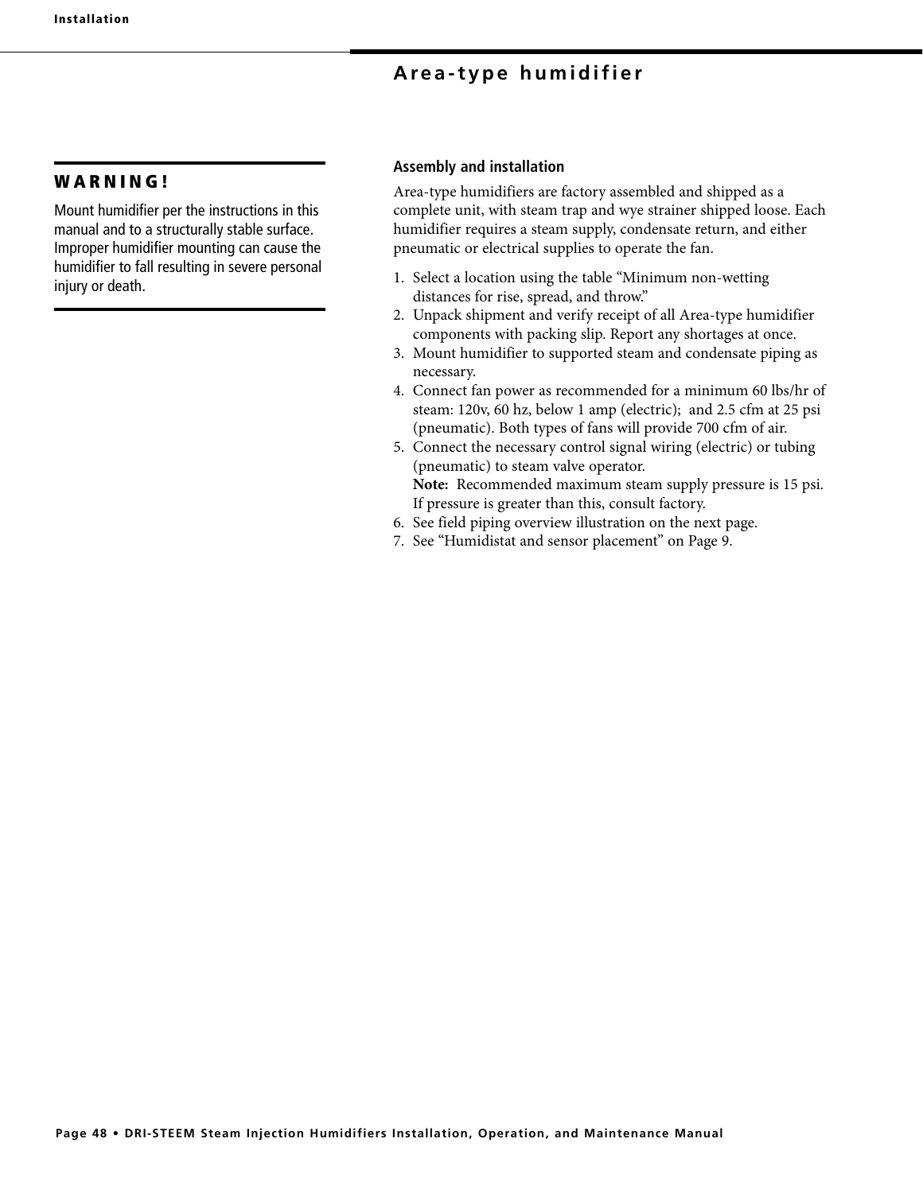# Area-type humidifier

## WARNING!

Mount humidifier per the instructions in this manual and to a structurally stable surface. Improper humidifier mounting can cause the humidifier to fall resulting in severe personal injury or death.

### Assembly and installation

Area-type humidifiers are factory assembled and shipped as a complete unit, with steam trap and wye strainer shipped loose. Each humidifier requires a steam supply, condensate return, and either pneumatic or electrical supplies to operate the fan.

1. Select a location using the table "Minimum non-wetting distances for rise, spread, and throw."
2. Unpack shipment and verify receipt of all Area-type humidifier components with packing slip. Report any shortages at once.
3. Mount humidifier to supported steam and condensate piping as necessary.
4. Connect fan power as recommended for a minimum 60 lbs/hr of steam: 120v, 60 hz, below 1 amp (electric); and 2.5 cfm at 25 psi (pneumatic). Both types of fans will provide 700 cfm of air.
5. Connect the necessary control signal wiring (electric) or tubing (pneumatic) to steam valve operator.
   **Note:** Recommended maximum steam supply pressure is 15 psi. If pressure is greater than this, consult factory.
6. See field piping overview illustration on the next page.
7. See "Humidistat and sensor placement" on Page 9.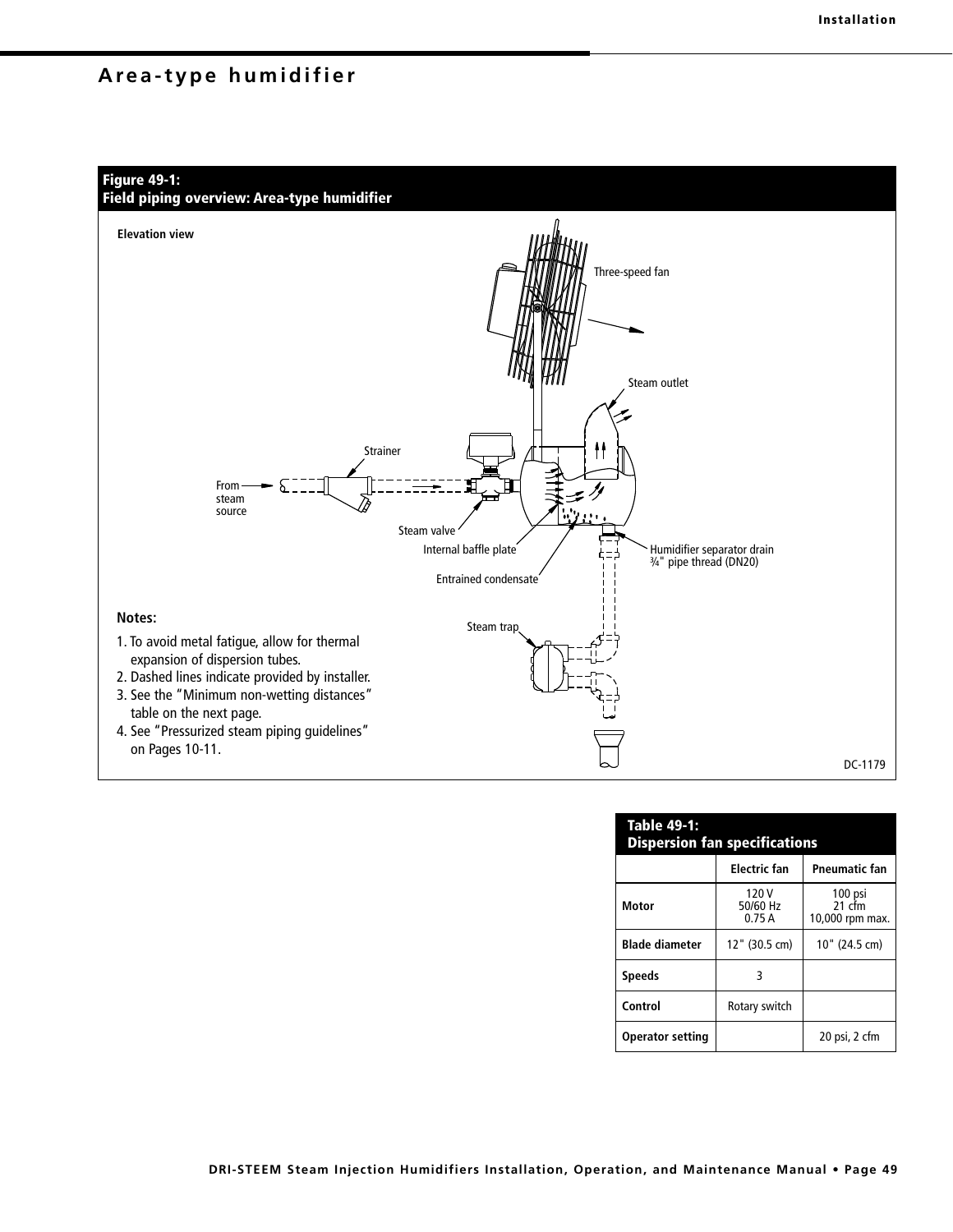# Area-type humidifier

**Figure 49-1:**
**Field piping overview: Area-type humidifier**

Elevation view

Three-speed fan

Steam outlet

Strainer

From steam source

Steam valve

Internal baffle plate

Humidifier separator drain ¾" pipe thread (DN20)

Entrained condensate

Steam trap

**Notes:**

1. To avoid metal fatigue, allow for thermal expansion of dispersion tubes.
2. Dashed lines indicate provided by installer.
3. See the "Minimum non-wetting distances" table on the next page.
4. See "Pressurized steam piping guidelines" on Pages 10-11.

DC-1179

**Table 49-1:**
**Dispersion fan specifications**

| | Electric fan | Pneumatic fan |
|---|---|---|
| **Motor** | 120 V<br>50/60 Hz<br>0.75 A | 100 psi<br>21 cfm<br>10,000 rpm max. |
| **Blade diameter** | 12" (30.5 cm) | 10" (24.5 cm) |
| **Speeds** | 3 | |
| **Control** | Rotary switch | |
| **Operator setting** | | 20 psi, 2 cfm |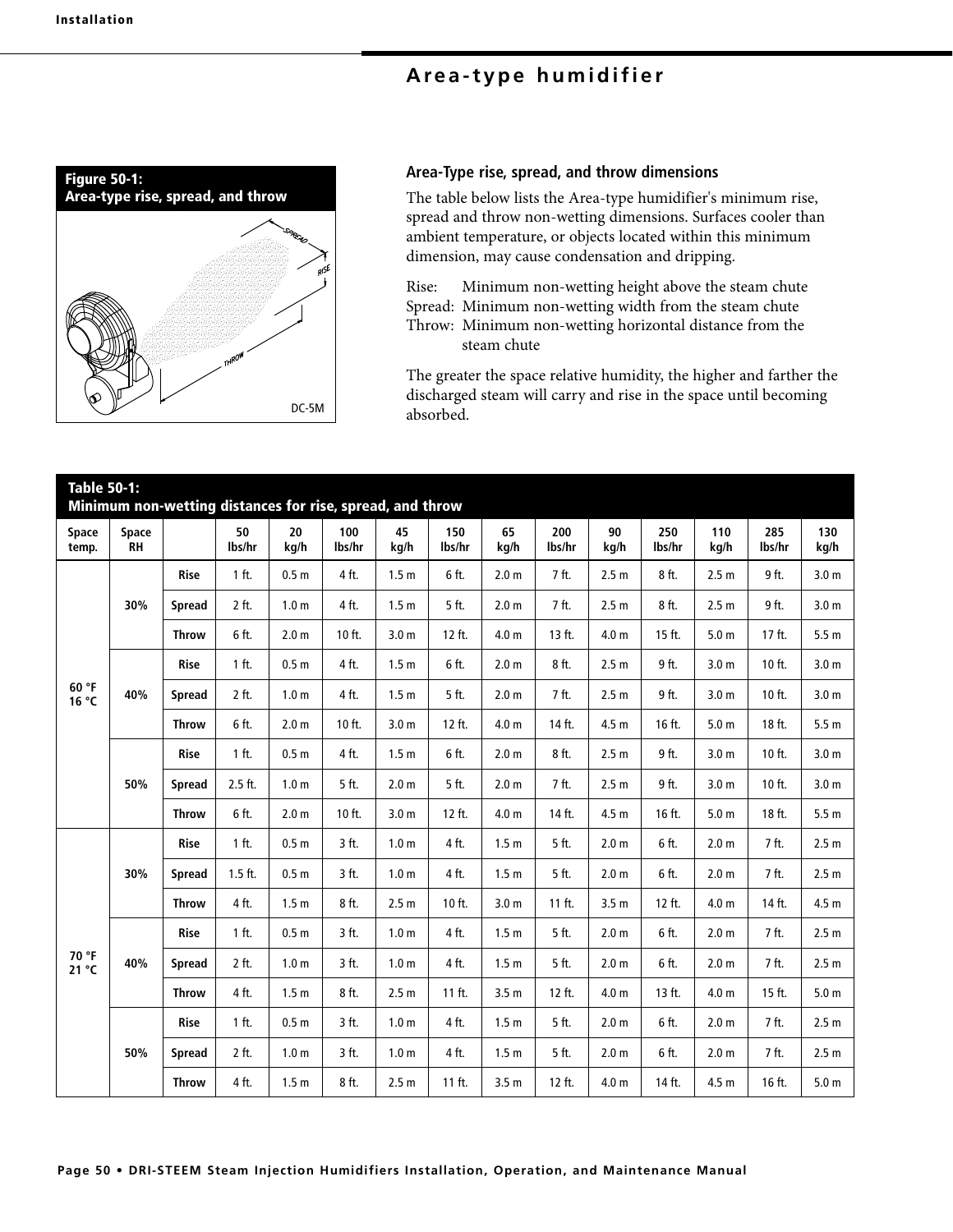## Area-type humidifier

**Figure 50-1:**
**Area-type rise, spread, and throw**

DC-5M

### Area-Type rise, spread, and throw dimensions

The table below lists the Area-type humidifier's minimum rise, spread and throw non-wetting dimensions. Surfaces cooler than ambient temperature, or objects located within this minimum dimension, may cause condensation and dripping.

Rise: Minimum non-wetting height above the steam chute
Spread: Minimum non-wetting width from the steam chute
Throw: Minimum non-wetting horizontal distance from the steam chute

The greater the space relative humidity, the higher and farther the discharged steam will carry and rise in the space until becoming absorbed.

**Table 50-1:**
**Minimum non-wetting distances for rise, spread, and throw**

| Space temp. | Space RH | | 50 lbs/hr | 20 kg/h | 100 lbs/hr | 45 kg/h | 150 lbs/hr | 65 kg/h | 200 lbs/hr | 90 kg/h | 250 lbs/hr | 110 kg/h | 285 lbs/hr | 130 kg/h |
|---|---|---|---|---|---|---|---|---|---|---|---|---|---|---|
| 60 °F 16 °C | 30% | Rise | 1 ft. | 0.5 m | 4 ft. | 1.5 m | 6 ft. | 2.0 m | 7 ft. | 2.5 m | 8 ft. | 2.5 m | 9 ft. | 3.0 m |
| | | Spread | 2 ft. | 1.0 m | 4 ft. | 1.5 m | 5 ft. | 2.0 m | 7 ft. | 2.5 m | 8 ft. | 2.5 m | 9 ft. | 3.0 m |
| | | Throw | 6 ft. | 2.0 m | 10 ft. | 3.0 m | 12 ft. | 4.0 m | 13 ft. | 4.0 m | 15 ft. | 5.0 m | 17 ft. | 5.5 m |
| | 40% | Rise | 1 ft. | 0.5 m | 4 ft. | 1.5 m | 6 ft. | 2.0 m | 8 ft. | 2.5 m | 9 ft. | 3.0 m | 10 ft. | 3.0 m |
| | | Spread | 2 ft. | 1.0 m | 4 ft. | 1.5 m | 5 ft. | 2.0 m | 7 ft. | 2.5 m | 9 ft. | 3.0 m | 10 ft. | 3.0 m |
| | | Throw | 6 ft. | 2.0 m | 10 ft. | 3.0 m | 12 ft. | 4.0 m | 14 ft. | 4.5 m | 16 ft. | 5.0 m | 18 ft. | 5.5 m |
| | 50% | Rise | 1 ft. | 0.5 m | 4 ft. | 1.5 m | 6 ft. | 2.0 m | 8 ft. | 2.5 m | 9 ft. | 3.0 m | 10 ft. | 3.0 m |
| | | Spread | 2.5 ft. | 1.0 m | 5 ft. | 2.0 m | 5 ft. | 2.0 m | 7 ft. | 2.5 m | 9 ft. | 3.0 m | 10 ft. | 3.0 m |
| | | Throw | 6 ft. | 2.0 m | 10 ft. | 3.0 m | 12 ft. | 4.0 m | 14 ft. | 4.5 m | 16 ft. | 5.0 m | 18 ft. | 5.5 m |
| 70 °F 21 °C | 30% | Rise | 1 ft. | 0.5 m | 3 ft. | 1.0 m | 4 ft. | 1.5 m | 5 ft. | 2.0 m | 6 ft. | 2.0 m | 7 ft. | 2.5 m |
| | | Spread | 1.5 ft. | 0.5 m | 3 ft. | 1.0 m | 4 ft. | 1.5 m | 5 ft. | 2.0 m | 6 ft. | 2.0 m | 7 ft. | 2.5 m |
| | | Throw | 4 ft. | 1.5 m | 8 ft. | 2.5 m | 10 ft. | 3.0 m | 11 ft. | 3.5 m | 12 ft. | 4.0 m | 14 ft. | 4.5 m |
| | 40% | Rise | 1 ft. | 0.5 m | 3 ft. | 1.0 m | 4 ft. | 1.5 m | 5 ft. | 2.0 m | 6 ft. | 2.0 m | 7 ft. | 2.5 m |
| | | Spread | 2 ft. | 1.0 m | 3 ft. | 1.0 m | 4 ft. | 1.5 m | 5 ft. | 2.0 m | 6 ft. | 2.0 m | 7 ft. | 2.5 m |
| | | Throw | 4 ft. | 1.5 m | 8 ft. | 2.5 m | 11 ft. | 3.5 m | 12 ft. | 4.0 m | 13 ft. | 4.0 m | 15 ft. | 5.0 m |
| | 50% | Rise | 1 ft. | 0.5 m | 3 ft. | 1.0 m | 4 ft. | 1.5 m | 5 ft. | 2.0 m | 6 ft. | 2.0 m | 7 ft. | 2.5 m |
| | | Spread | 2 ft. | 1.0 m | 3 ft. | 1.0 m | 4 ft. | 1.5 m | 5 ft. | 2.0 m | 6 ft. | 2.0 m | 7 ft. | 2.5 m |
| | | Throw | 4 ft. | 1.5 m | 8 ft. | 2.5 m | 11 ft. | 3.5 m | 12 ft. | 4.0 m | 14 ft. | 4.5 m | 16 ft. | 5.0 m |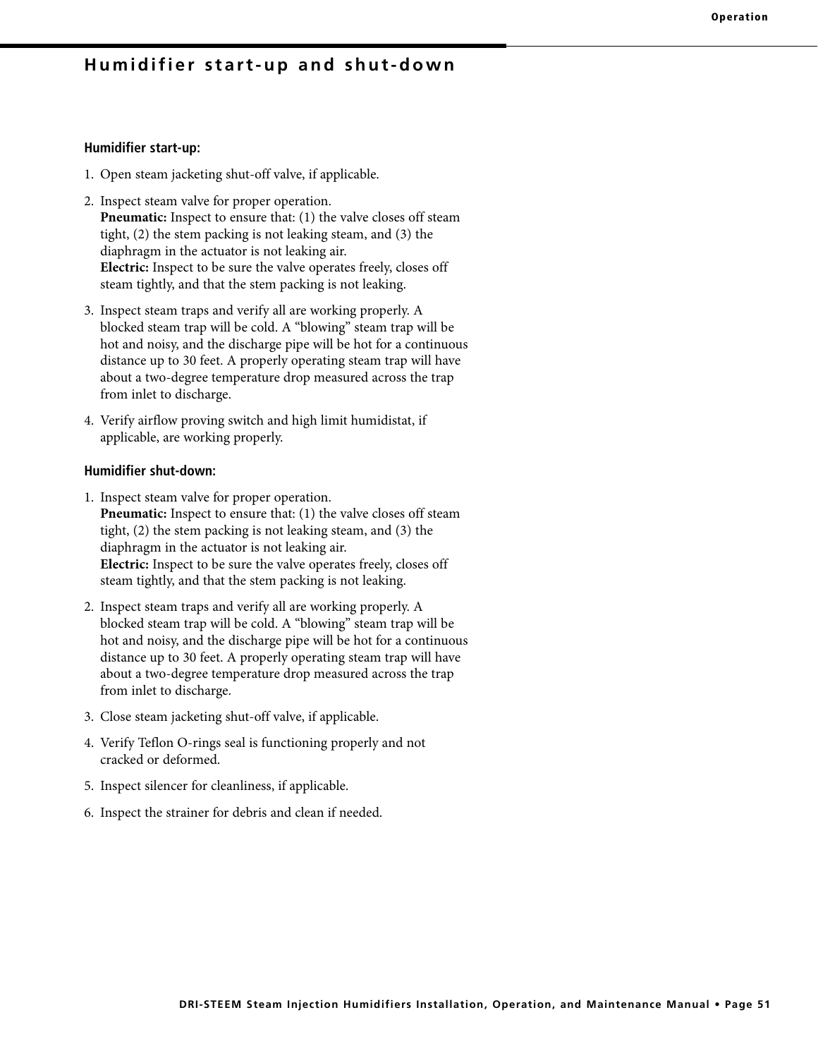## Humidifier start-up and shut-down

**Humidifier start-up:**

1. Open steam jacketing shut-off valve, if applicable.
2. Inspect steam valve for proper operation.
   **Pneumatic:** Inspect to ensure that: (1) the valve closes off steam tight, (2) the stem packing is not leaking steam, and (3) the diaphragm in the actuator is not leaking air.
   **Electric:** Inspect to be sure the valve operates freely, closes off steam tightly, and that the stem packing is not leaking.
3. Inspect steam traps and verify all are working properly. A blocked steam trap will be cold. A "blowing" steam trap will be hot and noisy, and the discharge pipe will be hot for a continuous distance up to 30 feet. A properly operating steam trap will have about a two-degree temperature drop measured across the trap from inlet to discharge.
4. Verify airflow proving switch and high limit humidistat, if applicable, are working properly.

**Humidifier shut-down:**

1. Inspect steam valve for proper operation.
   **Pneumatic:** Inspect to ensure that: (1) the valve closes off steam tight, (2) the stem packing is not leaking steam, and (3) the diaphragm in the actuator is not leaking air.
   **Electric:** Inspect to be sure the valve operates freely, closes off steam tightly, and that the stem packing is not leaking.
2. Inspect steam traps and verify all are working properly. A blocked steam trap will be cold. A "blowing" steam trap will be hot and noisy, and the discharge pipe will be hot for a continuous distance up to 30 feet. A properly operating steam trap will have about a two-degree temperature drop measured across the trap from inlet to discharge.
3. Close steam jacketing shut-off valve, if applicable.
4. Verify Teflon O-rings seal is functioning properly and not cracked or deformed.
5. Inspect silencer for cleanliness, if applicable.
6. Inspect the strainer for debris and clean if needed.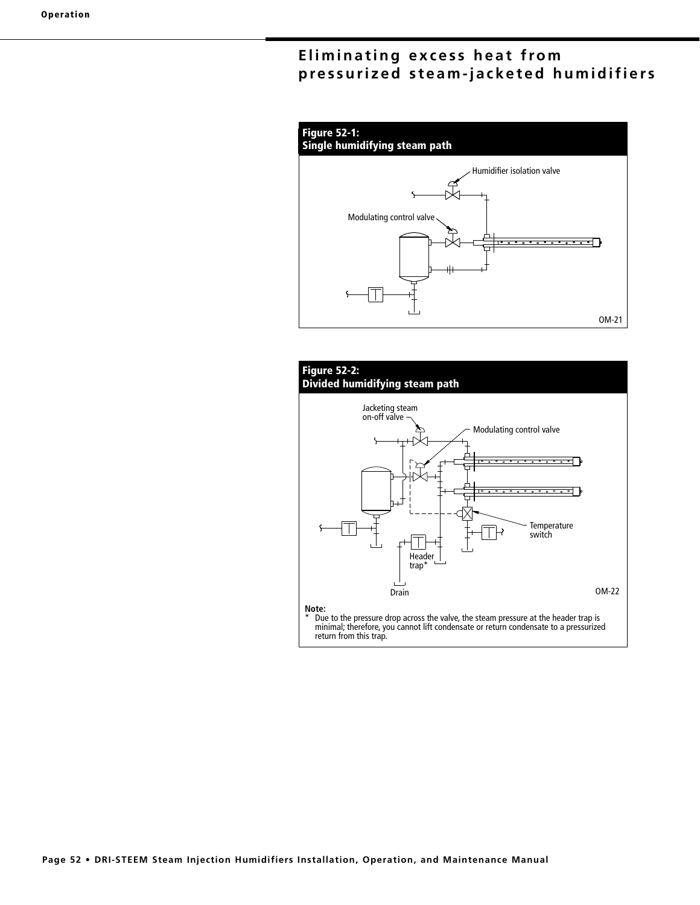# Eliminating excess heat from pressurized steam-jacketed humidifiers

**Figure 52-1:**
**Single humidifying steam path**

Humidifier isolation valve

Modulating control valve

OM-21

**Figure 52-2:**
**Divided humidifying steam path**

Jacketing steam on-off valve

Modulating control valve

Temperature switch

Header trap*

Drain

OM-22

**Note:**
* Due to the pressure drop across the valve, the steam pressure at the header trap is minimal; therefore, you cannot lift condensate or return condensate to a pressurized return from this trap.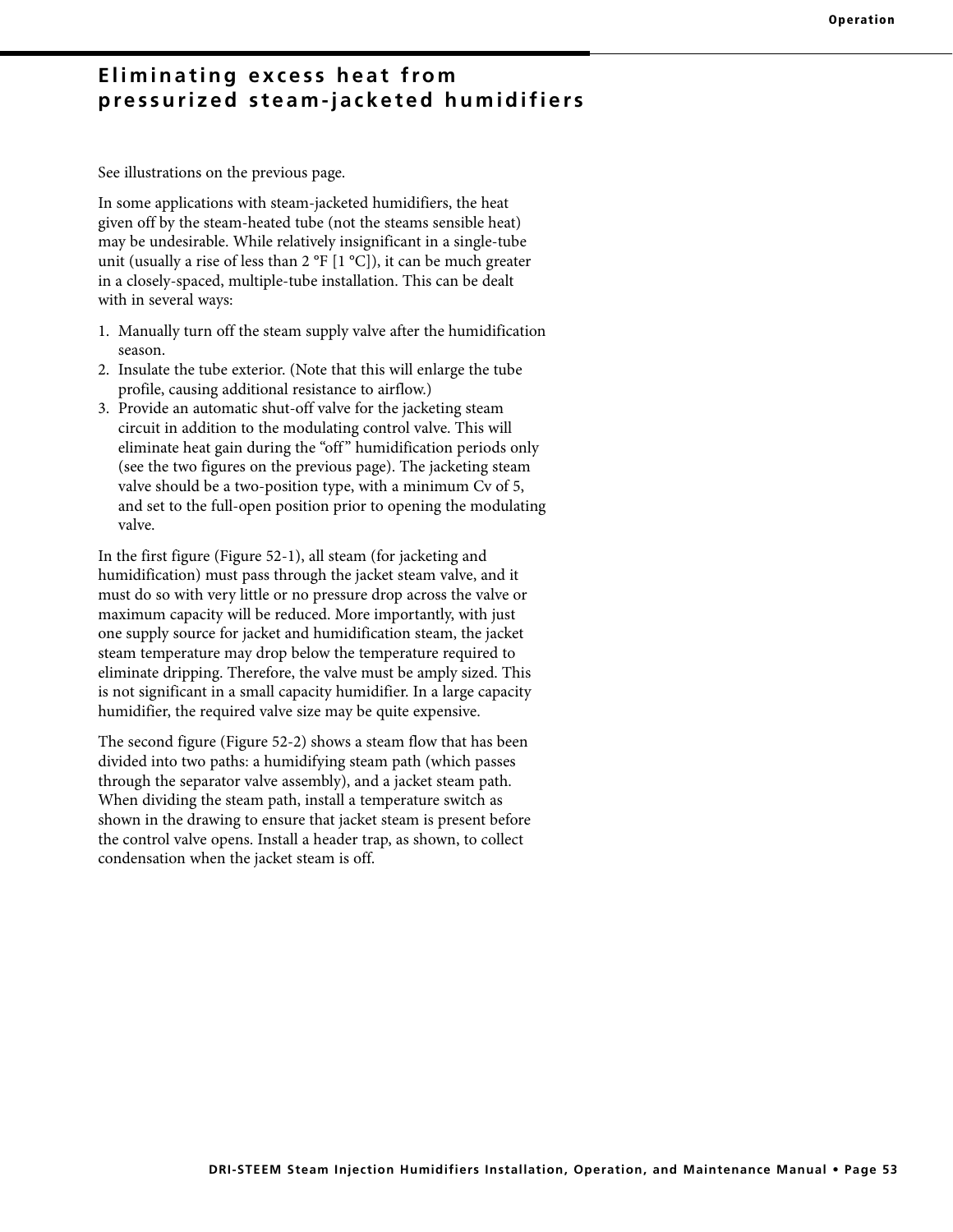# Eliminating excess heat from pressurized steam-jacketed humidifiers

See illustrations on the previous page.

In some applications with steam-jacketed humidifiers, the heat given off by the steam-heated tube (not the steams sensible heat) may be undesirable. While relatively insignificant in a single-tube unit (usually a rise of less than 2 °F [1 °C]), it can be much greater in a closely-spaced, multiple-tube installation. This can be dealt with in several ways:

1. Manually turn off the steam supply valve after the humidification season.
2. Insulate the tube exterior. (Note that this will enlarge the tube profile, causing additional resistance to airflow.)
3. Provide an automatic shut-off valve for the jacketing steam circuit in addition to the modulating control valve. This will eliminate heat gain during the "off" humidification periods only (see the two figures on the previous page). The jacketing steam valve should be a two-position type, with a minimum Cv of 5, and set to the full-open position prior to opening the modulating valve.

In the first figure (Figure 52-1), all steam (for jacketing and humidification) must pass through the jacket steam valve, and it must do so with very little or no pressure drop across the valve or maximum capacity will be reduced. More importantly, with just one supply source for jacket and humidification steam, the jacket steam temperature may drop below the temperature required to eliminate dripping. Therefore, the valve must be amply sized. This is not significant in a small capacity humidifier. In a large capacity humidifier, the required valve size may be quite expensive.

The second figure (Figure 52-2) shows a steam flow that has been divided into two paths: a humidifying steam path (which passes through the separator valve assembly), and a jacket steam path. When dividing the steam path, install a temperature switch as shown in the drawing to ensure that jacket steam is present before the control valve opens. Install a header trap, as shown, to collect condensation when the jacket steam is off.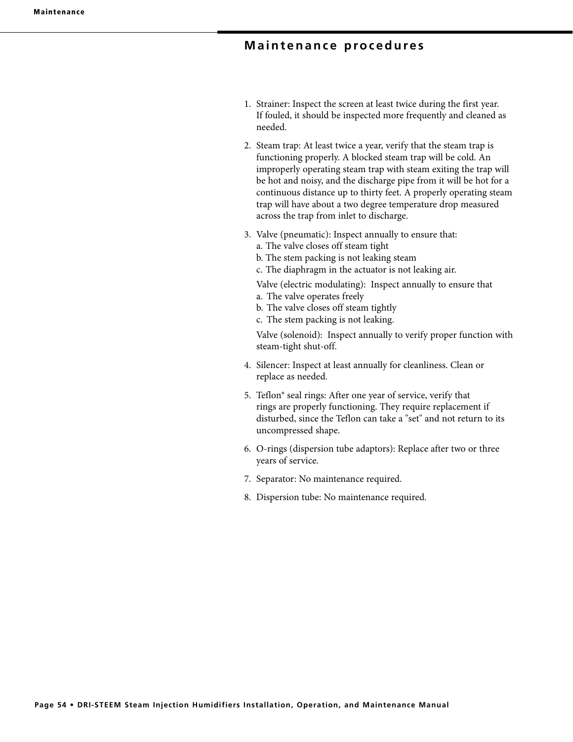## Maintenance procedures

1. Strainer: Inspect the screen at least twice during the first year. If fouled, it should be inspected more frequently and cleaned as needed.
2. Steam trap: At least twice a year, verify that the steam trap is functioning properly. A blocked steam trap will be cold. An improperly operating steam trap with steam exiting the trap will be hot and noisy, and the discharge pipe from it will be hot for a continuous distance up to thirty feet. A properly operating steam trap will have about a two degree temperature drop measured across the trap from inlet to discharge.
3. Valve (pneumatic): Inspect annually to ensure that:
   a. The valve closes off steam tight
   b. The stem packing is not leaking steam
   c. The diaphragm in the actuator is not leaking air.

   Valve (electric modulating): Inspect annually to ensure that
   a. The valve operates freely
   b. The valve closes off steam tightly
   c. The stem packing is not leaking.

   Valve (solenoid): Inspect annually to verify proper function with steam-tight shut-off.
4. Silencer: Inspect at least annually for cleanliness. Clean or replace as needed.
5. Teflon® seal rings: After one year of service, verify that rings are properly functioning. They require replacement if disturbed, since the Teflon can take a "set" and not return to its uncompressed shape.
6. O-rings (dispersion tube adaptors): Replace after two or three years of service.
7. Separator: No maintenance required.
8. Dispersion tube: No maintenance required.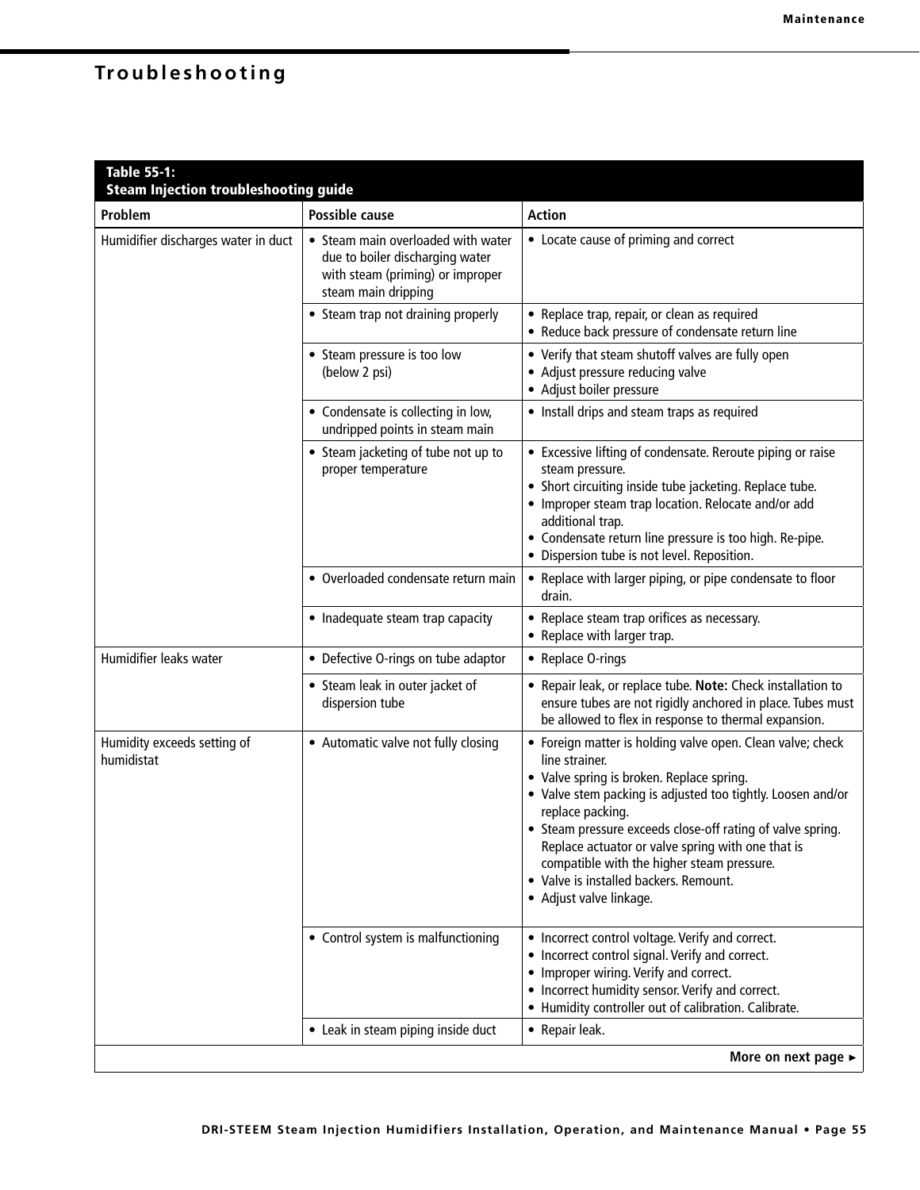# Troubleshooting

**Table 55-1: Steam Injection troubleshooting guide**

| Problem | Possible cause | Action |
|---|---|---|
| Humidifier discharges water in duct | • Steam main overloaded with water due to boiler discharging water with steam (priming) or improper steam main dripping | • Locate cause of priming and correct |
| | • Steam trap not draining properly | • Replace trap, repair, or clean as required<br>• Reduce back pressure of condensate return line |
| | • Steam pressure is too low (below 2 psi) | • Verify that steam shutoff valves are fully open<br>• Adjust pressure reducing valve<br>• Adjust boiler pressure |
| | • Condensate is collecting in low, undripped points in steam main | • Install drips and steam traps as required |
| | • Steam jacketing of tube not up to proper temperature | • Excessive lifting of condensate. Reroute piping or raise steam pressure.<br>• Short circuiting inside tube jacketing. Replace tube.<br>• Improper steam trap location. Relocate and/or add additional trap.<br>• Condensate return line pressure is too high. Re-pipe.<br>• Dispersion tube is not level. Reposition. |
| | • Overloaded condensate return main | • Replace with larger piping, or pipe condensate to floor drain. |
| | • Inadequate steam trap capacity | • Replace steam trap orifices as necessary.<br>• Replace with larger trap. |
| Humidifier leaks water | • Defective O-rings on tube adaptor | • Replace O-rings |
| | • Steam leak in outer jacket of dispersion tube | • Repair leak, or replace tube. **Note:** Check installation to ensure tubes are not rigidly anchored in place. Tubes must be allowed to flex in response to thermal expansion. |
| Humidity exceeds setting of humidistat | • Automatic valve not fully closing | • Foreign matter is holding valve open. Clean valve; check line strainer.<br>• Valve spring is broken. Replace spring.<br>• Valve stem packing is adjusted too tightly. Loosen and/or replace packing.<br>• Steam pressure exceeds close-off rating of valve spring. Replace actuator or valve spring with one that is compatible with the higher steam pressure.<br>• Valve is installed backers. Remount.<br>• Adjust valve linkage. |
| | • Control system is malfunctioning | • Incorrect control voltage. Verify and correct.<br>• Incorrect control signal. Verify and correct.<br>• Improper wiring. Verify and correct.<br>• Incorrect humidity sensor. Verify and correct.<br>• Humidity controller out of calibration. Calibrate. |
| | • Leak in steam piping inside duct | • Repair leak. |

**More on next page ►**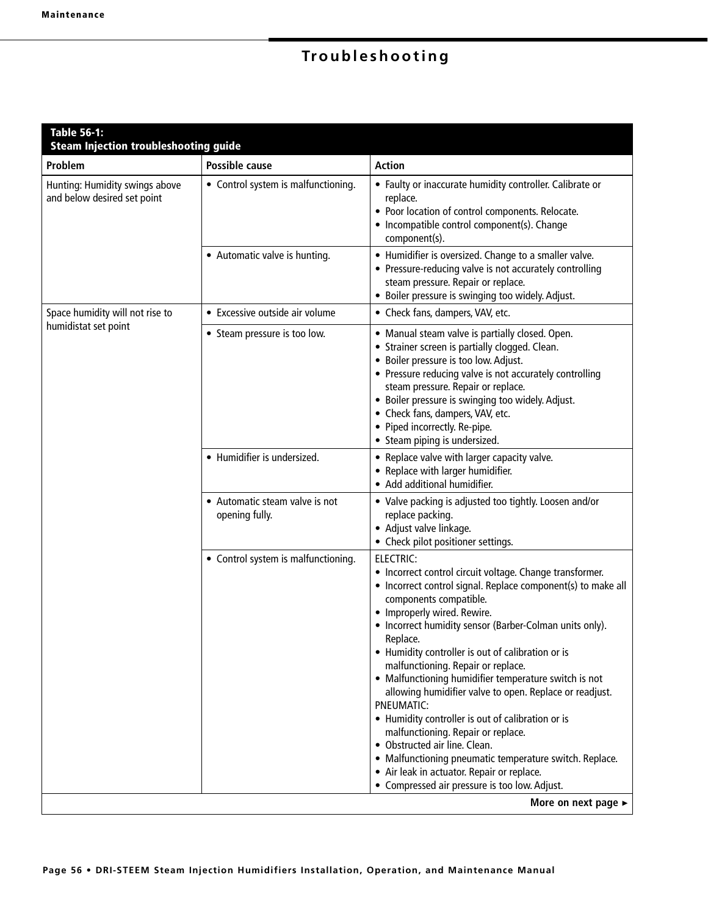# Troubleshooting

**Table 56-1: Steam Injection troubleshooting guide**

| Problem | Possible cause | Action |
|---|---|---|
| Hunting: Humidity swings above and below desired set point | • Control system is malfunctioning. | • Faulty or inaccurate humidity controller. Calibrate or replace.<br>• Poor location of control components. Relocate.<br>• Incompatible control component(s). Change component(s). |
| | • Automatic valve is hunting. | • Humidifier is oversized. Change to a smaller valve.<br>• Pressure-reducing valve is not accurately controlling steam pressure. Repair or replace.<br>• Boiler pressure is swinging too widely. Adjust. |
| Space humidity will not rise to humidistat set point | • Excessive outside air volume | • Check fans, dampers, VAV, etc. |
| | • Steam pressure is too low. | • Manual steam valve is partially closed. Open.<br>• Strainer screen is partially clogged. Clean.<br>• Boiler pressure is too low. Adjust.<br>• Pressure reducing valve is not accurately controlling steam pressure. Repair or replace.<br>• Boiler pressure is swinging too widely. Adjust.<br>• Check fans, dampers, VAV, etc.<br>• Piped incorrectly. Re-pipe.<br>• Steam piping is undersized. |
| | • Humidifier is undersized. | • Replace valve with larger capacity valve.<br>• Replace with larger humidifier.<br>• Add additional humidifier. |
| | • Automatic steam valve is not opening fully. | • Valve packing is adjusted too tightly. Loosen and/or replace packing.<br>• Adjust valve linkage.<br>• Check pilot positioner settings. |
| | • Control system is malfunctioning. | ELECTRIC:<br>• Incorrect control circuit voltage. Change transformer.<br>• Incorrect control signal. Replace component(s) to make all components compatible.<br>• Improperly wired. Rewire.<br>• Incorrect humidity sensor (Barber-Colman units only). Replace.<br>• Humidity controller is out of calibration or is malfunctioning. Repair or replace.<br>• Malfunctioning humidifier temperature switch is not allowing humidifier valve to open. Replace or readjust.<br>PNEUMATIC:<br>• Humidity controller is out of calibration or is malfunctioning. Repair or replace.<br>• Obstructed air line. Clean.<br>• Malfunctioning pneumatic temperature switch. Replace.<br>• Air leak in actuator. Repair or replace.<br>• Compressed air pressure is too low. Adjust. |

**More on next page ►**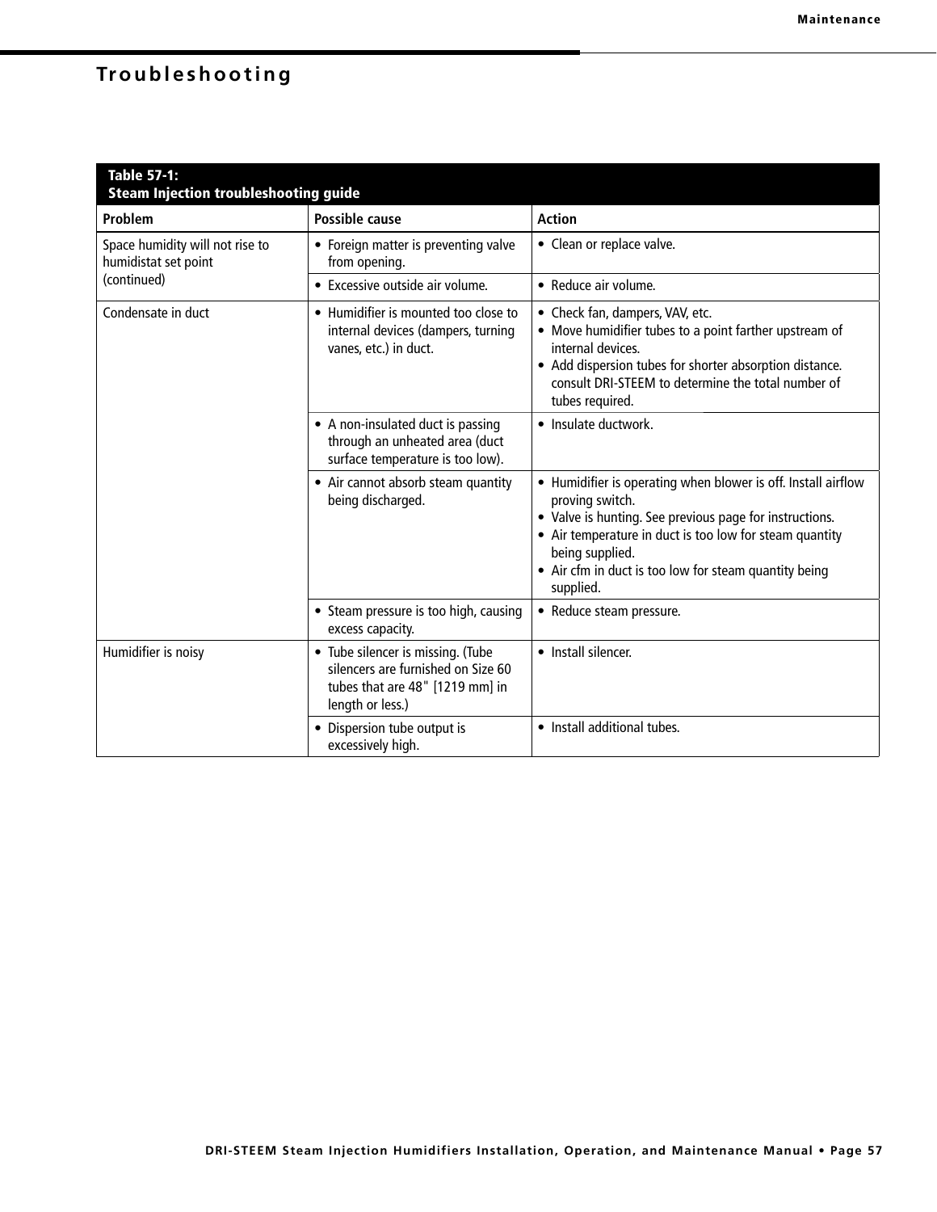# Troubleshooting

**Table 57-1: Steam Injection troubleshooting guide**

| Problem | Possible cause | Action |
|---|---|---|
| Space humidity will not rise to humidistat set point (continued) | • Foreign matter is preventing valve from opening. | • Clean or replace valve. |
| | • Excessive outside air volume. | • Reduce air volume. |
| Condensate in duct | • Humidifier is mounted too close to internal devices (dampers, turning vanes, etc.) in duct. | • Check fan, dampers, VAV, etc.<br>• Move humidifier tubes to a point farther upstream of internal devices.<br>• Add dispersion tubes for shorter absorption distance. consult DRI-STEEM to determine the total number of tubes required. |
| | • A non-insulated duct is passing through an unheated area (duct surface temperature is too low). | • Insulate ductwork. |
| | • Air cannot absorb steam quantity being discharged. | • Humidifier is operating when blower is off. Install airflow proving switch.<br>• Valve is hunting. See previous page for instructions.<br>• Air temperature in duct is too low for steam quantity being supplied.<br>• Air cfm in duct is too low for steam quantity being supplied. |
| | • Steam pressure is too high, causing excess capacity. | • Reduce steam pressure. |
| Humidifier is noisy | • Tube silencer is missing. (Tube silencers are furnished on Size 60 tubes that are 48" [1219 mm] in length or less.) | • Install silencer. |
| | • Dispersion tube output is excessively high. | • Install additional tubes. |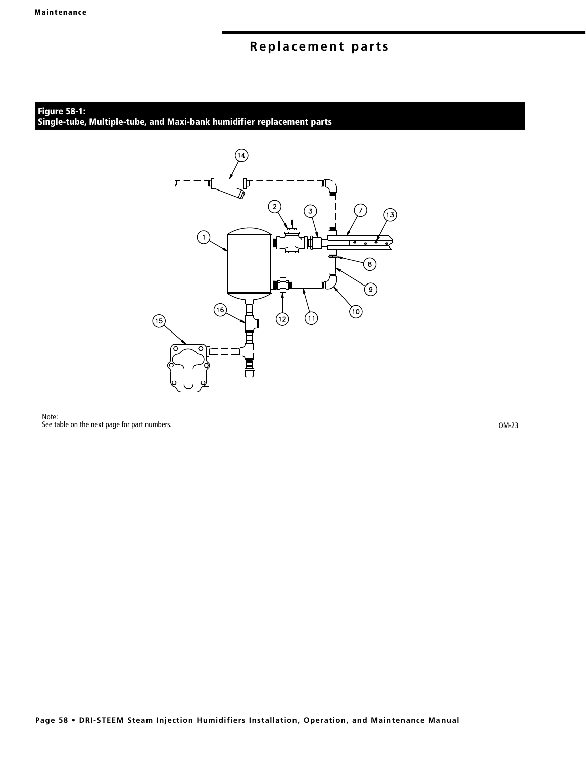## Replacement parts

**Figure 58-1:**
**Single-tube, Multiple-tube, and Maxi-bank humidifier replacement parts**

Note:
See table on the next page for part numbers.

OM-23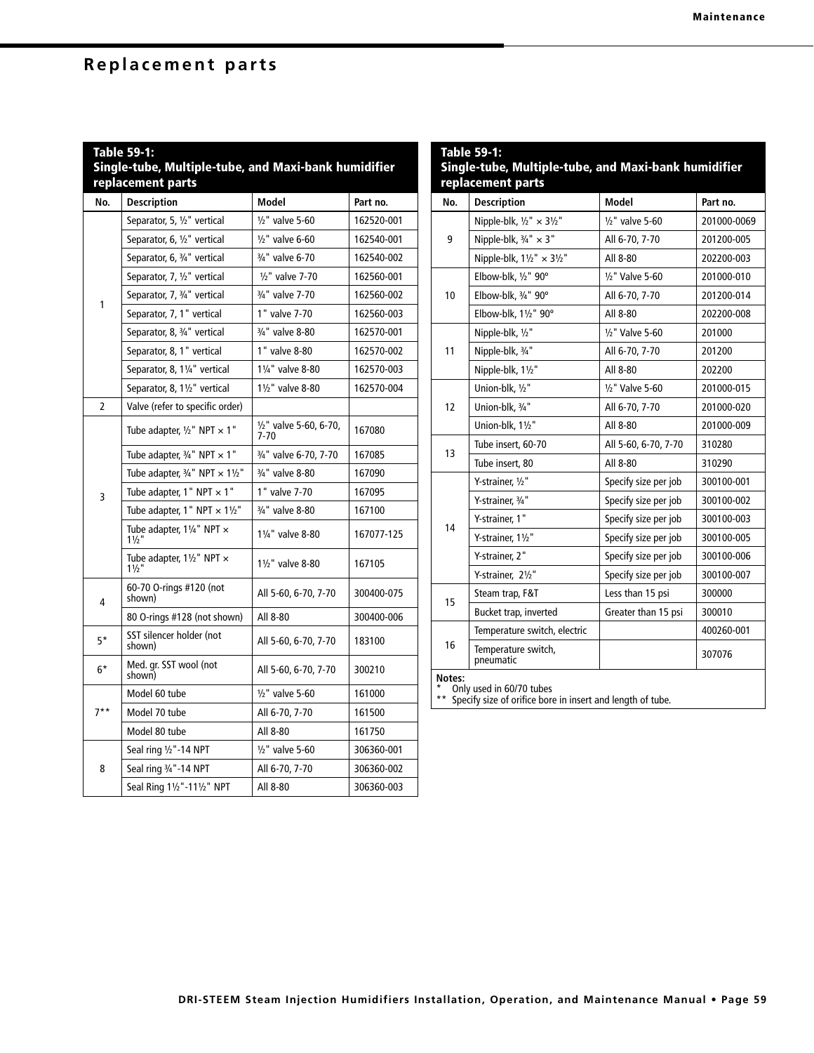# Replacement parts

**Table 59-1: Single-tube, Multiple-tube, and Maxi-bank humidifier replacement parts**

| No. | Description | Model | Part no. |
|---|---|---|---|
| 1 | Separator, 5, ½" vertical | ½" valve 5-60 | 162520-001 |
| | Separator, 6, ½" vertical | ½" valve 6-60 | 162540-001 |
| | Separator, 6, ¾" vertical | ¾" valve 6-70 | 162540-002 |
| | Separator, 7, ½" vertical | ½" valve 7-70 | 162560-001 |
| | Separator, 7, ¾" vertical | ¾" valve 7-70 | 162560-002 |
| | Separator, 7, 1" vertical | 1" valve 7-70 | 162560-003 |
| | Separator, 8, ¾" vertical | ¾" valve 8-80 | 162570-001 |
| | Separator, 8, 1" vertical | 1" valve 8-80 | 162570-002 |
| | Separator, 8, 1¼" vertical | 1¼" valve 8-80 | 162570-003 |
| | Separator, 8, 1½" vertical | 1½" valve 8-80 | 162570-004 |
| 2 | Valve (refer to specific order) | | |
| 3 | Tube adapter, ½" NPT × 1" | ½" valve 5-60, 6-70, 7-70 | 167080 |
| | Tube adapter, ¾" NPT × 1" | ¾" valve 6-70, 7-70 | 167085 |
| | Tube adapter, ¾" NPT × 1½" | ¾" valve 8-80 | 167090 |
| | Tube adapter, 1" NPT × 1" | 1" valve 7-70 | 167095 |
| | Tube adapter, 1" NPT × 1½" | ¾" valve 8-80 | 167100 |
| | Tube adapter, 1¼" NPT × 1½" | 1¼" valve 8-80 | 167077-125 |
| | Tube adapter, 1½" NPT × 1½" | 1½" valve 8-80 | 167105 |
| 4 | 60-70 O-rings #120 (not shown) | All 5-60, 6-70, 7-70 | 300400-075 |
| | 80 O-rings #128 (not shown) | All 8-80 | 300400-006 |
| 5* | SST silencer holder (not shown) | All 5-60, 6-70, 7-70 | 183100 |
| 6* | Med. gr. SST wool (not shown) | All 5-60, 6-70, 7-70 | 300210 |
| 7** | Model 60 tube | ½" valve 5-60 | 161000 |
| | Model 70 tube | All 6-70, 7-70 | 161500 |
| | Model 80 tube | All 8-80 | 161750 |
| 8 | Seal ring ½"-14 NPT | ½" valve 5-60 | 306360-001 |
| | Seal ring ¾"-14 NPT | All 6-70, 7-70 | 306360-002 |
| | Seal Ring 1½"-11½" NPT | All 8-80 | 306360-003 |
| 9 | Nipple-blk, ½" × 3½" | ½" valve 5-60 | 201000-0069 |
| | Nipple-blk, ¾" × 3" | All 6-70, 7-70 | 201200-005 |
| | Nipple-blk, 1½" × 3½" | All 8-80 | 202200-003 |
| 10 | Elbow-blk, ½" 90° | ½" Valve 5-60 | 201000-010 |
| | Elbow-blk, ¾" 90° | All 6-70, 7-70 | 201200-014 |
| | Elbow-blk, 1½" 90° | All 8-80 | 202200-008 |
| 11 | Nipple-blk, ½" | ½" Valve 5-60 | 201000 |
| | Nipple-blk, ¾" | All 6-70, 7-70 | 201200 |
| | Nipple-blk, 1½" | All 8-80 | 202200 |
| 12 | Union-blk, ½" | ½" Valve 5-60 | 201000-015 |
| | Union-blk, ¾" | All 6-70, 7-70 | 201000-020 |
| | Union-blk, 1½" | All 8-80 | 201000-009 |
| 13 | Tube insert, 60-70 | All 5-60, 6-70, 7-70 | 310280 |
| | Tube insert, 80 | All 8-80 | 310290 |
| 14 | Y-strainer, ½" | Specify size per job | 300100-001 |
| | Y-strainer, ¾" | Specify size per job | 300100-002 |
| | Y-strainer, 1" | Specify size per job | 300100-003 |
| | Y-strainer, 1½" | Specify size per job | 300100-005 |
| | Y-strainer, 2" | Specify size per job | 300100-006 |
| | Y-strainer, 2½" | Specify size per job | 300100-007 |
| 15 | Steam trap, F&T | Less than 15 psi | 300000 |
| | Bucket trap, inverted | Greater than 15 psi | 300010 |
| 16 | Temperature switch, electric | | 400260-001 |
| | Temperature switch, pneumatic | | 307076 |

**Notes:**
\* Only used in 60/70 tubes
\*\* Specify size of orifice bore in insert and length of tube.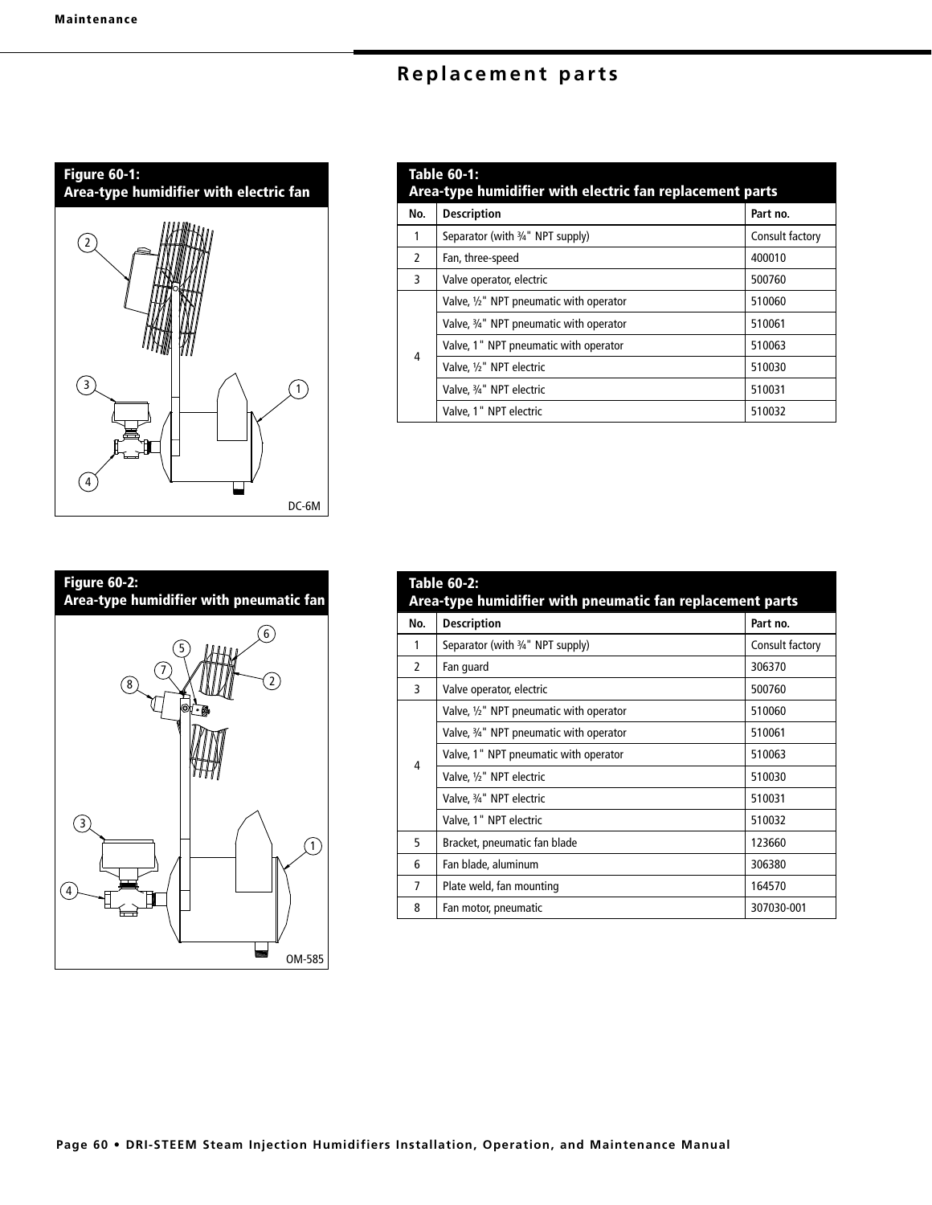## Replacement parts

**Figure 60-1: Area-type humidifier with electric fan**

DC-6M

**Table 60-1: Area-type humidifier with electric fan replacement parts**

| No. | Description | Part no. |
|---|---|---|
| 1 | Separator (with ¾" NPT supply) | Consult factory |
| 2 | Fan, three-speed | 400010 |
| 3 | Valve operator, electric | 500760 |
| 4 | Valve, ½" NPT pneumatic with operator | 510060 |
| | Valve, ¾" NPT pneumatic with operator | 510061 |
| | Valve, 1" NPT pneumatic with operator | 510063 |
| | Valve, ½" NPT electric | 510030 |
| | Valve, ¾" NPT electric | 510031 |
| | Valve, 1" NPT electric | 510032 |

**Figure 60-2: Area-type humidifier with pneumatic fan**

OM-585

**Table 60-2: Area-type humidifier with pneumatic fan replacement parts**

| No. | Description | Part no. |
|---|---|---|
| 1 | Separator (with ¾" NPT supply) | Consult factory |
| 2 | Fan guard | 306370 |
| 3 | Valve operator, electric | 500760 |
| 4 | Valve, ½" NPT pneumatic with operator | 510060 |
| | Valve, ¾" NPT pneumatic with operator | 510061 |
| | Valve, 1" NPT pneumatic with operator | 510063 |
| | Valve, ½" NPT electric | 510030 |
| | Valve, ¾" NPT electric | 510031 |
| | Valve, 1" NPT electric | 510032 |
| 5 | Bracket, pneumatic fan blade | 123660 |
| 6 | Fan blade, aluminum | 306380 |
| 7 | Plate weld, fan mounting | 164570 |
| 8 | Fan motor, pneumatic | 307030-001 |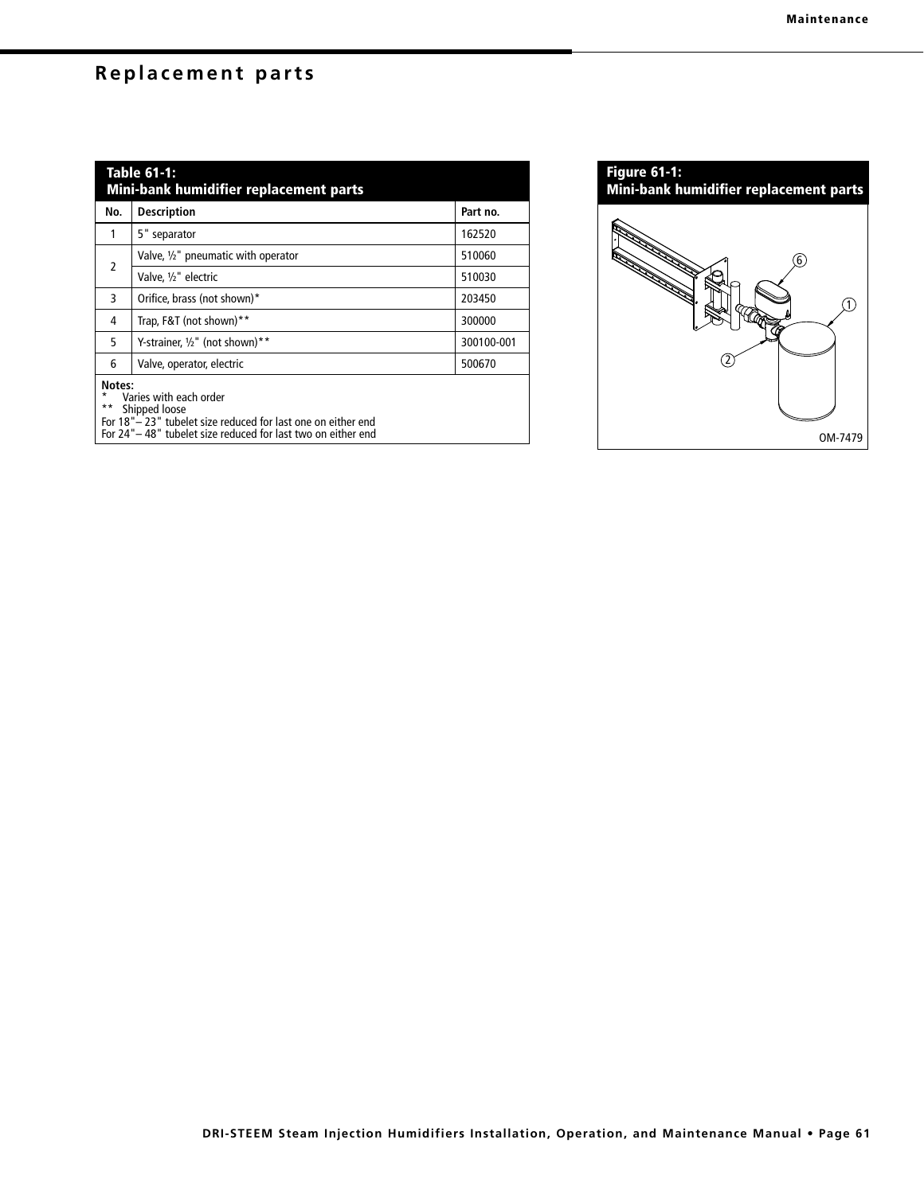## Replacement parts

**Table 61-1: Mini-bank humidifier replacement parts**

| No. | Description | Part no. |
|---|---|---|
| 1 | 5" separator | 162520 |
| 2 | Valve, ½" pneumatic with operator | 510060 |
| | Valve, ½" electric | 510030 |
| 3 | Orifice, brass (not shown)* | 203450 |
| 4 | Trap, F&T (not shown)** | 300000 |
| 5 | Y-strainer, ½" (not shown)** | 300100-001 |
| 6 | Valve, operator, electric | 500670 |

**Notes:**
* Varies with each order
** Shipped loose
For 18"– 23" tubelet size reduced for last one on either end
For 24"– 48" tubelet size reduced for last two on either end

**Figure 61-1: Mini-bank humidifier replacement parts**

OM-7479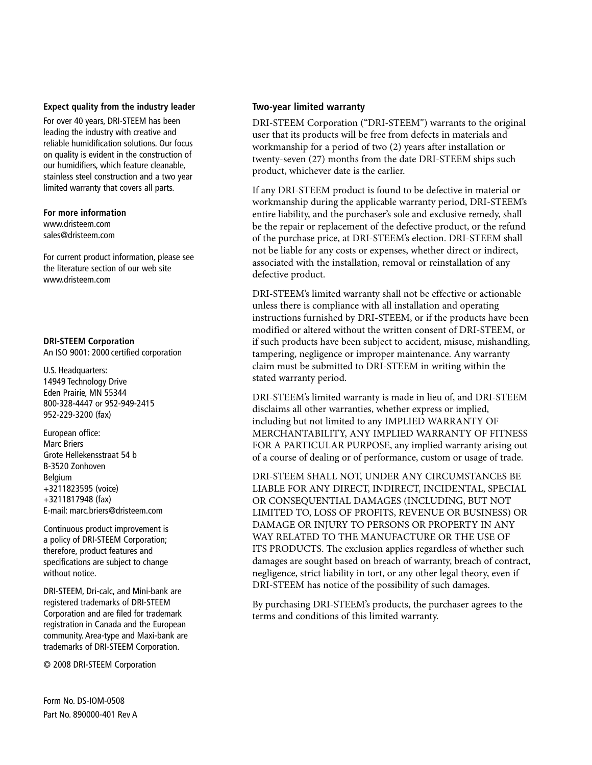**Expect quality from the industry leader**

For over 40 years, DRI-STEEM has been leading the industry with creative and reliable humidification solutions. Our focus on quality is evident in the construction of our humidifiers, which feature cleanable, stainless steel construction and a two year limited warranty that covers all parts.

**For more information**

www.dristeem.com
sales@dristeem.com

For current product information, please see the literature section of our web site www.dristeem.com

**DRI-STEEM Corporation**
An ISO 9001: 2000 certified corporation

U.S. Headquarters:
14949 Technology Drive
Eden Prairie, MN 55344
800-328-4447 or 952-949-2415
952-229-3200 (fax)

European office:
Marc Briers
Grote Hellekensstraat 54 b
B-3520 Zonhoven
Belgium
+3211823595 (voice)
+3211817948 (fax)
E-mail: marc.briers@dristeem.com

Continuous product improvement is a policy of DRI-STEEM Corporation; therefore, product features and specifications are subject to change without notice.

DRI-STEEM, Dri-calc, and Mini-bank are registered trademarks of DRI-STEEM Corporation and are filed for trademark registration in Canada and the European community. Area-type and Maxi-bank are trademarks of DRI-STEEM Corporation.

© 2008 DRI-STEEM Corporation

Form No. DS-IOM-0508
Part No. 890000-401 Rev A

**Two-year limited warranty**

DRI-STEEM Corporation ("DRI-STEEM") warrants to the original user that its products will be free from defects in materials and workmanship for a period of two (2) years after installation or twenty-seven (27) months from the date DRI-STEEM ships such product, whichever date is the earlier.

If any DRI-STEEM product is found to be defective in material or workmanship during the applicable warranty period, DRI-STEEM's entire liability, and the purchaser's sole and exclusive remedy, shall be the repair or replacement of the defective product, or the refund of the purchase price, at DRI-STEEM's election. DRI-STEEM shall not be liable for any costs or expenses, whether direct or indirect, associated with the installation, removal or reinstallation of any defective product.

DRI-STEEM's limited warranty shall not be effective or actionable unless there is compliance with all installation and operating instructions furnished by DRI-STEEM, or if the products have been modified or altered without the written consent of DRI-STEEM, or if such products have been subject to accident, misuse, mishandling, tampering, negligence or improper maintenance. Any warranty claim must be submitted to DRI-STEEM in writing within the stated warranty period.

DRI-STEEM's limited warranty is made in lieu of, and DRI-STEEM disclaims all other warranties, whether express or implied, including but not limited to any IMPLIED WARRANTY OF MERCHANTABILITY, ANY IMPLIED WARRANTY OF FITNESS FOR A PARTICULAR PURPOSE, any implied warranty arising out of a course of dealing or of performance, custom or usage of trade.

DRI-STEEM SHALL NOT, UNDER ANY CIRCUMSTANCES BE LIABLE FOR ANY DIRECT, INDIRECT, INCIDENTAL, SPECIAL OR CONSEQUENTIAL DAMAGES (INCLUDING, BUT NOT LIMITED TO, LOSS OF PROFITS, REVENUE OR BUSINESS) OR DAMAGE OR INJURY TO PERSONS OR PROPERTY IN ANY WAY RELATED TO THE MANUFACTURE OR THE USE OF ITS PRODUCTS. The exclusion applies regardless of whether such damages are sought based on breach of warranty, breach of contract, negligence, strict liability in tort, or any other legal theory, even if DRI-STEEM has notice of the possibility of such damages.

By purchasing DRI-STEEM's products, the purchaser agrees to the terms and conditions of this limited warranty.